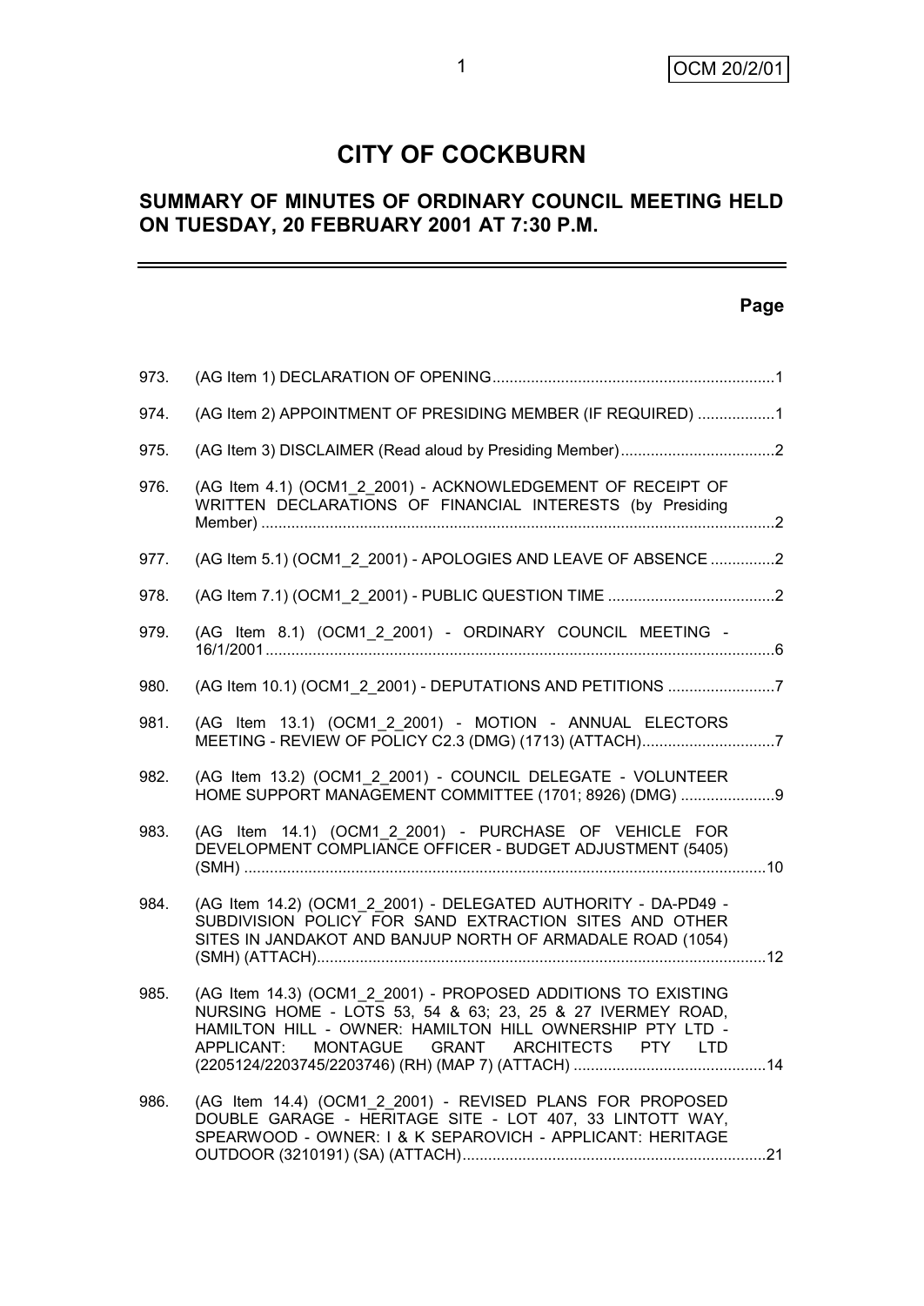# CITY OF COCKBURN

## SUMMARY OF MINUTES OF ORDINARY COUNCIL MEETING HELD ON TUESDAY, 20 FEBRUARY 2001 AT 7:30 P.M.

| | | Page |
|---|---|---|
| 973. | (AG Item 1) DECLARATION OF OPENING | 1 |
| 974. | (AG Item 2) APPOINTMENT OF PRESIDING MEMBER (IF REQUIRED) | 1 |
| 975. | (AG Item 3) DISCLAIMER (Read aloud by Presiding Member) | 2 |
| 976. | (AG Item 4.1) (OCM1_2_2001) - ACKNOWLEDGEMENT OF RECEIPT OF WRITTEN DECLARATIONS OF FINANCIAL INTERESTS (by Presiding Member) | 2 |
| 977. | (AG Item 5.1) (OCM1_2_2001) - APOLOGIES AND LEAVE OF ABSENCE | 2 |
| 978. | (AG Item 7.1) (OCM1_2_2001) - PUBLIC QUESTION TIME | 2 |
| 979. | (AG Item 8.1) (OCM1_2_2001) - ORDINARY COUNCIL MEETING - 16/1/2001 | 6 |
| 980. | (AG Item 10.1) (OCM1_2_2001) - DEPUTATIONS AND PETITIONS | 7 |
| 981. | (AG Item 13.1) (OCM1_2_2001) - MOTION - ANNUAL ELECTORS MEETING - REVIEW OF POLICY C2.3 (DMG) (1713) (ATTACH) | 7 |
| 982. | (AG Item 13.2) (OCM1_2_2001) - COUNCIL DELEGATE - VOLUNTEER HOME SUPPORT MANAGEMENT COMMITTEE (1701; 8926) (DMG) | 9 |
| 983. | (AG Item 14.1) (OCM1_2_2001) - PURCHASE OF VEHICLE FOR DEVELOPMENT COMPLIANCE OFFICER - BUDGET ADJUSTMENT (5405) (SMH) | 10 |
| 984. | (AG Item 14.2) (OCM1_2_2001) - DELEGATED AUTHORITY - DA-PD49 - SUBDIVISION POLICY FOR SAND EXTRACTION SITES AND OTHER SITES IN JANDAKOT AND BANJUP NORTH OF ARMADALE ROAD (1054) (SMH) (ATTACH) | 12 |
| 985. | (AG Item 14.3) (OCM1_2_2001) - PROPOSED ADDITIONS TO EXISTING NURSING HOME - LOTS 53, 54 & 63; 23, 25 & 27 IVERMEY ROAD, HAMILTON HILL - OWNER: HAMILTON HILL OWNERSHIP PTY LTD - APPLICANT: MONTAGUE GRANT ARCHITECTS PTY LTD (2205124/2203745/2203746) (RH) (MAP 7) (ATTACH) | 14 |
| 986. | (AG Item 14.4) (OCM1_2_2001) - REVISED PLANS FOR PROPOSED DOUBLE GARAGE - HERITAGE SITE - LOT 407, 33 LINTOTT WAY, SPEARWOOD - OWNER: I & K SEPAROVICH - APPLICANT: HERITAGE OUTDOOR (3210191) (SA) (ATTACH) | 21 |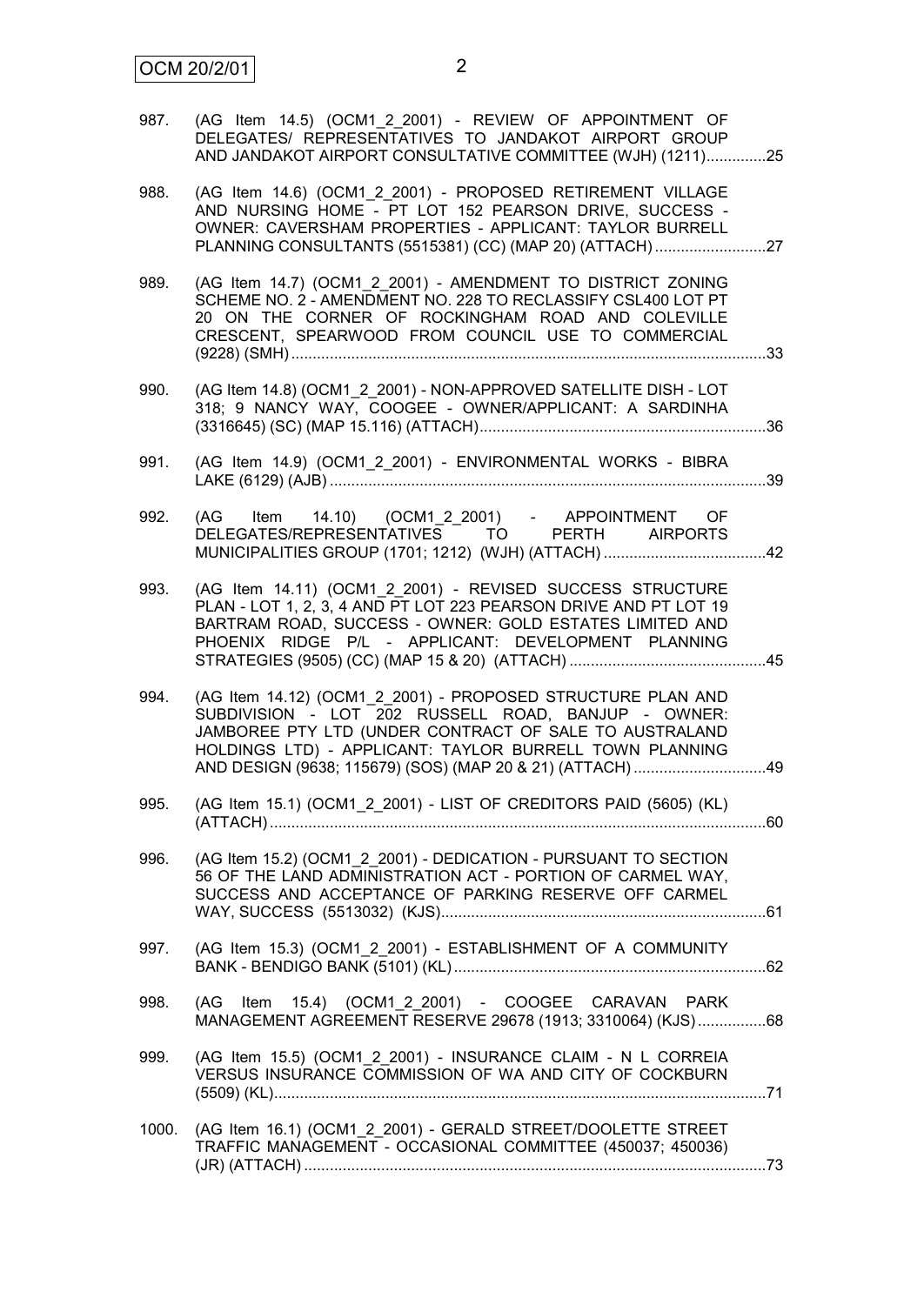987. (AG Item 14.5) (OCM1_2_2001) - REVIEW OF APPOINTMENT OF DELEGATES/ REPRESENTATIVES TO JANDAKOT AIRPORT GROUP AND JANDAKOT AIRPORT CONSULTATIVE COMMITTEE (WJH) (1211)..............25

988. (AG Item 14.6) (OCM1_2_2001) - PROPOSED RETIREMENT VILLAGE AND NURSING HOME - PT LOT 152 PEARSON DRIVE, SUCCESS - OWNER: CAVERSHAM PROPERTIES - APPLICANT: TAYLOR BURRELL PLANNING CONSULTANTS (5515381) (CC) (MAP 20) (ATTACH) ..........................27

989. (AG Item 14.7) (OCM1_2_2001) - AMENDMENT TO DISTRICT ZONING SCHEME NO. 2 - AMENDMENT NO. 228 TO RECLASSIFY CSL400 LOT PT 20 ON THE CORNER OF ROCKINGHAM ROAD AND COLEVILLE CRESCENT, SPEARWOOD FROM COUNCIL USE TO COMMERCIAL (9228) (SMH) ..............................................................................................................33

990. (AG Item 14.8) (OCM1_2_2001) - NON-APPROVED SATELLITE DISH - LOT 318; 9 NANCY WAY, COOGEE - OWNER/APPLICANT: A SARDINHA (3316645) (SC) (MAP 15.116) (ATTACH)...................................................................36

991. (AG Item 14.9) (OCM1_2_2001) - ENVIRONMENTAL WORKS - BIBRA LAKE (6129) (AJB) ......................................................................................................39

992. (AG Item 14.10) (OCM1_2_2001) - APPOINTMENT OF DELEGATES/REPRESENTATIVES TO PERTH AIRPORTS MUNICIPALITIES GROUP (1701; 1212) (WJH) (ATTACH) ......................................42

993. (AG Item 14.11) (OCM1_2_2001) - REVISED SUCCESS STRUCTURE PLAN - LOT 1, 2, 3, 4 AND PT LOT 223 PEARSON DRIVE AND PT LOT 19 BARTRAM ROAD, SUCCESS - OWNER: GOLD ESTATES LIMITED AND PHOENIX RIDGE P/L - APPLICANT: DEVELOPMENT PLANNING STRATEGIES (9505) (CC) (MAP 15 & 20) (ATTACH) ..............................................45

994. (AG Item 14.12) (OCM1_2_2001) - PROPOSED STRUCTURE PLAN AND SUBDIVISION - LOT 202 RUSSELL ROAD, BANJUP - OWNER: JAMBOREE PTY LTD (UNDER CONTRACT OF SALE TO AUSTRALAND HOLDINGS LTD) - APPLICANT: TAYLOR BURRELL TOWN PLANNING AND DESIGN (9638; 115679) (SOS) (MAP 20 & 21) (ATTACH) ...............................49

995. (AG Item 15.1) (OCM1_2_2001) - LIST OF CREDITORS PAID (5605) (KL) (ATTACH) ....................................................................................................................60

996. (AG Item 15.2) (OCM1_2_2001) - DEDICATION - PURSUANT TO SECTION 56 OF THE LAND ADMINISTRATION ACT - PORTION OF CARMEL WAY, SUCCESS AND ACCEPTANCE OF PARKING RESERVE OFF CARMEL WAY, SUCCESS (5513032) (KJS)............................................................................61

997. (AG Item 15.3) (OCM1_2_2001) - ESTABLISHMENT OF A COMMUNITY BANK - BENDIGO BANK (5101) (KL) .........................................................................62

998. (AG Item 15.4) (OCM1_2_2001) - COOGEE CARAVAN PARK MANAGEMENT AGREEMENT RESERVE 29678 (1913; 3310064) (KJS) ................68

999. (AG Item 15.5) (OCM1_2_2001) - INSURANCE CLAIM - N L CORREIA VERSUS INSURANCE COMMISSION OF WA AND CITY OF COCKBURN (5509) (KL)...................................................................................................................71

1000. (AG Item 16.1) (OCM1_2_2001) - GERALD STREET/DOOLETTE STREET TRAFFIC MANAGEMENT - OCCASIONAL COMMITTEE (450037; 450036) (JR) (ATTACH) ............................................................................................................73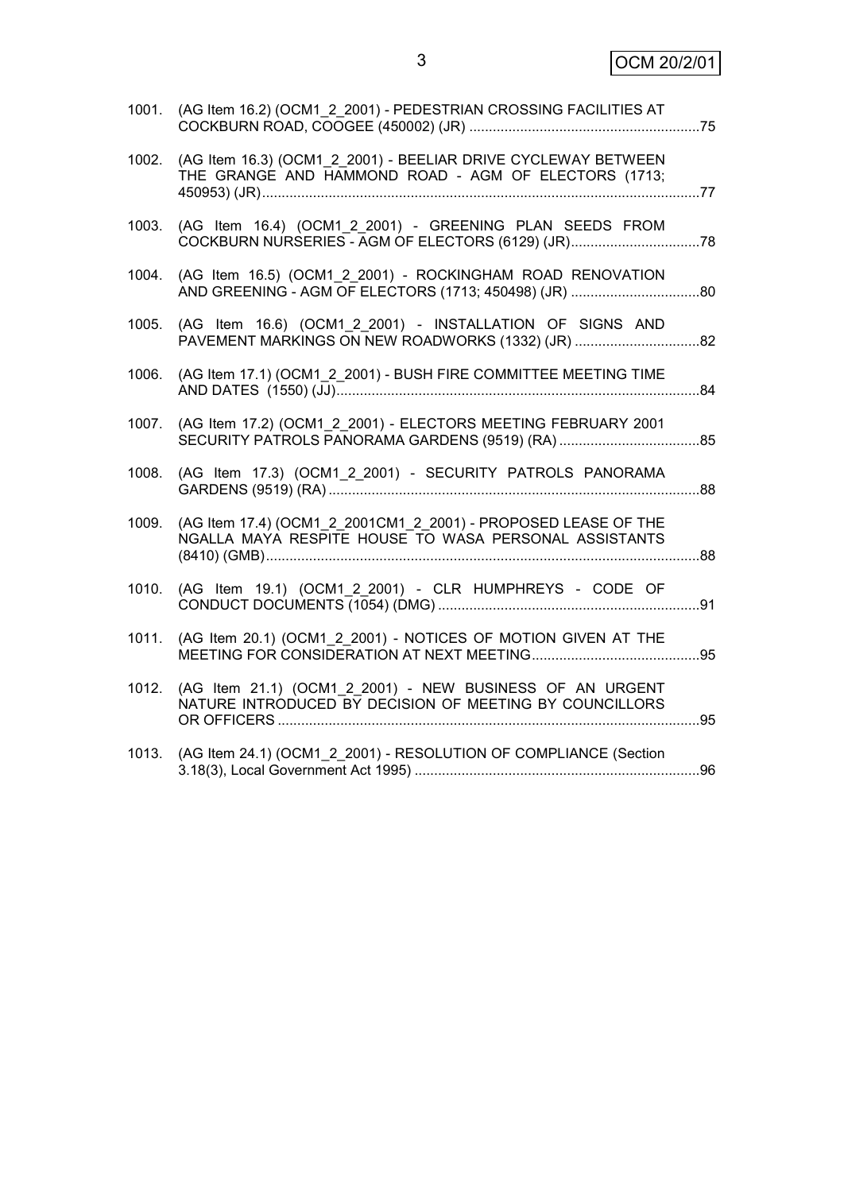1001. (AG Item 16.2) (OCM1_2_2001) - PEDESTRIAN CROSSING FACILITIES AT COCKBURN ROAD, COOGEE (450002) (JR) ..........................................................75

1002. (AG Item 16.3) (OCM1_2_2001) - BEELIAR DRIVE CYCLEWAY BETWEEN THE GRANGE AND HAMMOND ROAD - AGM OF ELECTORS (1713; 450953) (JR)...............................................................................................................77

1003. (AG Item 16.4) (OCM1_2_2001) - GREENING PLAN SEEDS FROM COCKBURN NURSERIES - AGM OF ELECTORS (6129) (JR).................................78

1004. (AG Item 16.5) (OCM1_2_2001) - ROCKINGHAM ROAD RENOVATION AND GREENING - AGM OF ELECTORS (1713; 450498) (JR) .................................80

1005. (AG Item 16.6) (OCM1_2_2001) - INSTALLATION OF SIGNS AND PAVEMENT MARKINGS ON NEW ROADWORKS (1332) (JR) ................................82

1006. (AG Item 17.1) (OCM1_2_2001) - BUSH FIRE COMMITTEE MEETING TIME AND DATES (1550) (JJ)...........................................................................................84

1007. (AG Item 17.2) (OCM1_2_2001) - ELECTORS MEETING FEBRUARY 2001 SECURITY PATROLS PANORAMA GARDENS (9519) (RA) ....................................85

1008. (AG Item 17.3) (OCM1_2_2001) - SECURITY PATROLS PANORAMA GARDENS (9519) (RA) ..............................................................................................88

1009. (AG Item 17.4) (OCM1_2_2001CM1_2_2001) - PROPOSED LEASE OF THE NGALLA MAYA RESPITE HOUSE TO WASA PERSONAL ASSISTANTS (8410) (GMB)..............................................................................................................88

1010. (AG Item 19.1) (OCM1_2_2001) - CLR HUMPHREYS - CODE OF CONDUCT DOCUMENTS (1054) (DMG) ..................................................................91

1011. (AG Item 20.1) (OCM1_2_2001) - NOTICES OF MOTION GIVEN AT THE MEETING FOR CONSIDERATION AT NEXT MEETING...........................................95

1012. (AG Item 21.1) (OCM1_2_2001) - NEW BUSINESS OF AN URGENT NATURE INTRODUCED BY DECISION OF MEETING BY COUNCILLORS OR OFFICERS ...........................................................................................................95

1013. (AG Item 24.1) (OCM1_2_2001) - RESOLUTION OF COMPLIANCE (Section 3.18(3), Local Government Act 1995) .........................................................................96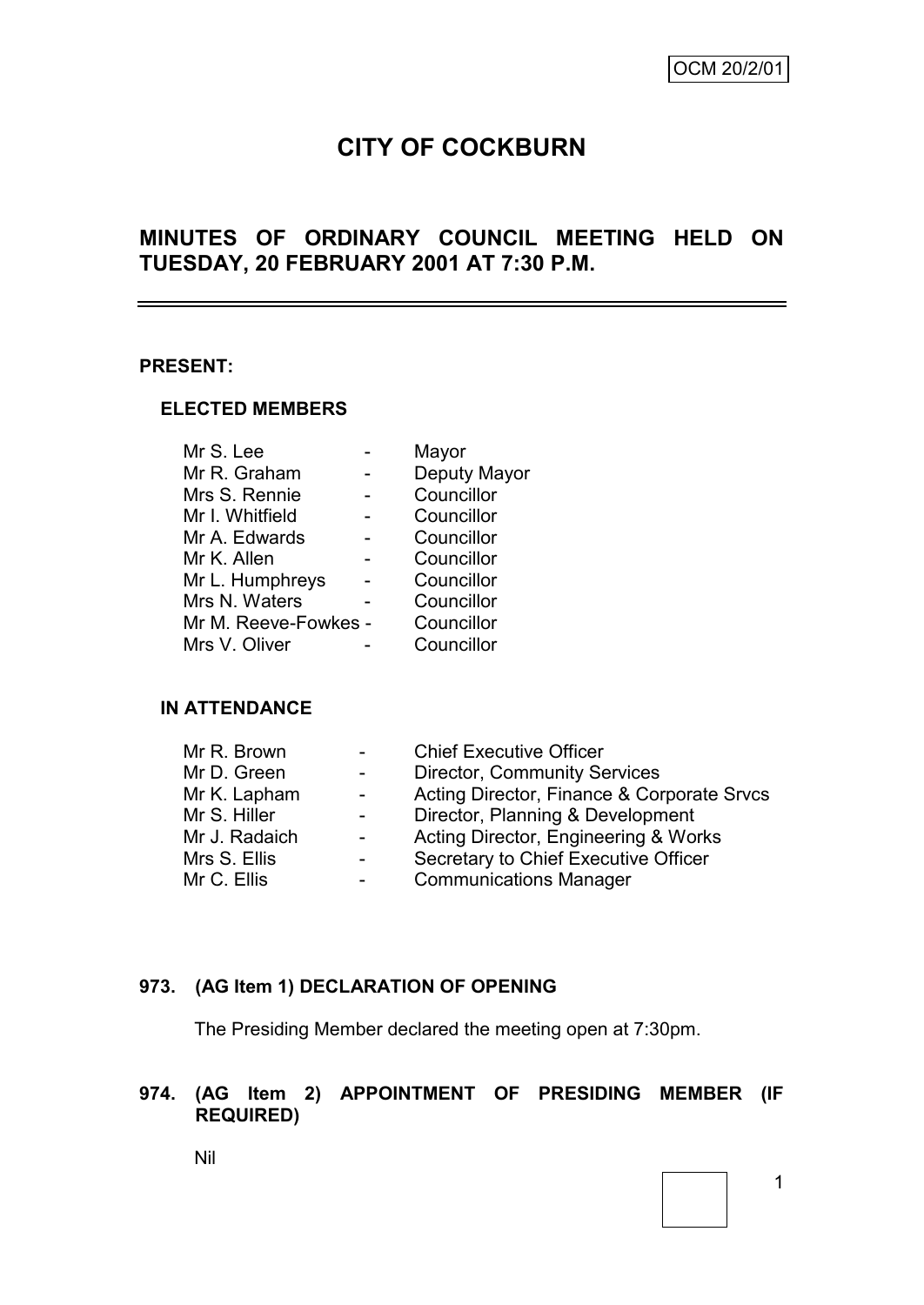OCM 20/2/01

# CITY OF COCKBURN

## MINUTES OF ORDINARY COUNCIL MEETING HELD ON TUESDAY, 20 FEBRUARY 2001 AT 7:30 P.M.

**PRESENT:**

**ELECTED MEMBERS**

| | | |
|---|---|---|
| Mr S. Lee | - | Mayor |
| Mr R. Graham | - | Deputy Mayor |
| Mrs S. Rennie | - | Councillor |
| Mr I. Whitfield | - | Councillor |
| Mr A. Edwards | - | Councillor |
| Mr K. Allen | - | Councillor |
| Mr L. Humphreys | - | Councillor |
| Mrs N. Waters | - | Councillor |
| Mr M. Reeve-Fowkes | - | Councillor |
| Mrs V. Oliver | - | Councillor |

**IN ATTENDANCE**

| | | |
|---|---|---|
| Mr R. Brown | - | Chief Executive Officer |
| Mr D. Green | - | Director, Community Services |
| Mr K. Lapham | - | Acting Director, Finance & Corporate Srvcs |
| Mr S. Hiller | - | Director, Planning & Development |
| Mr J. Radaich | - | Acting Director, Engineering & Works |
| Mrs S. Ellis | - | Secretary to Chief Executive Officer |
| Mr C. Ellis | - | Communications Manager |

**973. (AG Item 1) DECLARATION OF OPENING**

The Presiding Member declared the meeting open at 7:30pm.

**974. (AG Item 2) APPOINTMENT OF PRESIDING MEMBER (IF REQUIRED)**

Nil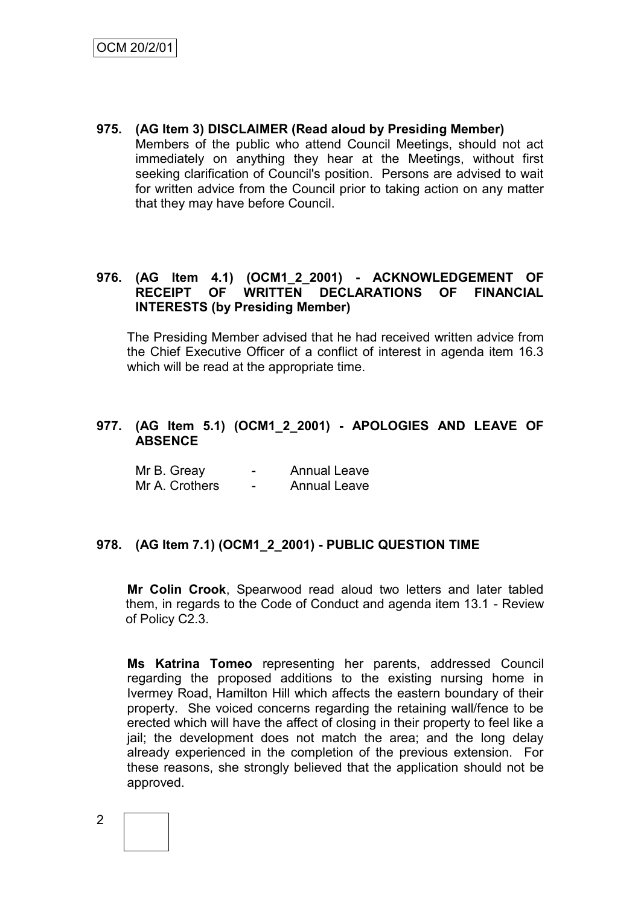**975. (AG Item 3) DISCLAIMER (Read aloud by Presiding Member)**

Members of the public who attend Council Meetings, should not act immediately on anything they hear at the Meetings, without first seeking clarification of Council's position. Persons are advised to wait for written advice from the Council prior to taking action on any matter that they may have before Council.

**976. (AG Item 4.1) (OCM1_2_2001) - ACKNOWLEDGEMENT OF RECEIPT OF WRITTEN DECLARATIONS OF FINANCIAL INTERESTS (by Presiding Member)**

The Presiding Member advised that he had received written advice from the Chief Executive Officer of a conflict of interest in agenda item 16.3 which will be read at the appropriate time.

**977. (AG Item 5.1) (OCM1_2_2001) - APOLOGIES AND LEAVE OF ABSENCE**

| | | |
|---|---|---|
| Mr B. Greay | - | Annual Leave |
| Mr A. Crothers | - | Annual Leave |

**978. (AG Item 7.1) (OCM1_2_2001) - PUBLIC QUESTION TIME**

**Mr Colin Crook**, Spearwood read aloud two letters and later tabled them, in regards to the Code of Conduct and agenda item 13.1 - Review of Policy C2.3.

**Ms Katrina Tomeo** representing her parents, addressed Council regarding the proposed additions to the existing nursing home in Ivermey Road, Hamilton Hill which affects the eastern boundary of their property. She voiced concerns regarding the retaining wall/fence to be erected which will have the affect of closing in their property to feel like a jail; the development does not match the area; and the long delay already experienced in the completion of the previous extension. For these reasons, she strongly believed that the application should not be approved.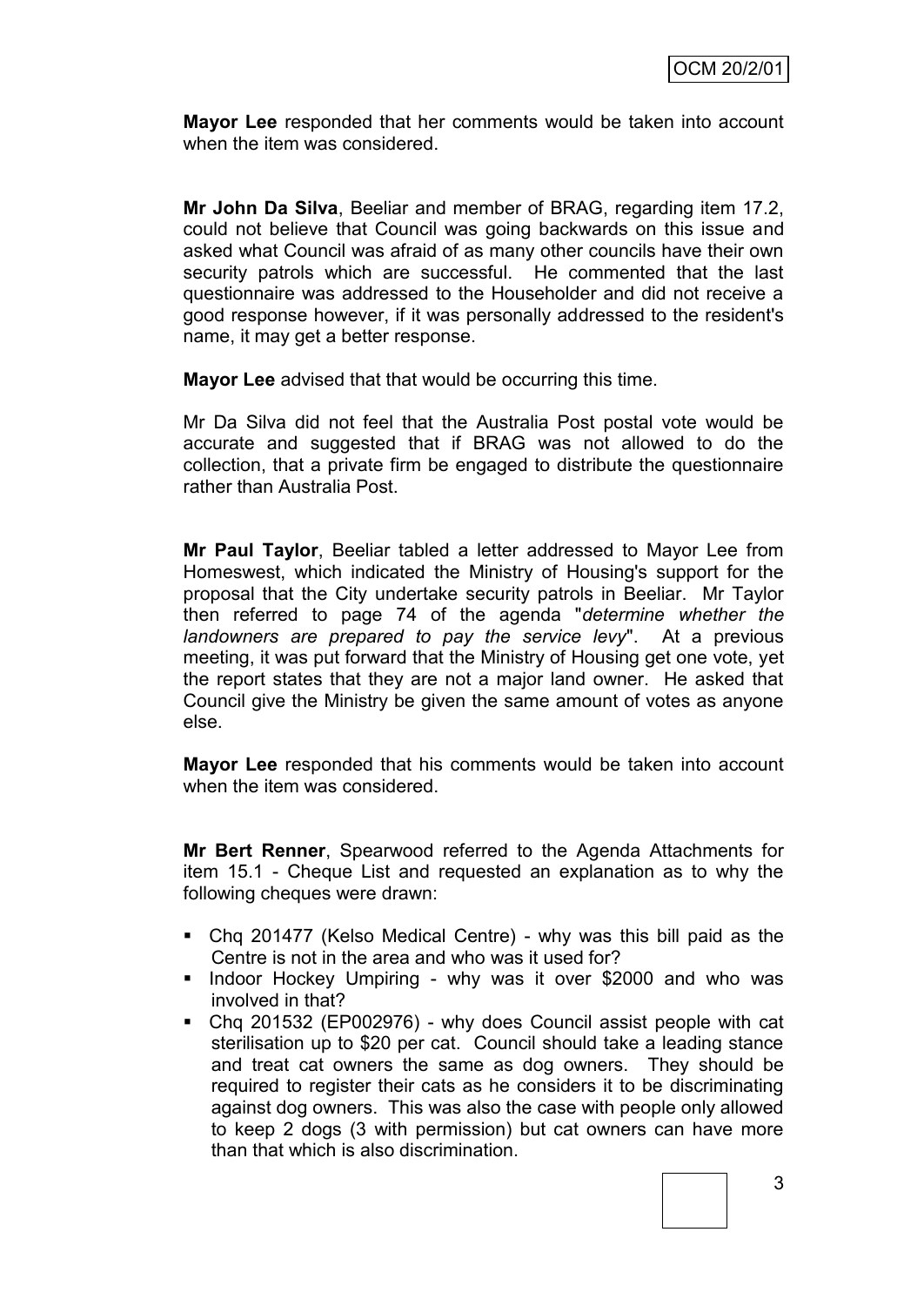**Mayor Lee** responded that her comments would be taken into account when the item was considered.

**Mr John Da Silva**, Beeliar and member of BRAG, regarding item 17.2, could not believe that Council was going backwards on this issue and asked what Council was afraid of as many other councils have their own security patrols which are successful. He commented that the last questionnaire was addressed to the Householder and did not receive a good response however, if it was personally addressed to the resident's name, it may get a better response.

**Mayor Lee** advised that that would be occurring this time.

Mr Da Silva did not feel that the Australia Post postal vote would be accurate and suggested that if BRAG was not allowed to do the collection, that a private firm be engaged to distribute the questionnaire rather than Australia Post.

**Mr Paul Taylor**, Beeliar tabled a letter addressed to Mayor Lee from Homeswest, which indicated the Ministry of Housing's support for the proposal that the City undertake security patrols in Beeliar. Mr Taylor then referred to page 74 of the agenda "*determine whether the landowners are prepared to pay the service levy*". At a previous meeting, it was put forward that the Ministry of Housing get one vote, yet the report states that they are not a major land owner. He asked that Council give the Ministry be given the same amount of votes as anyone else.

**Mayor Lee** responded that his comments would be taken into account when the item was considered.

**Mr Bert Renner**, Spearwood referred to the Agenda Attachments for item 15.1 - Cheque List and requested an explanation as to why the following cheques were drawn:

- Chq 201477 (Kelso Medical Centre) - why was this bill paid as the Centre is not in the area and who was it used for?
- Indoor Hockey Umpiring - why was it over $2000 and who was involved in that?
- Chq 201532 (EP002976) - why does Council assist people with cat sterilisation up to $20 per cat. Council should take a leading stance and treat cat owners the same as dog owners. They should be required to register their cats as he considers it to be discriminating against dog owners. This was also the case with people only allowed to keep 2 dogs (3 with permission) but cat owners can have more than that which is also discrimination.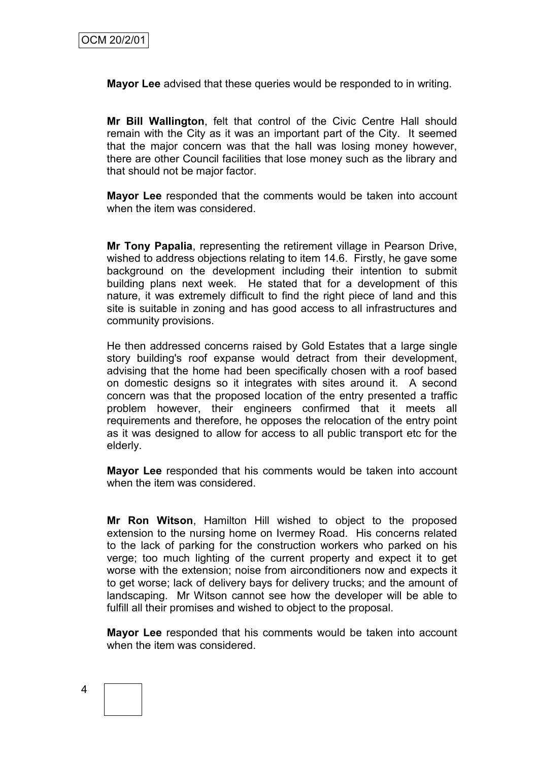**Mayor Lee** advised that these queries would be responded to in writing.

**Mr Bill Wallington**, felt that control of the Civic Centre Hall should remain with the City as it was an important part of the City. It seemed that the major concern was that the hall was losing money however, there are other Council facilities that lose money such as the library and that should not be major factor.

**Mayor Lee** responded that the comments would be taken into account when the item was considered.

**Mr Tony Papalia**, representing the retirement village in Pearson Drive, wished to address objections relating to item 14.6. Firstly, he gave some background on the development including their intention to submit building plans next week. He stated that for a development of this nature, it was extremely difficult to find the right piece of land and this site is suitable in zoning and has good access to all infrastructures and community provisions.

He then addressed concerns raised by Gold Estates that a large single story building's roof expanse would detract from their development, advising that the home had been specifically chosen with a roof based on domestic designs so it integrates with sites around it. A second concern was that the proposed location of the entry presented a traffic problem however, their engineers confirmed that it meets all requirements and therefore, he opposes the relocation of the entry point as it was designed to allow for access to all public transport etc for the elderly.

**Mayor Lee** responded that his comments would be taken into account when the item was considered.

**Mr Ron Witson**, Hamilton Hill wished to object to the proposed extension to the nursing home on Ivermey Road. His concerns related to the lack of parking for the construction workers who parked on his verge; too much lighting of the current property and expect it to get worse with the extension; noise from airconditioners now and expects it to get worse; lack of delivery bays for delivery trucks; and the amount of landscaping. Mr Witson cannot see how the developer will be able to fulfill all their promises and wished to object to the proposal.

**Mayor Lee** responded that his comments would be taken into account when the item was considered.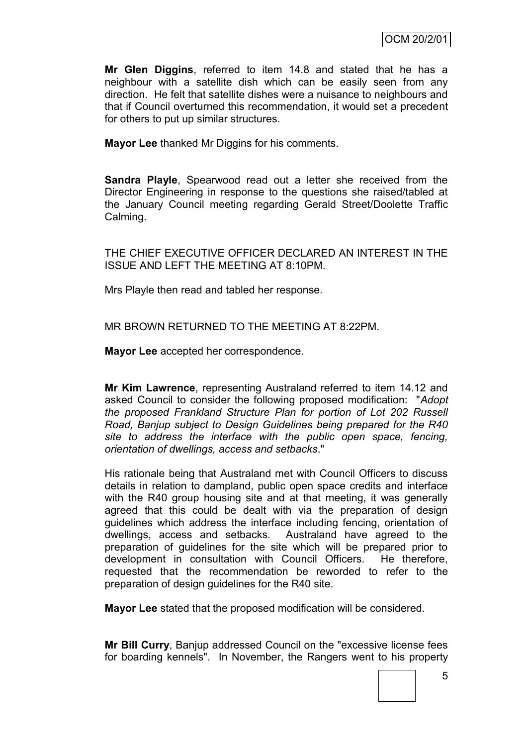**Mr Glen Diggins**, referred to item 14.8 and stated that he has a neighbour with a satellite dish which can be easily seen from any direction. He felt that satellite dishes were a nuisance to neighbours and that if Council overturned this recommendation, it would set a precedent for others to put up similar structures.

**Mayor Lee** thanked Mr Diggins for his comments.

**Sandra Playle**, Spearwood read out a letter she received from the Director Engineering in response to the questions she raised/tabled at the January Council meeting regarding Gerald Street/Doolette Traffic Calming.

THE CHIEF EXECUTIVE OFFICER DECLARED AN INTEREST IN THE ISSUE AND LEFT THE MEETING AT 8:10PM.

Mrs Playle then read and tabled her response.

MR BROWN RETURNED TO THE MEETING AT 8:22PM.

**Mayor Lee** accepted her correspondence.

**Mr Kim Lawrence**, representing Australand referred to item 14.12 and asked Council to consider the following proposed modification: "*Adopt the proposed Frankland Structure Plan for portion of Lot 202 Russell Road, Banjup subject to Design Guidelines being prepared for the R40 site to address the interface with the public open space, fencing, orientation of dwellings, access and setbacks*."

His rationale being that Australand met with Council Officers to discuss details in relation to dampland, public open space credits and interface with the R40 group housing site and at that meeting, it was generally agreed that this could be dealt with via the preparation of design guidelines which address the interface including fencing, orientation of dwellings, access and setbacks. Australand have agreed to the preparation of guidelines for the site which will be prepared prior to development in consultation with Council Officers. He therefore, requested that the recommendation be reworded to refer to the preparation of design guidelines for the R40 site.

**Mayor Lee** stated that the proposed modification will be considered.

**Mr Bill Curry**, Banjup addressed Council on the "excessive license fees for boarding kennels". In November, the Rangers went to his property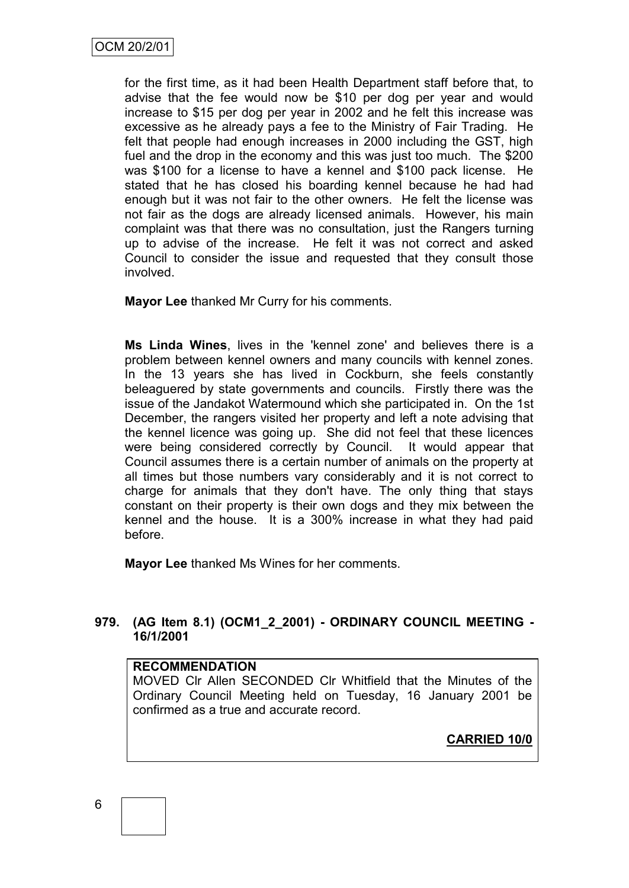for the first time, as it had been Health Department staff before that, to advise that the fee would now be $10 per dog per year and would increase to $15 per dog per year in 2002 and he felt this increase was excessive as he already pays a fee to the Ministry of Fair Trading. He felt that people had enough increases in 2000 including the GST, high fuel and the drop in the economy and this was just too much. The $200 was $100 for a license to have a kennel and $100 pack license. He stated that he has closed his boarding kennel because he had had enough but it was not fair to the other owners. He felt the license was not fair as the dogs are already licensed animals. However, his main complaint was that there was no consultation, just the Rangers turning up to advise of the increase. He felt it was not correct and asked Council to consider the issue and requested that they consult those involved.

**Mayor Lee** thanked Mr Curry for his comments.

**Ms Linda Wines**, lives in the 'kennel zone' and believes there is a problem between kennel owners and many councils with kennel zones. In the 13 years she has lived in Cockburn, she feels constantly beleaguered by state governments and councils. Firstly there was the issue of the Jandakot Watermound which she participated in. On the 1st December, the rangers visited her property and left a note advising that the kennel licence was going up. She did not feel that these licences were being considered correctly by Council. It would appear that Council assumes there is a certain number of animals on the property at all times but those numbers vary considerably and it is not correct to charge for animals that they don't have. The only thing that stays constant on their property is their own dogs and they mix between the kennel and the house. It is a 300% increase in what they had paid before.

**Mayor Lee** thanked Ms Wines for her comments.

## 979. (AG Item 8.1) (OCM1_2_2001) - ORDINARY COUNCIL MEETING - 16/1/2001

**RECOMMENDATION**

MOVED Clr Allen SECONDED Clr Whitfield that the Minutes of the Ordinary Council Meeting held on Tuesday, 16 January 2001 be confirmed as a true and accurate record.

**CARRIED 10/0**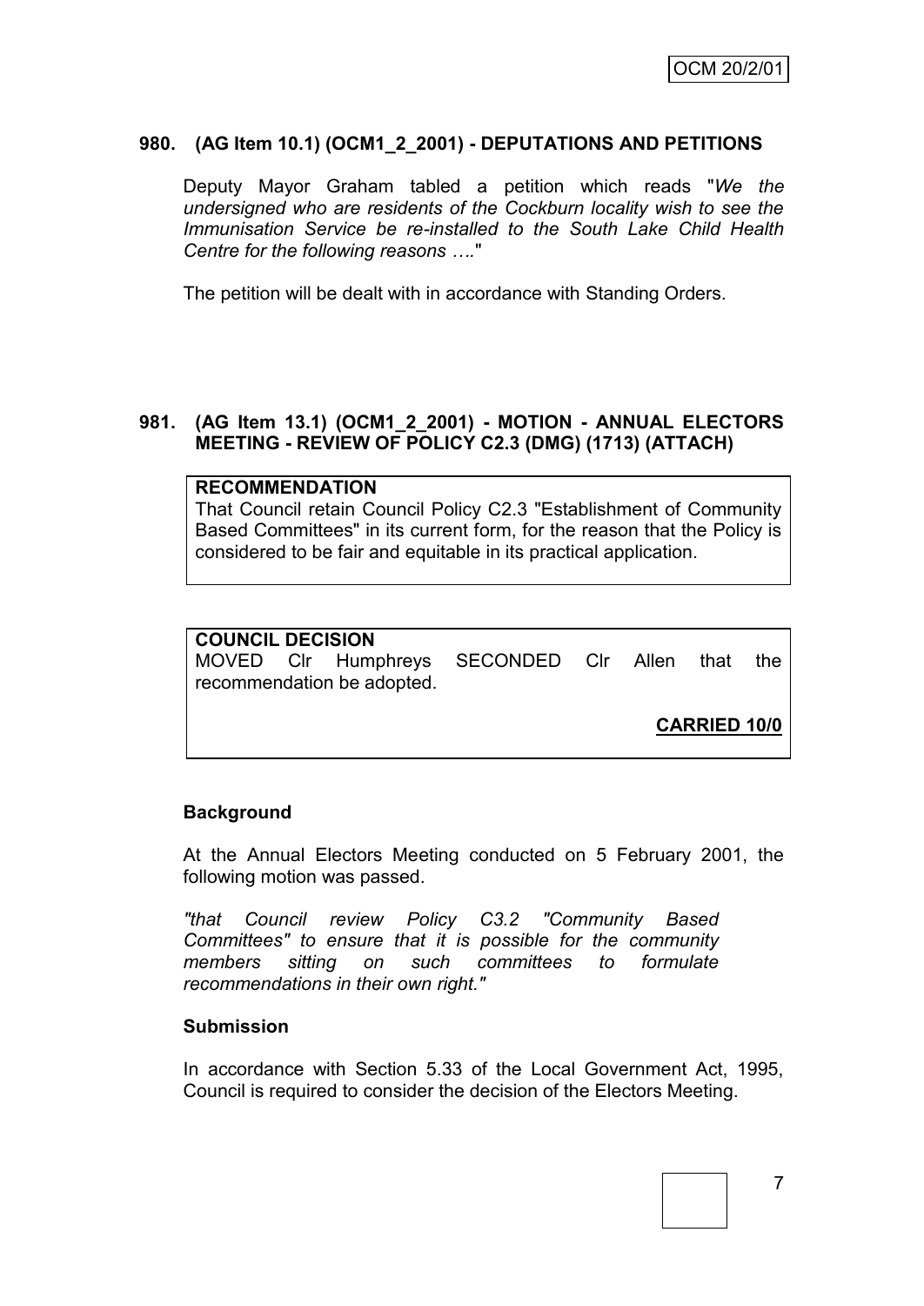**980. (AG Item 10.1) (OCM1_2_2001) - DEPUTATIONS AND PETITIONS**

Deputy Mayor Graham tabled a petition which reads "*We the undersigned who are residents of the Cockburn locality wish to see the Immunisation Service be re-installed to the South Lake Child Health Centre for the following reasons ….*"

The petition will be dealt with in accordance with Standing Orders.

**981. (AG Item 13.1) (OCM1_2_2001) - MOTION - ANNUAL ELECTORS MEETING - REVIEW OF POLICY C2.3 (DMG) (1713) (ATTACH)**

**RECOMMENDATION**
That Council retain Council Policy C2.3 "Establishment of Community Based Committees" in its current form, for the reason that the Policy is considered to be fair and equitable in its practical application.

**COUNCIL DECISION**
MOVED Clr Humphreys SECONDED Clr Allen that the recommendation be adopted.

**CARRIED 10/0**

**Background**

At the Annual Electors Meeting conducted on 5 February 2001, the following motion was passed.

*"that Council review Policy C3.2 "Community Based Committees" to ensure that it is possible for the community members sitting on such committees to formulate recommendations in their own right."*

**Submission**

In accordance with Section 5.33 of the Local Government Act, 1995, Council is required to consider the decision of the Electors Meeting.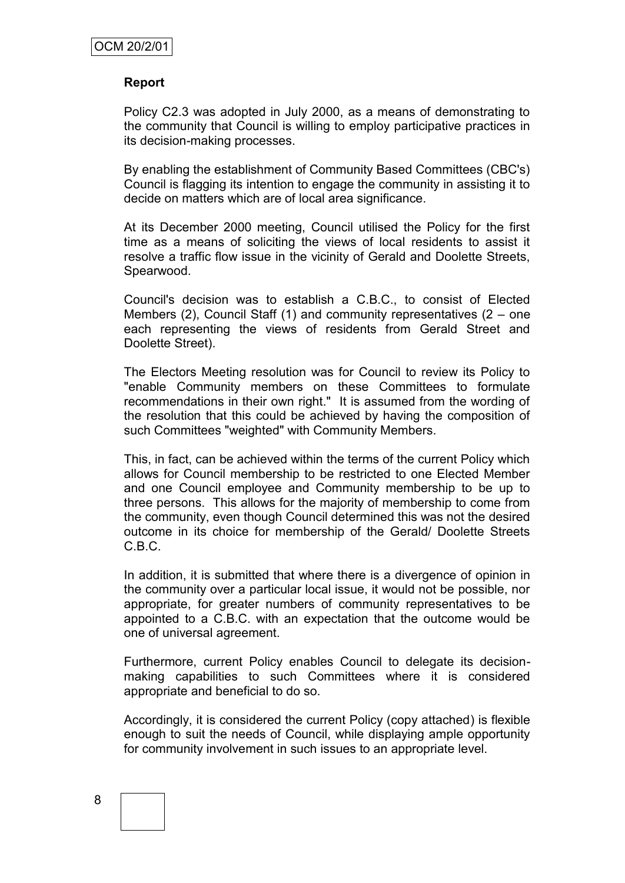**Report**

Policy C2.3 was adopted in July 2000, as a means of demonstrating to the community that Council is willing to employ participative practices in its decision-making processes.

By enabling the establishment of Community Based Committees (CBC's) Council is flagging its intention to engage the community in assisting it to decide on matters which are of local area significance.

At its December 2000 meeting, Council utilised the Policy for the first time as a means of soliciting the views of local residents to assist it resolve a traffic flow issue in the vicinity of Gerald and Doolette Streets, Spearwood.

Council's decision was to establish a C.B.C., to consist of Elected Members (2), Council Staff (1) and community representatives (2 – one each representing the views of residents from Gerald Street and Doolette Street).

The Electors Meeting resolution was for Council to review its Policy to "enable Community members on these Committees to formulate recommendations in their own right." It is assumed from the wording of the resolution that this could be achieved by having the composition of such Committees "weighted" with Community Members.

This, in fact, can be achieved within the terms of the current Policy which allows for Council membership to be restricted to one Elected Member and one Council employee and Community membership to be up to three persons. This allows for the majority of membership to come from the community, even though Council determined this was not the desired outcome in its choice for membership of the Gerald/ Doolette Streets C.B.C.

In addition, it is submitted that where there is a divergence of opinion in the community over a particular local issue, it would not be possible, nor appropriate, for greater numbers of community representatives to be appointed to a C.B.C. with an expectation that the outcome would be one of universal agreement.

Furthermore, current Policy enables Council to delegate its decision-making capabilities to such Committees where it is considered appropriate and beneficial to do so.

Accordingly, it is considered the current Policy (copy attached) is flexible enough to suit the needs of Council, while displaying ample opportunity for community involvement in such issues to an appropriate level.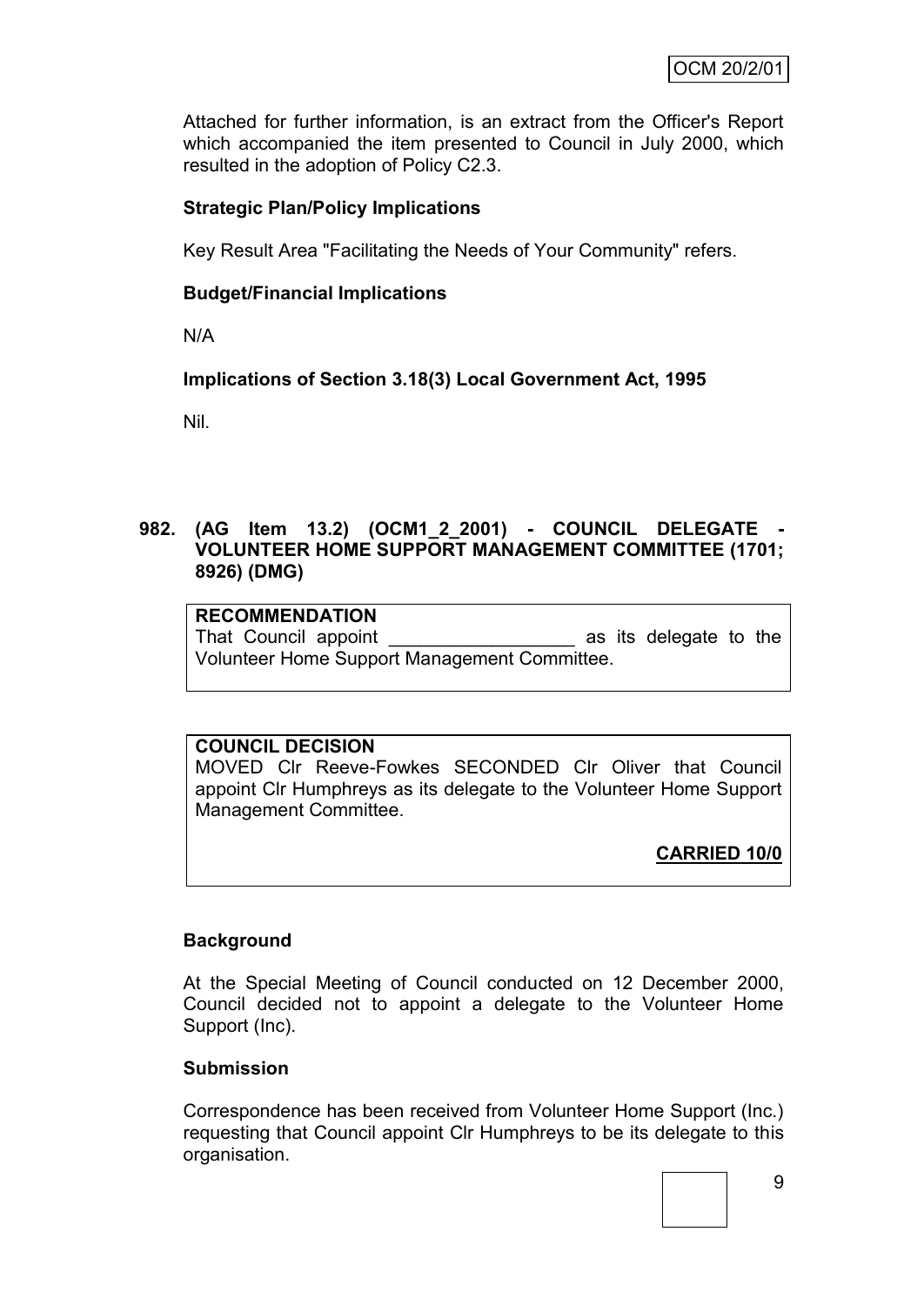Attached for further information, is an extract from the Officer's Report which accompanied the item presented to Council in July 2000, which resulted in the adoption of Policy C2.3.

**Strategic Plan/Policy Implications**

Key Result Area "Facilitating the Needs of Your Community" refers.

**Budget/Financial Implications**

N/A

**Implications of Section 3.18(3) Local Government Act, 1995**

Nil.

**982. (AG Item 13.2) (OCM1_2_2001) - COUNCIL DELEGATE - VOLUNTEER HOME SUPPORT MANAGEMENT COMMITTEE (1701; 8926) (DMG)**

**RECOMMENDATION**
That Council appoint __________________ as its delegate to the Volunteer Home Support Management Committee.

**COUNCIL DECISION**
MOVED Clr Reeve-Fowkes SECONDED Clr Oliver that Council appoint Clr Humphreys as its delegate to the Volunteer Home Support Management Committee.

**CARRIED 10/0**

**Background**

At the Special Meeting of Council conducted on 12 December 2000, Council decided not to appoint a delegate to the Volunteer Home Support (Inc).

**Submission**

Correspondence has been received from Volunteer Home Support (Inc.) requesting that Council appoint Clr Humphreys to be its delegate to this organisation.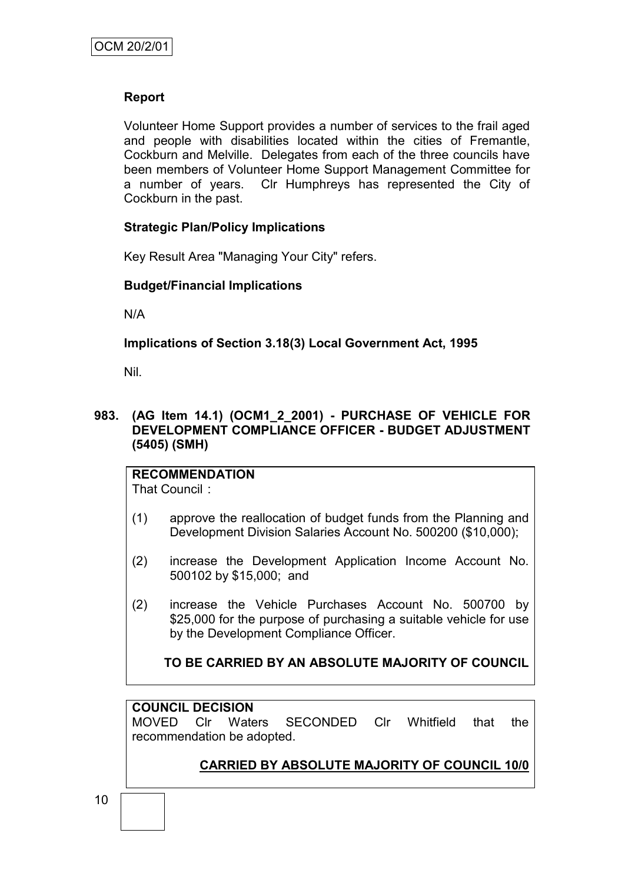**Report**

Volunteer Home Support provides a number of services to the frail aged and people with disabilities located within the cities of Fremantle, Cockburn and Melville. Delegates from each of the three councils have been members of Volunteer Home Support Management Committee for a number of years. Clr Humphreys has represented the City of Cockburn in the past.

**Strategic Plan/Policy Implications**

Key Result Area "Managing Your City" refers.

**Budget/Financial Implications**

N/A

**Implications of Section 3.18(3) Local Government Act, 1995**

Nil.

**983. (AG Item 14.1) (OCM1_2_2001) - PURCHASE OF VEHICLE FOR DEVELOPMENT COMPLIANCE OFFICER - BUDGET ADJUSTMENT (5405) (SMH)**

**RECOMMENDATION**
That Council :

(1) approve the reallocation of budget funds from the Planning and Development Division Salaries Account No. 500200 ($10,000);

(2) increase the Development Application Income Account No. 500102 by $15,000; and

(2) increase the Vehicle Purchases Account No. 500700 by $25,000 for the purpose of purchasing a suitable vehicle for use by the Development Compliance Officer.

**TO BE CARRIED BY AN ABSOLUTE MAJORITY OF COUNCIL**

**COUNCIL DECISION**
MOVED Clr Waters SECONDED Clr Whitfield that the recommendation be adopted.

**CARRIED BY ABSOLUTE MAJORITY OF COUNCIL 10/0**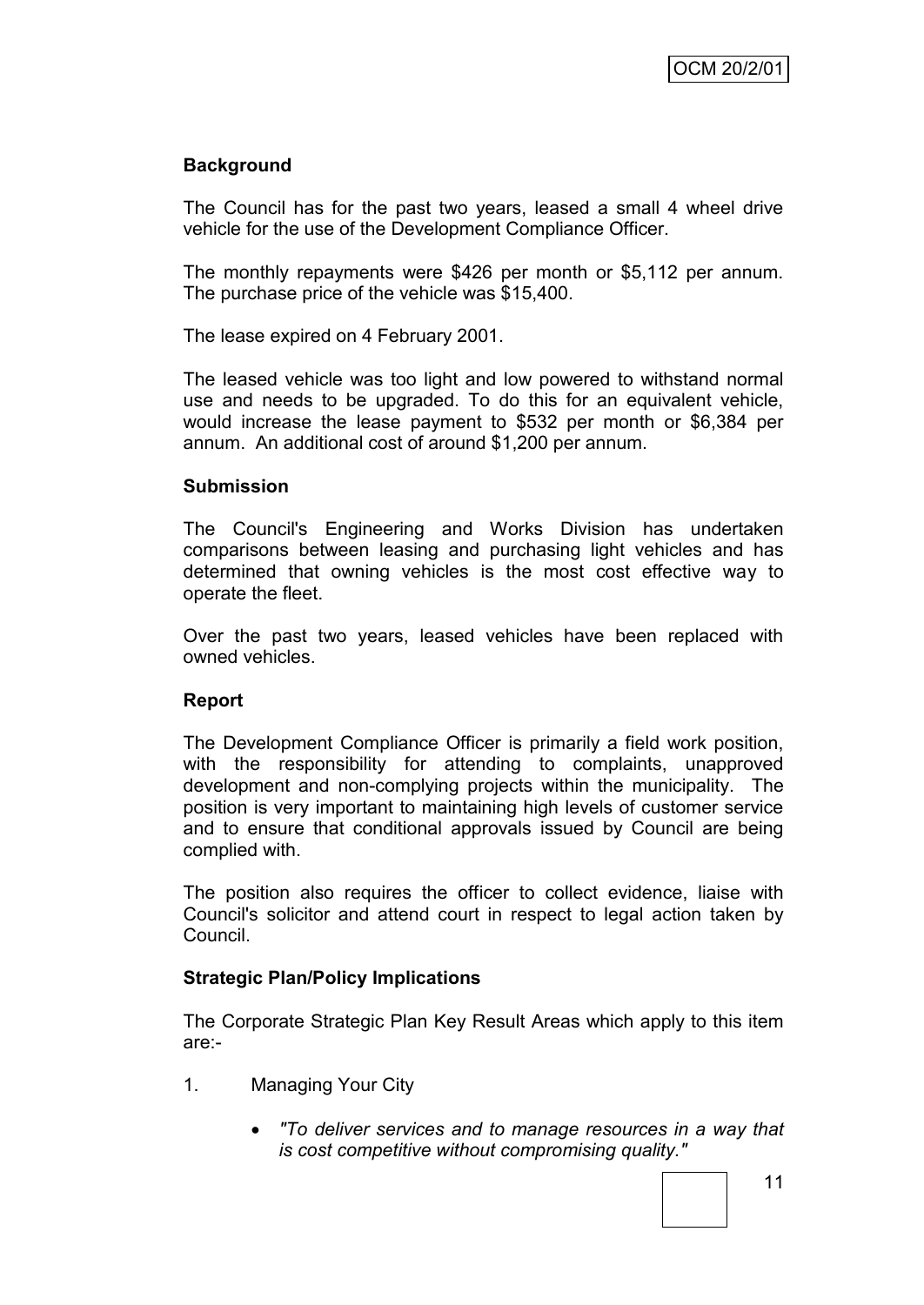## Background

The Council has for the past two years, leased a small 4 wheel drive vehicle for the use of the Development Compliance Officer.

The monthly repayments were $426 per month or $5,112 per annum. The purchase price of the vehicle was $15,400.

The lease expired on 4 February 2001.

The leased vehicle was too light and low powered to withstand normal use and needs to be upgraded. To do this for an equivalent vehicle, would increase the lease payment to $532 per month or $6,384 per annum. An additional cost of around $1,200 per annum.

## Submission

The Council's Engineering and Works Division has undertaken comparisons between leasing and purchasing light vehicles and has determined that owning vehicles is the most cost effective way to operate the fleet.

Over the past two years, leased vehicles have been replaced with owned vehicles.

## Report

The Development Compliance Officer is primarily a field work position, with the responsibility for attending to complaints, unapproved development and non-complying projects within the municipality. The position is very important to maintaining high levels of customer service and to ensure that conditional approvals issued by Council are being complied with.

The position also requires the officer to collect evidence, liaise with Council's solicitor and attend court in respect to legal action taken by Council.

## Strategic Plan/Policy Implications

The Corporate Strategic Plan Key Result Areas which apply to this item are:-

1. Managing Your City

   - *"To deliver services and to manage resources in a way that is cost competitive without compromising quality."*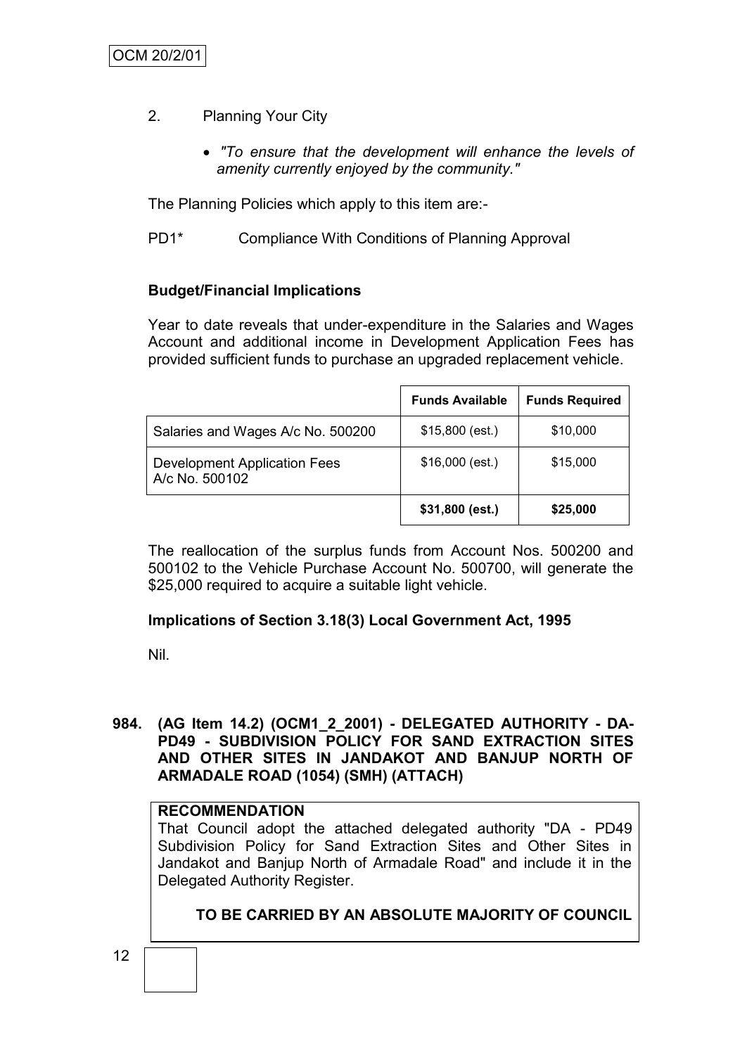2. Planning Your City

   - *"To ensure that the development will enhance the levels of amenity currently enjoyed by the community."*

The Planning Policies which apply to this item are:-

PD1* Compliance With Conditions of Planning Approval

**Budget/Financial Implications**

Year to date reveals that under-expenditure in the Salaries and Wages Account and additional income in Development Application Fees has provided sufficient funds to purchase an upgraded replacement vehicle.

| | Funds Available | Funds Required |
|---|---|---|
| Salaries and Wages A/c No. 500200 | $15,800 (est.) | $10,000 |
| Development Application Fees A/c No. 500102 | $16,000 (est.) | $15,000 |
| | **$31,800 (est.)** | **$25,000** |

The reallocation of the surplus funds from Account Nos. 500200 and 500102 to the Vehicle Purchase Account No. 500700, will generate the $25,000 required to acquire a suitable light vehicle.

**Implications of Section 3.18(3) Local Government Act, 1995**

Nil.

**984. (AG Item 14.2) (OCM1_2_2001) - DELEGATED AUTHORITY - DA-PD49 - SUBDIVISION POLICY FOR SAND EXTRACTION SITES AND OTHER SITES IN JANDAKOT AND BANJUP NORTH OF ARMADALE ROAD (1054) (SMH) (ATTACH)**

**RECOMMENDATION**

That Council adopt the attached delegated authority "DA - PD49 Subdivision Policy for Sand Extraction Sites and Other Sites in Jandakot and Banjup North of Armadale Road" and include it in the Delegated Authority Register.

**TO BE CARRIED BY AN ABSOLUTE MAJORITY OF COUNCIL**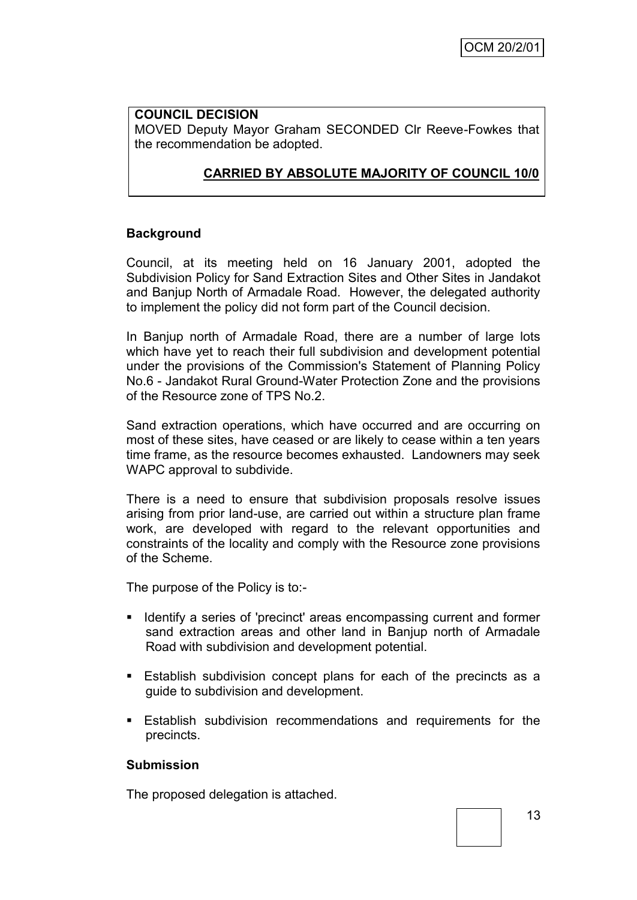**COUNCIL DECISION**
MOVED Deputy Mayor Graham SECONDED Clr Reeve-Fowkes that the recommendation be adopted.

**CARRIED BY ABSOLUTE MAJORITY OF COUNCIL 10/0**

**Background**

Council, at its meeting held on 16 January 2001, adopted the Subdivision Policy for Sand Extraction Sites and Other Sites in Jandakot and Banjup North of Armadale Road. However, the delegated authority to implement the policy did not form part of the Council decision.

In Banjup north of Armadale Road, there are a number of large lots which have yet to reach their full subdivision and development potential under the provisions of the Commission's Statement of Planning Policy No.6 - Jandakot Rural Ground-Water Protection Zone and the provisions of the Resource zone of TPS No.2.

Sand extraction operations, which have occurred and are occurring on most of these sites, have ceased or are likely to cease within a ten years time frame, as the resource becomes exhausted. Landowners may seek WAPC approval to subdivide.

There is a need to ensure that subdivision proposals resolve issues arising from prior land-use, are carried out within a structure plan frame work, are developed with regard to the relevant opportunities and constraints of the locality and comply with the Resource zone provisions of the Scheme.

The purpose of the Policy is to:-

- Identify a series of 'precinct' areas encompassing current and former sand extraction areas and other land in Banjup north of Armadale Road with subdivision and development potential.
- Establish subdivision concept plans for each of the precincts as a guide to subdivision and development.
- Establish subdivision recommendations and requirements for the precincts.

**Submission**

The proposed delegation is attached.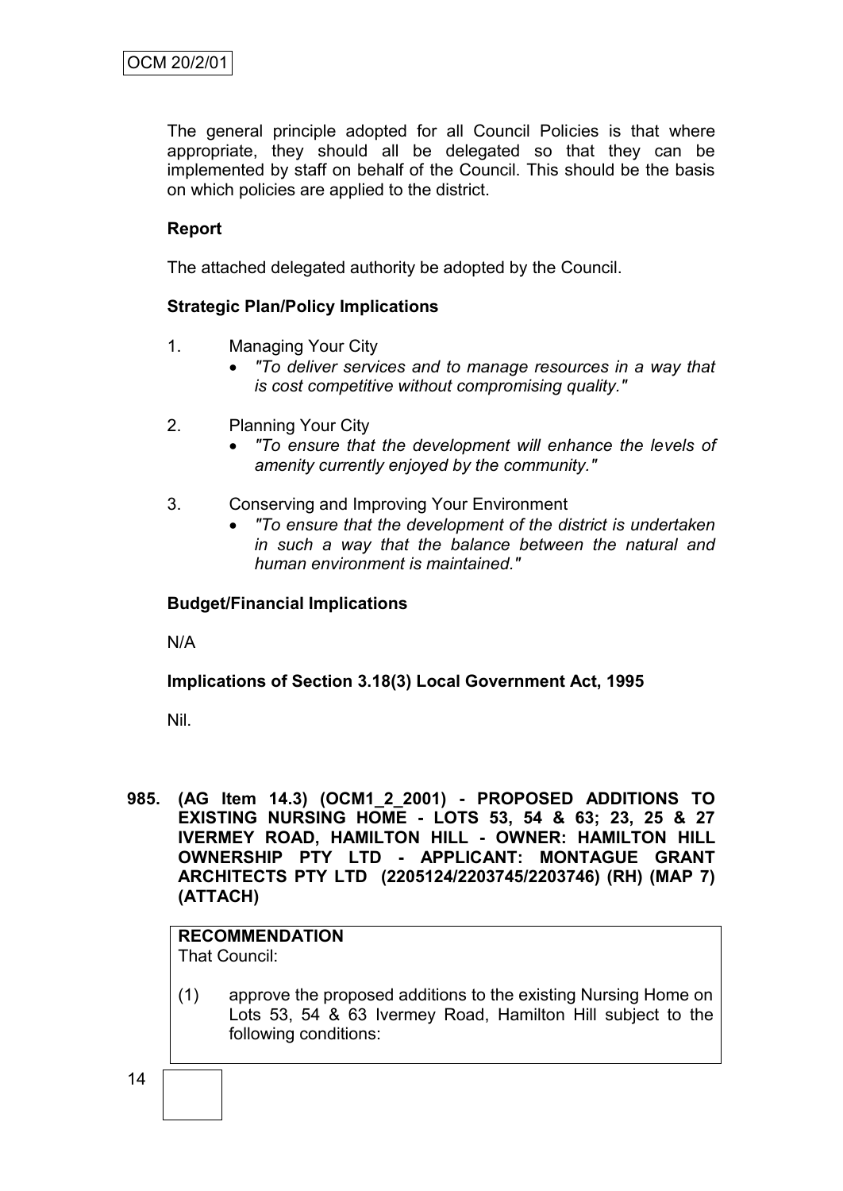The general principle adopted for all Council Policies is that where appropriate, they should all be delegated so that they can be implemented by staff on behalf of the Council. This should be the basis on which policies are applied to the district.

**Report**

The attached delegated authority be adopted by the Council.

**Strategic Plan/Policy Implications**

1. Managing Your City
    - *"To deliver services and to manage resources in a way that is cost competitive without compromising quality."*

2. Planning Your City
    - *"To ensure that the development will enhance the levels of amenity currently enjoyed by the community."*

3. Conserving and Improving Your Environment
    - *"To ensure that the development of the district is undertaken in such a way that the balance between the natural and human environment is maintained."*

**Budget/Financial Implications**

N/A

**Implications of Section 3.18(3) Local Government Act, 1995**

Nil.

**985. (AG Item 14.3) (OCM1_2_2001) - PROPOSED ADDITIONS TO EXISTING NURSING HOME - LOTS 53, 54 & 63; 23, 25 & 27 IVERMEY ROAD, HAMILTON HILL - OWNER: HAMILTON HILL OWNERSHIP PTY LTD - APPLICANT: MONTAGUE GRANT ARCHITECTS PTY LTD (2205124/2203745/2203746) (RH) (MAP 7) (ATTACH)**

**RECOMMENDATION**
That Council:

(1) approve the proposed additions to the existing Nursing Home on Lots 53, 54 & 63 Ivermey Road, Hamilton Hill subject to the following conditions: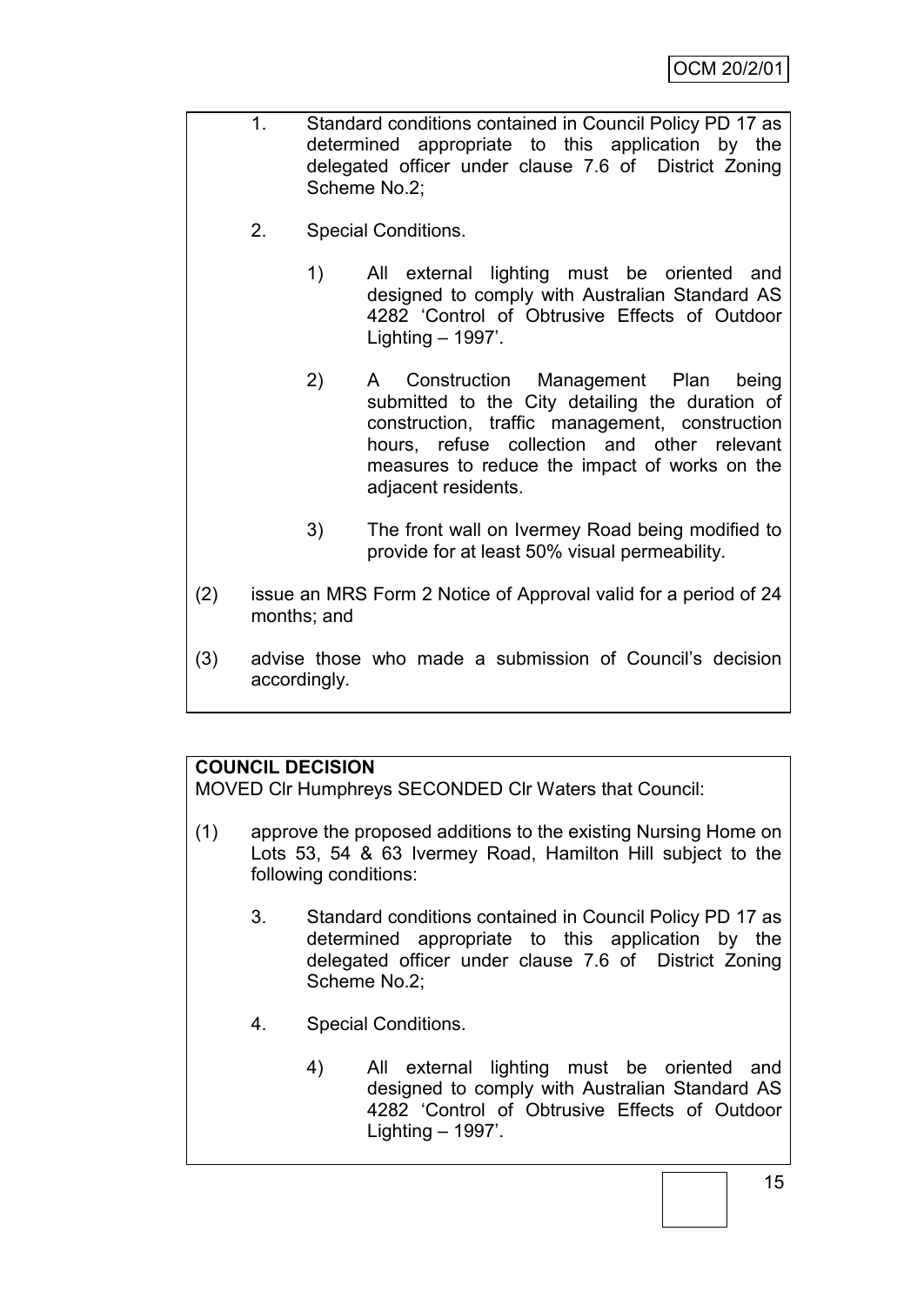1. Standard conditions contained in Council Policy PD 17 as determined appropriate to this application by the delegated officer under clause 7.6 of District Zoning Scheme No.2;

2. Special Conditions.

   1) All external lighting must be oriented and designed to comply with Australian Standard AS 4282 'Control of Obtrusive Effects of Outdoor Lighting – 1997'.

   2) A Construction Management Plan being submitted to the City detailing the duration of construction, traffic management, construction hours, refuse collection and other relevant measures to reduce the impact of works on the adjacent residents.

   3) The front wall on Ivermey Road being modified to provide for at least 50% visual permeability.

(2) issue an MRS Form 2 Notice of Approval valid for a period of 24 months; and

(3) advise those who made a submission of Council's decision accordingly.

**COUNCIL DECISION**

MOVED Clr Humphreys SECONDED Clr Waters that Council:

(1) approve the proposed additions to the existing Nursing Home on Lots 53, 54 & 63 Ivermey Road, Hamilton Hill subject to the following conditions:

3. Standard conditions contained in Council Policy PD 17 as determined appropriate to this application by the delegated officer under clause 7.6 of District Zoning Scheme No.2;

4. Special Conditions.

   4) All external lighting must be oriented and designed to comply with Australian Standard AS 4282 'Control of Obtrusive Effects of Outdoor Lighting – 1997'.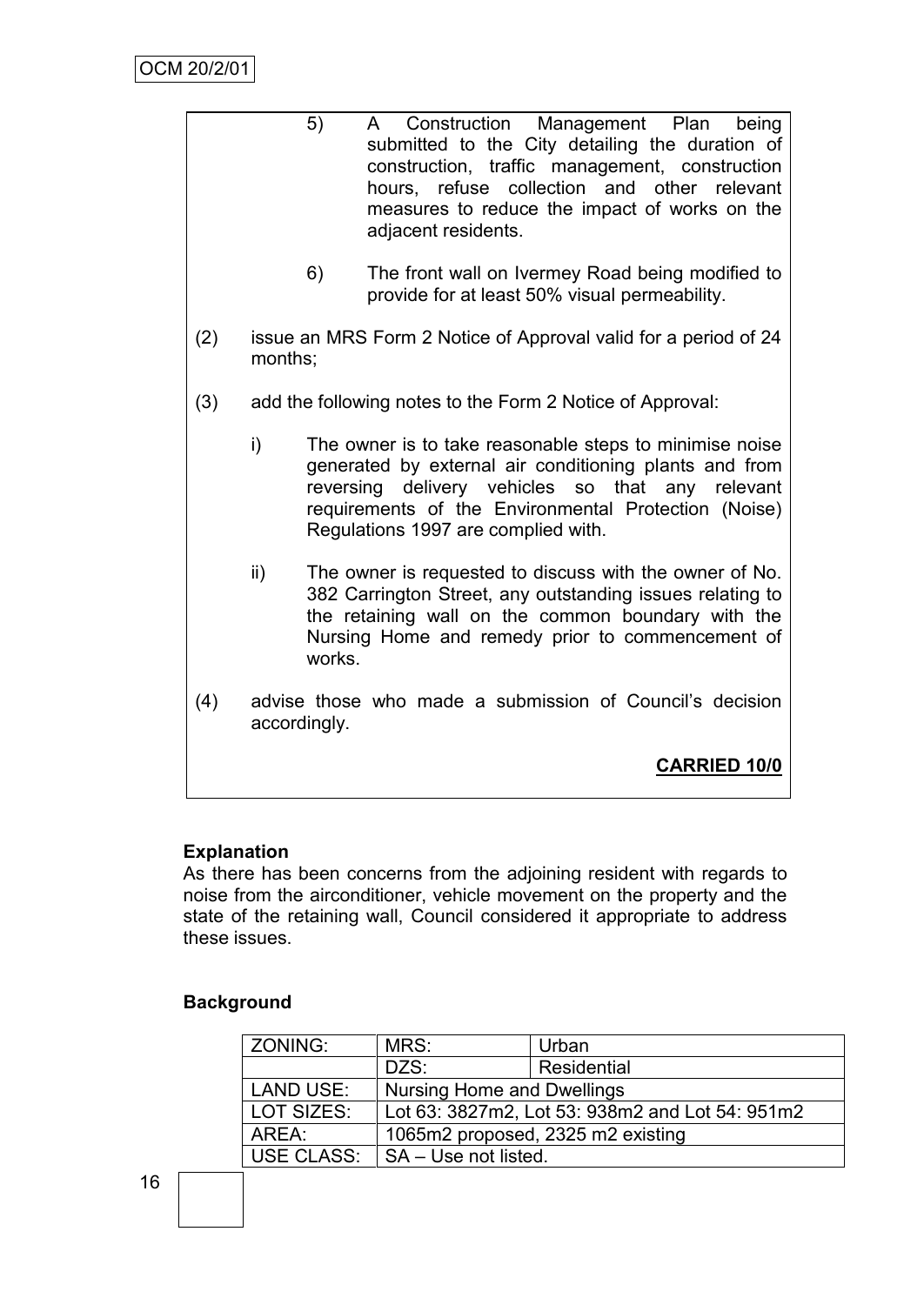5) A Construction Management Plan being submitted to the City detailing the duration of construction, traffic management, construction hours, refuse collection and other relevant measures to reduce the impact of works on the adjacent residents.

6) The front wall on Ivermey Road being modified to provide for at least 50% visual permeability.

(2) issue an MRS Form 2 Notice of Approval valid for a period of 24 months;

(3) add the following notes to the Form 2 Notice of Approval:

i) The owner is to take reasonable steps to minimise noise generated by external air conditioning plants and from reversing delivery vehicles so that any relevant requirements of the Environmental Protection (Noise) Regulations 1997 are complied with.

ii) The owner is requested to discuss with the owner of No. 382 Carrington Street, any outstanding issues relating to the retaining wall on the common boundary with the Nursing Home and remedy prior to commencement of works.

(4) advise those who made a submission of Council's decision accordingly.

**CARRIED 10/0**

**Explanation**

As there has been concerns from the adjoining resident with regards to noise from the airconditioner, vehicle movement on the property and the state of the retaining wall, Council considered it appropriate to address these issues.

**Background**

| | | |
|---|---|---|
| ZONING: | MRS: | Urban |
| | DZS: | Residential |
| LAND USE: | Nursing Home and Dwellings | |
| LOT SIZES: | Lot 63: 3827m2, Lot 53: 938m2 and Lot 54: 951m2 | |
| AREA: | 1065m2 proposed, 2325 m2 existing | |
| USE CLASS: | SA – Use not listed. | |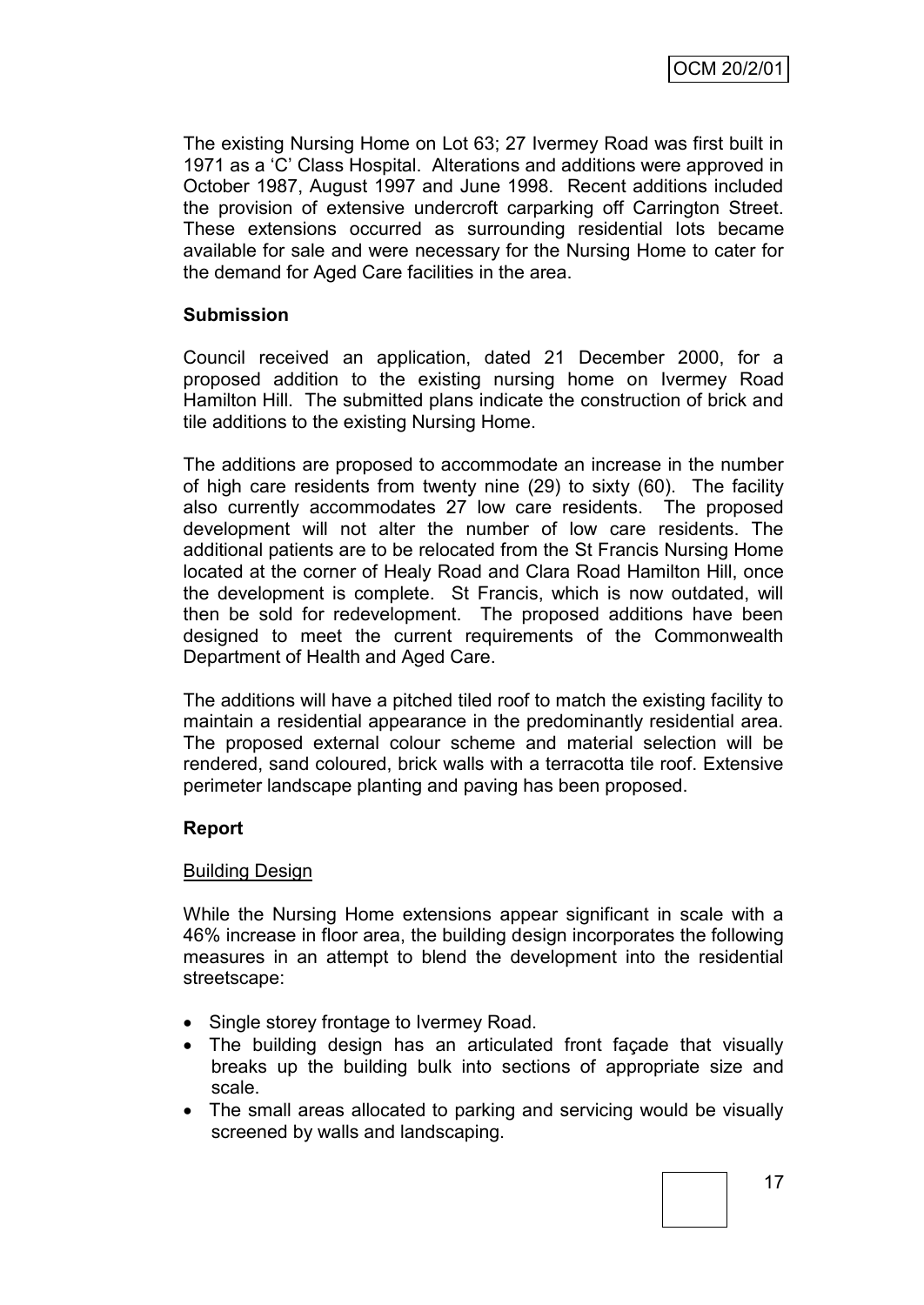The existing Nursing Home on Lot 63; 27 Ivermey Road was first built in 1971 as a 'C' Class Hospital. Alterations and additions were approved in October 1987, August 1997 and June 1998. Recent additions included the provision of extensive undercroft carparking off Carrington Street. These extensions occurred as surrounding residential lots became available for sale and were necessary for the Nursing Home to cater for the demand for Aged Care facilities in the area.

**Submission**

Council received an application, dated 21 December 2000, for a proposed addition to the existing nursing home on Ivermey Road Hamilton Hill. The submitted plans indicate the construction of brick and tile additions to the existing Nursing Home.

The additions are proposed to accommodate an increase in the number of high care residents from twenty nine (29) to sixty (60). The facility also currently accommodates 27 low care residents. The proposed development will not alter the number of low care residents. The additional patients are to be relocated from the St Francis Nursing Home located at the corner of Healy Road and Clara Road Hamilton Hill, once the development is complete. St Francis, which is now outdated, will then be sold for redevelopment. The proposed additions have been designed to meet the current requirements of the Commonwealth Department of Health and Aged Care.

The additions will have a pitched tiled roof to match the existing facility to maintain a residential appearance in the predominantly residential area. The proposed external colour scheme and material selection will be rendered, sand coloured, brick walls with a terracotta tile roof. Extensive perimeter landscape planting and paving has been proposed.

**Report**

Building Design

While the Nursing Home extensions appear significant in scale with a 46% increase in floor area, the building design incorporates the following measures in an attempt to blend the development into the residential streetscape:

- Single storey frontage to Ivermey Road.
- The building design has an articulated front façade that visually breaks up the building bulk into sections of appropriate size and scale.
- The small areas allocated to parking and servicing would be visually screened by walls and landscaping.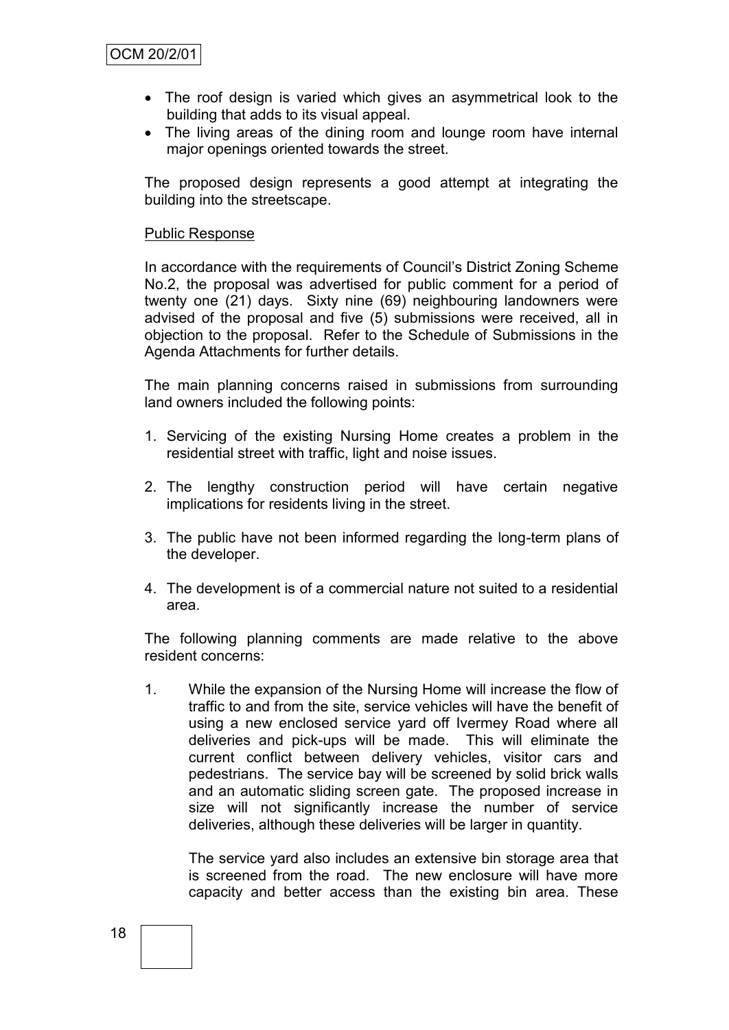- The roof design is varied which gives an asymmetrical look to the building that adds to its visual appeal.
- The living areas of the dining room and lounge room have internal major openings oriented towards the street.

The proposed design represents a good attempt at integrating the building into the streetscape.

Public Response

In accordance with the requirements of Council's District Zoning Scheme No.2, the proposal was advertised for public comment for a period of twenty one (21) days. Sixty nine (69) neighbouring landowners were advised of the proposal and five (5) submissions were received, all in objection to the proposal. Refer to the Schedule of Submissions in the Agenda Attachments for further details.

The main planning concerns raised in submissions from surrounding land owners included the following points:

1. Servicing of the existing Nursing Home creates a problem in the residential street with traffic, light and noise issues.
2. The lengthy construction period will have certain negative implications for residents living in the street.
3. The public have not been informed regarding the long-term plans of the developer.
4. The development is of a commercial nature not suited to a residential area.

The following planning comments are made relative to the above resident concerns:

1. While the expansion of the Nursing Home will increase the flow of traffic to and from the site, service vehicles will have the benefit of using a new enclosed service yard off Ivermey Road where all deliveries and pick-ups will be made. This will eliminate the current conflict between delivery vehicles, visitor cars and pedestrians. The service bay will be screened by solid brick walls and an automatic sliding screen gate. The proposed increase in size will not significantly increase the number of service deliveries, although these deliveries will be larger in quantity.

   The service yard also includes an extensive bin storage area that is screened from the road. The new enclosure will have more capacity and better access than the existing bin area. These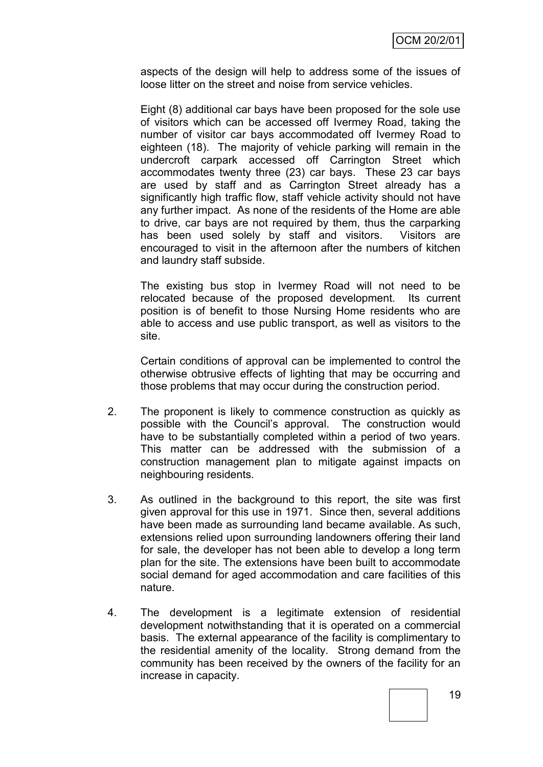aspects of the design will help to address some of the issues of loose litter on the street and noise from service vehicles.

Eight (8) additional car bays have been proposed for the sole use of visitors which can be accessed off Ivermey Road, taking the number of visitor car bays accommodated off Ivermey Road to eighteen (18). The majority of vehicle parking will remain in the undercroft carpark accessed off Carrington Street which accommodates twenty three (23) car bays. These 23 car bays are used by staff and as Carrington Street already has a significantly high traffic flow, staff vehicle activity should not have any further impact. As none of the residents of the Home are able to drive, car bays are not required by them, thus the carparking has been used solely by staff and visitors. Visitors are encouraged to visit in the afternoon after the numbers of kitchen and laundry staff subside.

The existing bus stop in Ivermey Road will not need to be relocated because of the proposed development. Its current position is of benefit to those Nursing Home residents who are able to access and use public transport, as well as visitors to the site.

Certain conditions of approval can be implemented to control the otherwise obtrusive effects of lighting that may be occurring and those problems that may occur during the construction period.

2. The proponent is likely to commence construction as quickly as possible with the Council's approval. The construction would have to be substantially completed within a period of two years. This matter can be addressed with the submission of a construction management plan to mitigate against impacts on neighbouring residents.

3. As outlined in the background to this report, the site was first given approval for this use in 1971. Since then, several additions have been made as surrounding land became available. As such, extensions relied upon surrounding landowners offering their land for sale, the developer has not been able to develop a long term plan for the site. The extensions have been built to accommodate social demand for aged accommodation and care facilities of this nature.

4. The development is a legitimate extension of residential development notwithstanding that it is operated on a commercial basis. The external appearance of the facility is complimentary to the residential amenity of the locality. Strong demand from the community has been received by the owners of the facility for an increase in capacity.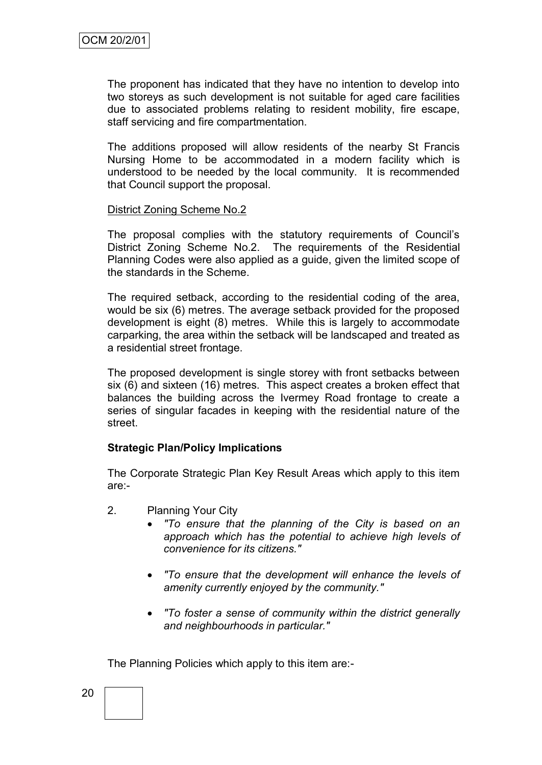The proponent has indicated that they have no intention to develop into two storeys as such development is not suitable for aged care facilities due to associated problems relating to resident mobility, fire escape, staff servicing and fire compartmentation.

The additions proposed will allow residents of the nearby St Francis Nursing Home to be accommodated in a modern facility which is understood to be needed by the local community. It is recommended that Council support the proposal.

District Zoning Scheme No.2

The proposal complies with the statutory requirements of Council's District Zoning Scheme No.2. The requirements of the Residential Planning Codes were also applied as a guide, given the limited scope of the standards in the Scheme.

The required setback, according to the residential coding of the area, would be six (6) metres. The average setback provided for the proposed development is eight (8) metres. While this is largely to accommodate carparking, the area within the setback will be landscaped and treated as a residential street frontage.

The proposed development is single storey with front setbacks between six (6) and sixteen (16) metres. This aspect creates a broken effect that balances the building across the Ivermey Road frontage to create a series of singular facades in keeping with the residential nature of the street.

**Strategic Plan/Policy Implications**

The Corporate Strategic Plan Key Result Areas which apply to this item are:-

2. Planning Your City
   - *"To ensure that the planning of the City is based on an approach which has the potential to achieve high levels of convenience for its citizens."*
   - *"To ensure that the development will enhance the levels of amenity currently enjoyed by the community."*
   - *"To foster a sense of community within the district generally and neighbourhoods in particular."*

The Planning Policies which apply to this item are:-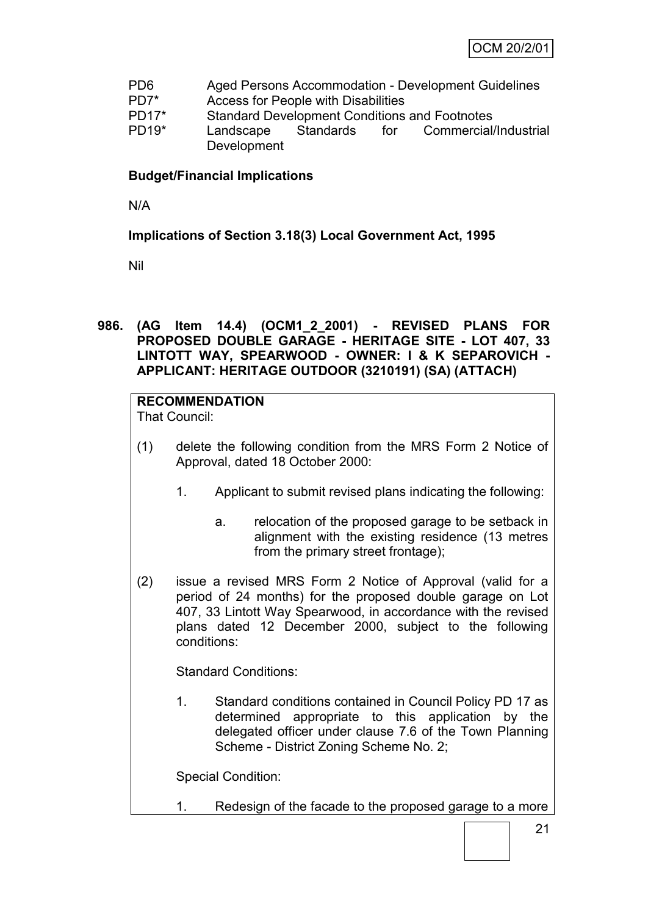PD6 Aged Persons Accommodation - Development Guidelines
PD7* Access for People with Disabilities
PD17* Standard Development Conditions and Footnotes
PD19* Landscape Standards for Commercial/Industrial Development

**Budget/Financial Implications**

N/A

**Implications of Section 3.18(3) Local Government Act, 1995**

Nil

**986. (AG Item 14.4) (OCM1_2_2001) - REVISED PLANS FOR PROPOSED DOUBLE GARAGE - HERITAGE SITE - LOT 407, 33 LINTOTT WAY, SPEARWOOD - OWNER: I & K SEPAROVICH - APPLICANT: HERITAGE OUTDOOR (3210191) (SA) (ATTACH)**

**RECOMMENDATION**
That Council:

(1) delete the following condition from the MRS Form 2 Notice of Approval, dated 18 October 2000:

1. Applicant to submit revised plans indicating the following:

a. relocation of the proposed garage to be setback in alignment with the existing residence (13 metres from the primary street frontage);

(2) issue a revised MRS Form 2 Notice of Approval (valid for a period of 24 months) for the proposed double garage on Lot 407, 33 Lintott Way Spearwood, in accordance with the revised plans dated 12 December 2000, subject to the following conditions:

Standard Conditions:

1. Standard conditions contained in Council Policy PD 17 as determined appropriate to this application by the delegated officer under clause 7.6 of the Town Planning Scheme - District Zoning Scheme No. 2;

Special Condition:

1. Redesign of the facade to the proposed garage to a more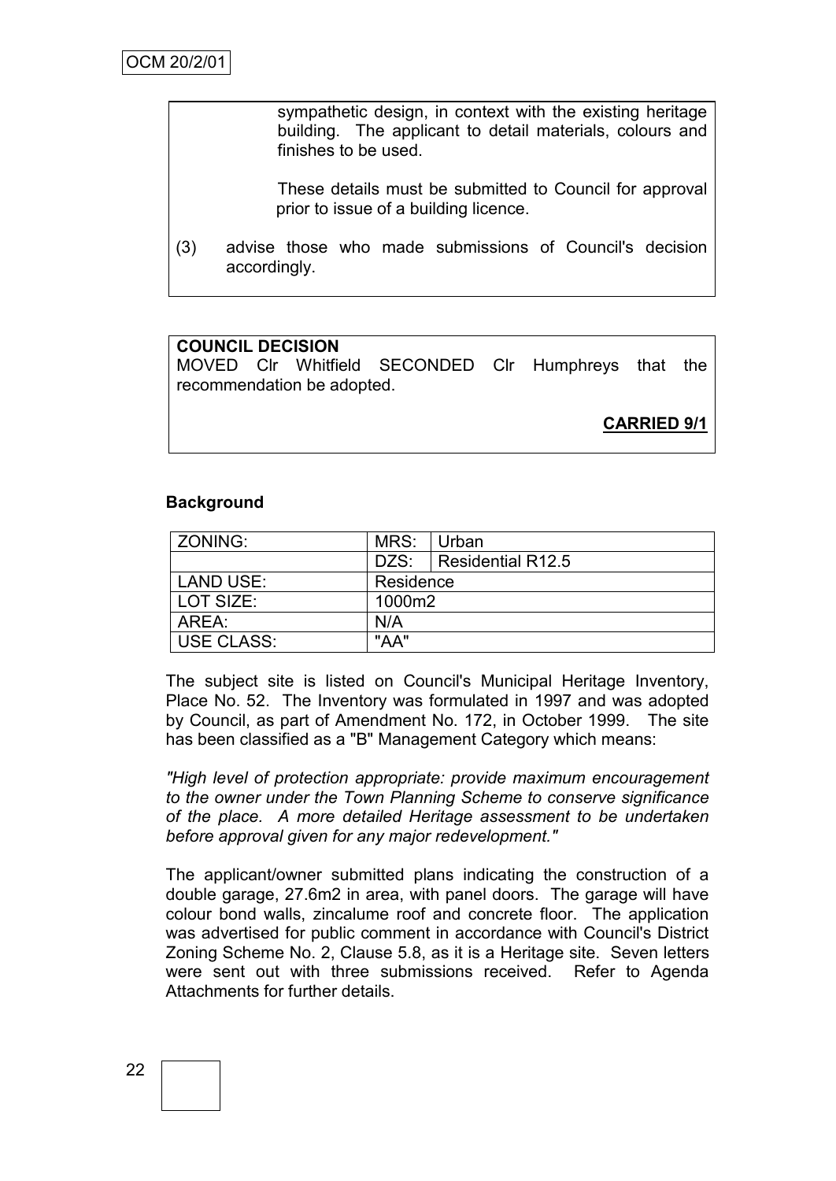sympathetic design, in context with the existing heritage building. The applicant to detail materials, colours and finishes to be used.

These details must be submitted to Council for approval prior to issue of a building licence.

(3) advise those who made submissions of Council's decision accordingly.

**COUNCIL DECISION**

MOVED Clr Whitfield SECONDED Clr Humphreys that the recommendation be adopted.

**CARRIED 9/1**

**Background**

| | | |
|---|---|---|
| ZONING: | MRS: | Urban |
| | DZS: | Residential R12.5 |
| LAND USE: | Residence | |
| LOT SIZE: | 1000m2 | |
| AREA: | N/A | |
| USE CLASS: | "AA" | |

The subject site is listed on Council's Municipal Heritage Inventory, Place No. 52. The Inventory was formulated in 1997 and was adopted by Council, as part of Amendment No. 172, in October 1999. The site has been classified as a "B" Management Category which means:

*"High level of protection appropriate: provide maximum encouragement to the owner under the Town Planning Scheme to conserve significance of the place. A more detailed Heritage assessment to be undertaken before approval given for any major redevelopment."*

The applicant/owner submitted plans indicating the construction of a double garage, 27.6m2 in area, with panel doors. The garage will have colour bond walls, zincalume roof and concrete floor. The application was advertised for public comment in accordance with Council's District Zoning Scheme No. 2, Clause 5.8, as it is a Heritage site. Seven letters were sent out with three submissions received. Refer to Agenda Attachments for further details.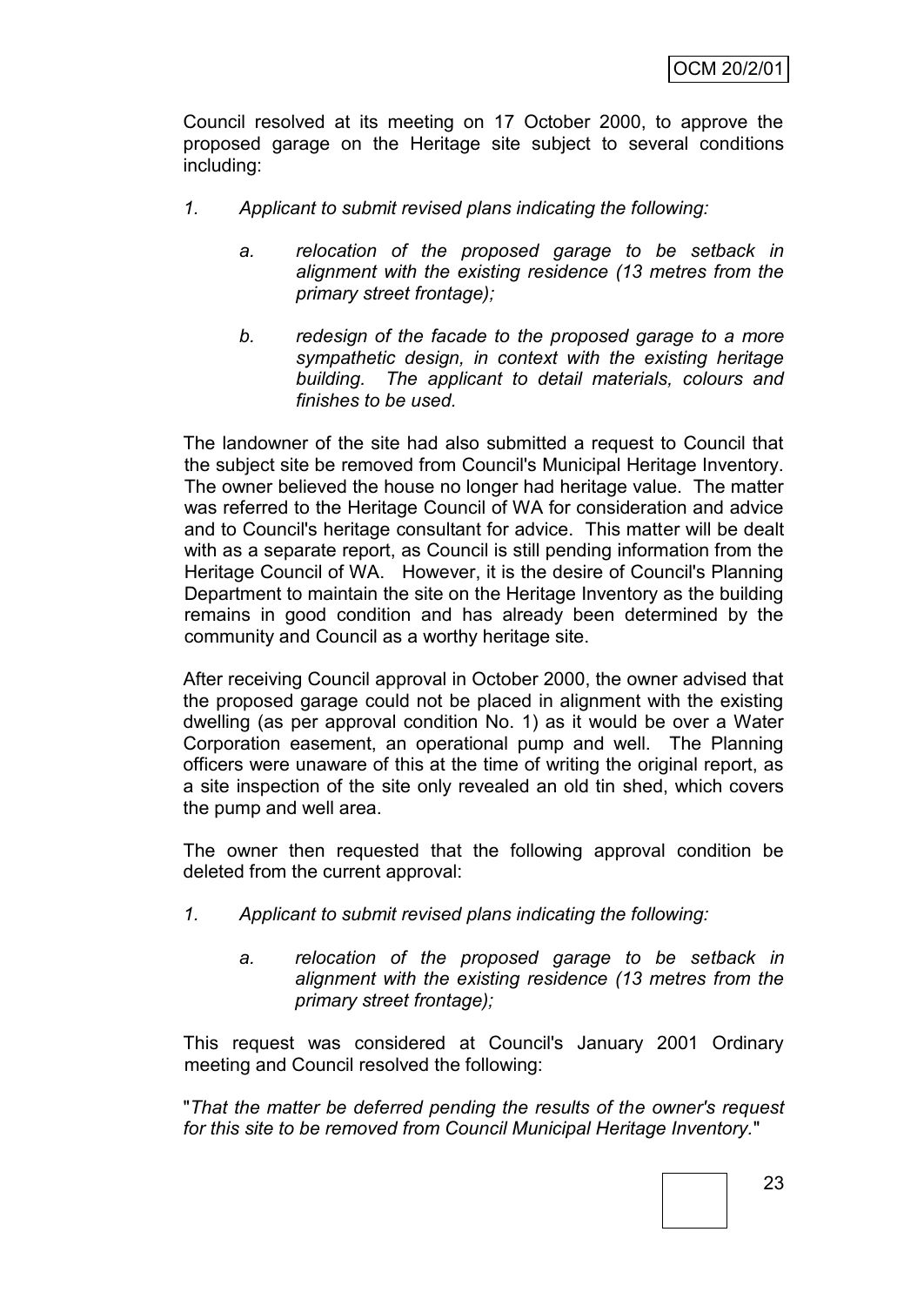Council resolved at its meeting on 17 October 2000, to approve the proposed garage on the Heritage site subject to several conditions including:

1. *Applicant to submit revised plans indicating the following:*

   a. *relocation of the proposed garage to be setback in alignment with the existing residence (13 metres from the primary street frontage);*

   b. *redesign of the facade to the proposed garage to a more sympathetic design, in context with the existing heritage building. The applicant to detail materials, colours and finishes to be used.*

The landowner of the site had also submitted a request to Council that the subject site be removed from Council's Municipal Heritage Inventory. The owner believed the house no longer had heritage value. The matter was referred to the Heritage Council of WA for consideration and advice and to Council's heritage consultant for advice. This matter will be dealt with as a separate report, as Council is still pending information from the Heritage Council of WA. However, it is the desire of Council's Planning Department to maintain the site on the Heritage Inventory as the building remains in good condition and has already been determined by the community and Council as a worthy heritage site.

After receiving Council approval in October 2000, the owner advised that the proposed garage could not be placed in alignment with the existing dwelling (as per approval condition No. 1) as it would be over a Water Corporation easement, an operational pump and well. The Planning officers were unaware of this at the time of writing the original report, as a site inspection of the site only revealed an old tin shed, which covers the pump and well area.

The owner then requested that the following approval condition be deleted from the current approval:

1. *Applicant to submit revised plans indicating the following:*

   a. *relocation of the proposed garage to be setback in alignment with the existing residence (13 metres from the primary street frontage);*

This request was considered at Council's January 2001 Ordinary meeting and Council resolved the following:

"*That the matter be deferred pending the results of the owner's request for this site to be removed from Council Municipal Heritage Inventory.*"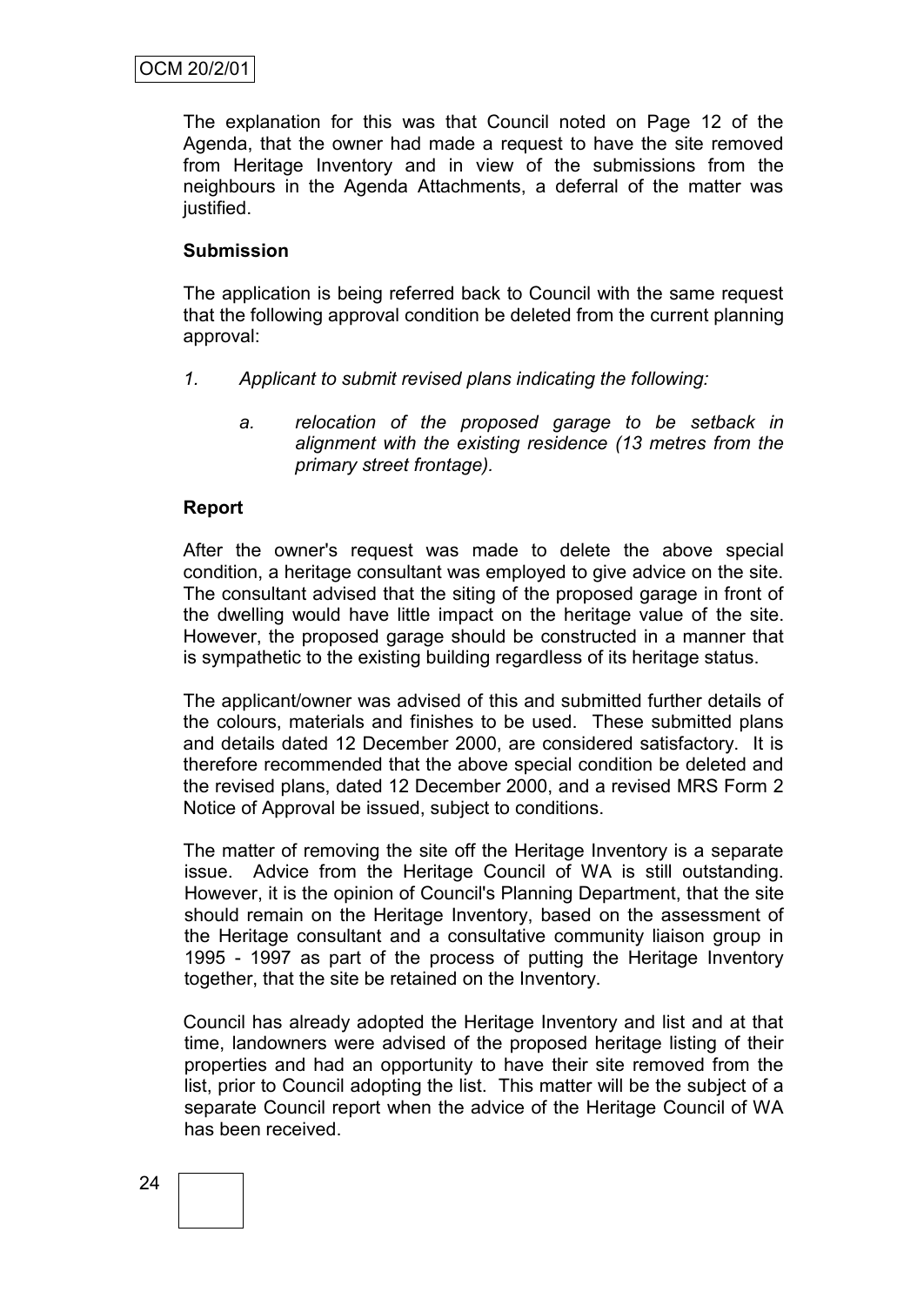The explanation for this was that Council noted on Page 12 of the Agenda, that the owner had made a request to have the site removed from Heritage Inventory and in view of the submissions from the neighbours in the Agenda Attachments, a deferral of the matter was justified.

**Submission**

The application is being referred back to Council with the same request that the following approval condition be deleted from the current planning approval:

1. *Applicant to submit revised plans indicating the following:*

   a. *relocation of the proposed garage to be setback in alignment with the existing residence (13 metres from the primary street frontage).*

**Report**

After the owner's request was made to delete the above special condition, a heritage consultant was employed to give advice on the site. The consultant advised that the siting of the proposed garage in front of the dwelling would have little impact on the heritage value of the site. However, the proposed garage should be constructed in a manner that is sympathetic to the existing building regardless of its heritage status.

The applicant/owner was advised of this and submitted further details of the colours, materials and finishes to be used. These submitted plans and details dated 12 December 2000, are considered satisfactory. It is therefore recommended that the above special condition be deleted and the revised plans, dated 12 December 2000, and a revised MRS Form 2 Notice of Approval be issued, subject to conditions.

The matter of removing the site off the Heritage Inventory is a separate issue. Advice from the Heritage Council of WA is still outstanding. However, it is the opinion of Council's Planning Department, that the site should remain on the Heritage Inventory, based on the assessment of the Heritage consultant and a consultative community liaison group in 1995 - 1997 as part of the process of putting the Heritage Inventory together, that the site be retained on the Inventory.

Council has already adopted the Heritage Inventory and list and at that time, landowners were advised of the proposed heritage listing of their properties and had an opportunity to have their site removed from the list, prior to Council adopting the list. This matter will be the subject of a separate Council report when the advice of the Heritage Council of WA has been received.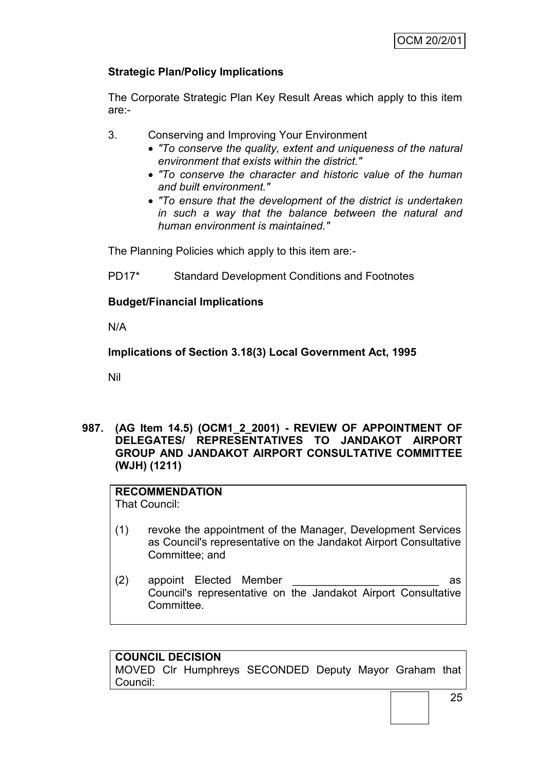**Strategic Plan/Policy Implications**

The Corporate Strategic Plan Key Result Areas which apply to this item are:-

3. Conserving and Improving Your Environment
   - *"To conserve the quality, extent and uniqueness of the natural environment that exists within the district."*
   - *"To conserve the character and historic value of the human and built environment."*
   - *"To ensure that the development of the district is undertaken in such a way that the balance between the natural and human environment is maintained."*

The Planning Policies which apply to this item are:-

PD17* Standard Development Conditions and Footnotes

**Budget/Financial Implications**

N/A

**Implications of Section 3.18(3) Local Government Act, 1995**

Nil

**987. (AG Item 14.5) (OCM1_2_2001) - REVIEW OF APPOINTMENT OF DELEGATES/ REPRESENTATIVES TO JANDAKOT AIRPORT GROUP AND JANDAKOT AIRPORT CONSULTATIVE COMMITTEE (WJH) (1211)**

**RECOMMENDATION**
That Council:

(1) revoke the appointment of the Manager, Development Services as Council's representative on the Jandakot Airport Consultative Committee; and

(2) appoint Elected Member ________________________ as Council's representative on the Jandakot Airport Consultative Committee.

**COUNCIL DECISION**
MOVED Clr Humphreys SECONDED Deputy Mayor Graham that Council: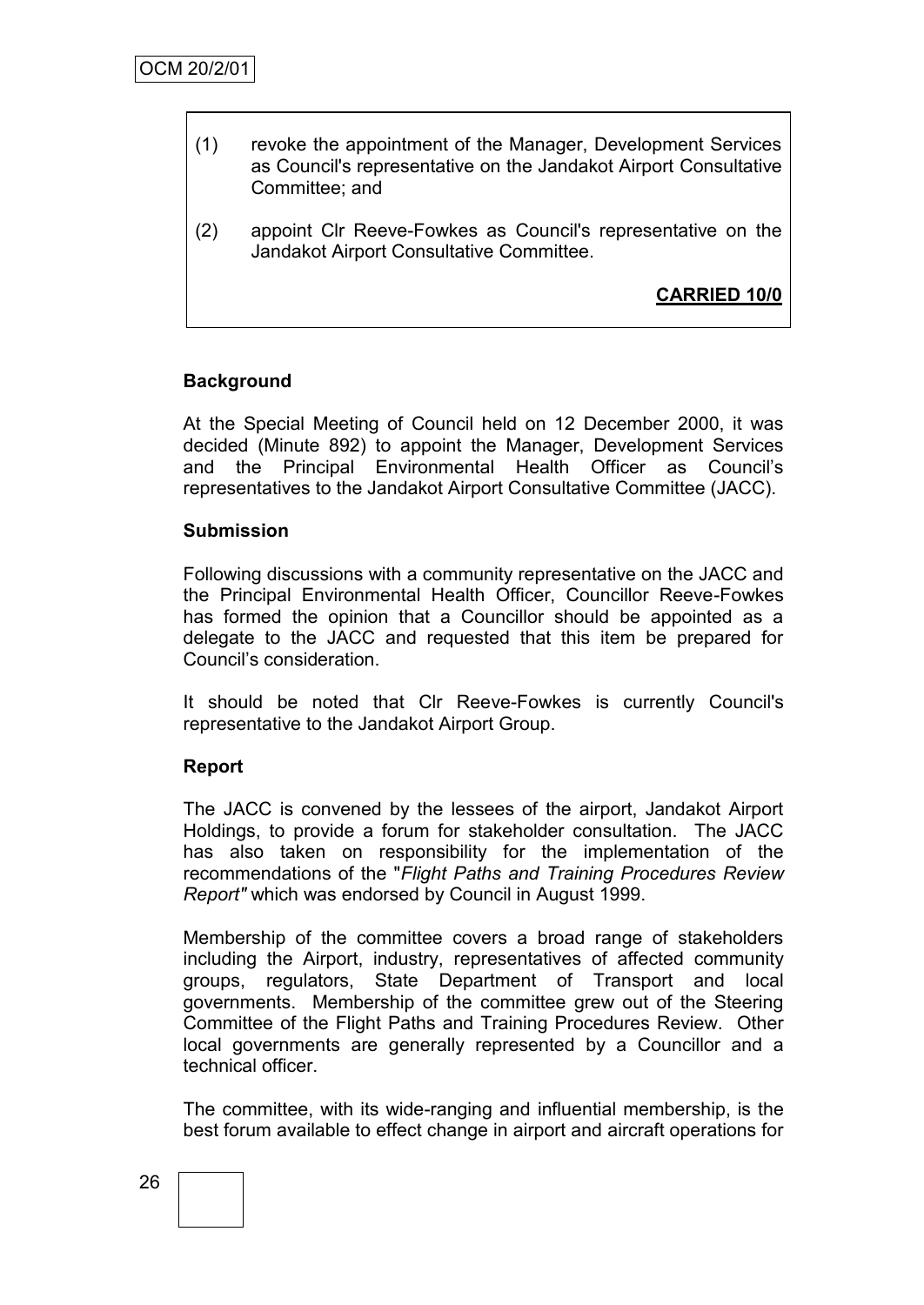(1) revoke the appointment of the Manager, Development Services as Council's representative on the Jandakot Airport Consultative Committee; and

(2) appoint Clr Reeve-Fowkes as Council's representative on the Jandakot Airport Consultative Committee.

**CARRIED 10/0**

**Background**

At the Special Meeting of Council held on 12 December 2000, it was decided (Minute 892) to appoint the Manager, Development Services and the Principal Environmental Health Officer as Council's representatives to the Jandakot Airport Consultative Committee (JACC).

**Submission**

Following discussions with a community representative on the JACC and the Principal Environmental Health Officer, Councillor Reeve-Fowkes has formed the opinion that a Councillor should be appointed as a delegate to the JACC and requested that this item be prepared for Council's consideration.

It should be noted that Clr Reeve-Fowkes is currently Council's representative to the Jandakot Airport Group.

**Report**

The JACC is convened by the lessees of the airport, Jandakot Airport Holdings, to provide a forum for stakeholder consultation. The JACC has also taken on responsibility for the implementation of the recommendations of the "*Flight Paths and Training Procedures Review Report"* which was endorsed by Council in August 1999.

Membership of the committee covers a broad range of stakeholders including the Airport, industry, representatives of affected community groups, regulators, State Department of Transport and local governments. Membership of the committee grew out of the Steering Committee of the Flight Paths and Training Procedures Review. Other local governments are generally represented by a Councillor and a technical officer.

The committee, with its wide-ranging and influential membership, is the best forum available to effect change in airport and aircraft operations for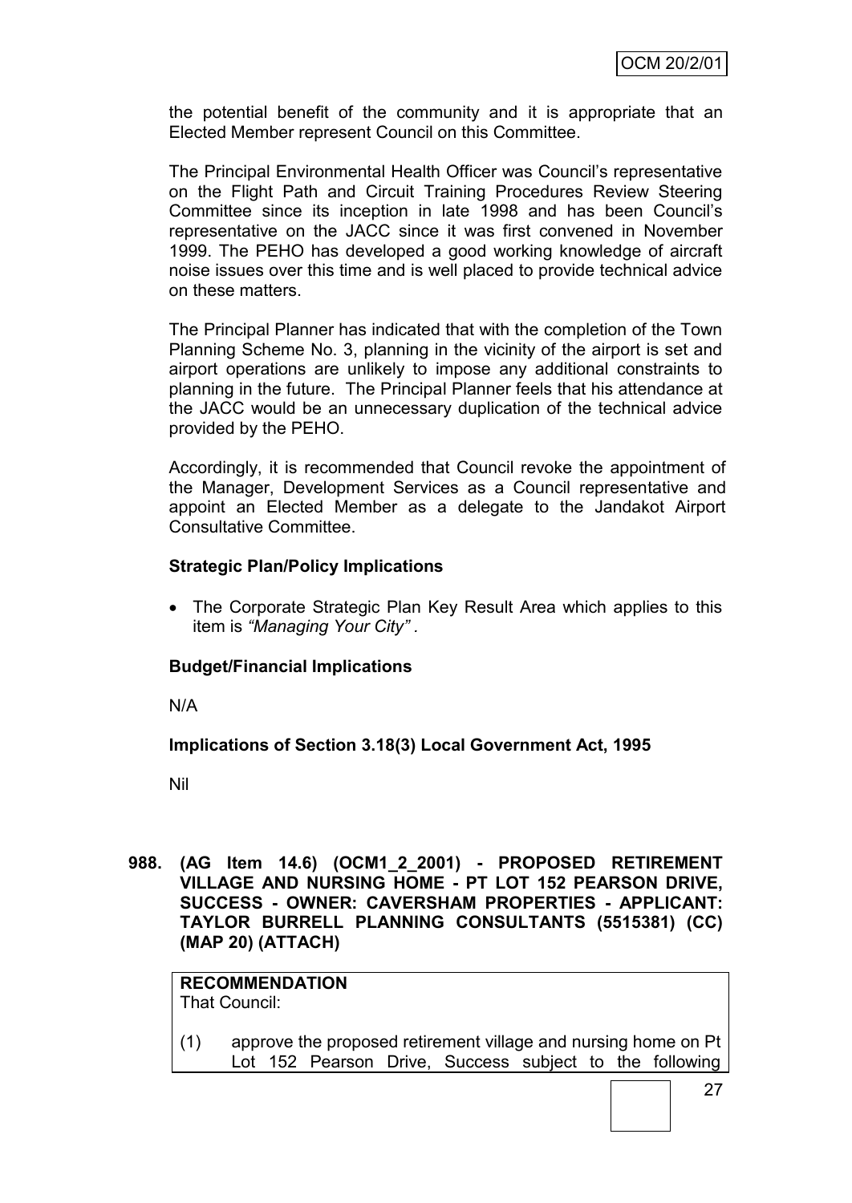the potential benefit of the community and it is appropriate that an Elected Member represent Council on this Committee.

The Principal Environmental Health Officer was Council's representative on the Flight Path and Circuit Training Procedures Review Steering Committee since its inception in late 1998 and has been Council's representative on the JACC since it was first convened in November 1999. The PEHO has developed a good working knowledge of aircraft noise issues over this time and is well placed to provide technical advice on these matters.

The Principal Planner has indicated that with the completion of the Town Planning Scheme No. 3, planning in the vicinity of the airport is set and airport operations are unlikely to impose any additional constraints to planning in the future. The Principal Planner feels that his attendance at the JACC would be an unnecessary duplication of the technical advice provided by the PEHO.

Accordingly, it is recommended that Council revoke the appointment of the Manager, Development Services as a Council representative and appoint an Elected Member as a delegate to the Jandakot Airport Consultative Committee.

**Strategic Plan/Policy Implications**

- The Corporate Strategic Plan Key Result Area which applies to this item is *"Managing Your City"*.

**Budget/Financial Implications**

N/A

**Implications of Section 3.18(3) Local Government Act, 1995**

Nil

**988. (AG Item 14.6) (OCM1_2_2001) - PROPOSED RETIREMENT VILLAGE AND NURSING HOME - PT LOT 152 PEARSON DRIVE, SUCCESS - OWNER: CAVERSHAM PROPERTIES - APPLICANT: TAYLOR BURRELL PLANNING CONSULTANTS (5515381) (CC) (MAP 20) (ATTACH)**

**RECOMMENDATION**
That Council:

(1) approve the proposed retirement village and nursing home on Pt Lot 152 Pearson Drive, Success subject to the following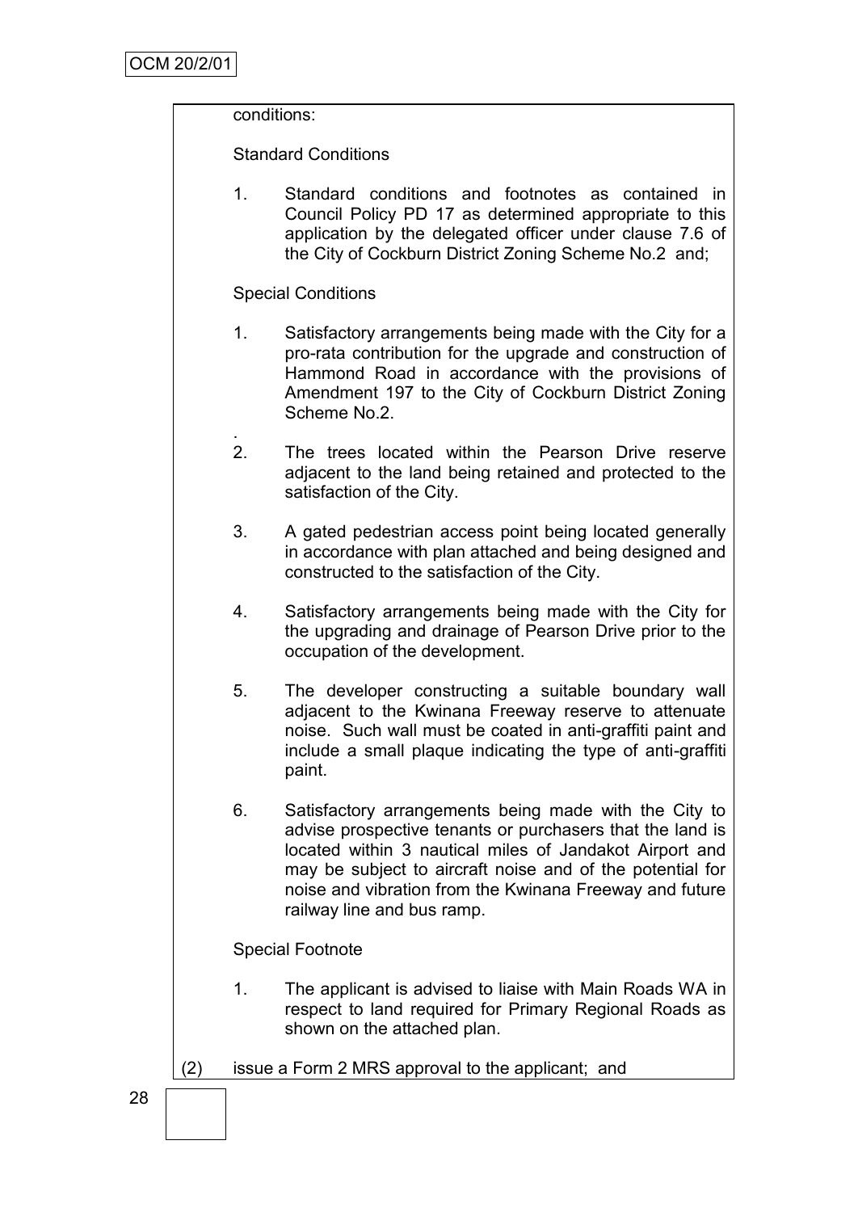conditions:

Standard Conditions

1. Standard conditions and footnotes as contained in Council Policy PD 17 as determined appropriate to this application by the delegated officer under clause 7.6 of the City of Cockburn District Zoning Scheme No.2 and;

Special Conditions

1. Satisfactory arrangements being made with the City for a pro-rata contribution for the upgrade and construction of Hammond Road in accordance with the provisions of Amendment 197 to the City of Cockburn District Zoning Scheme No.2.

2. The trees located within the Pearson Drive reserve adjacent to the land being retained and protected to the satisfaction of the City.

3. A gated pedestrian access point being located generally in accordance with plan attached and being designed and constructed to the satisfaction of the City.

4. Satisfactory arrangements being made with the City for the upgrading and drainage of Pearson Drive prior to the occupation of the development.

5. The developer constructing a suitable boundary wall adjacent to the Kwinana Freeway reserve to attenuate noise. Such wall must be coated in anti-graffiti paint and include a small plaque indicating the type of anti-graffiti paint.

6. Satisfactory arrangements being made with the City to advise prospective tenants or purchasers that the land is located within 3 nautical miles of Jandakot Airport and may be subject to aircraft noise and of the potential for noise and vibration from the Kwinana Freeway and future railway line and bus ramp.

Special Footnote

1. The applicant is advised to liaise with Main Roads WA in respect to land required for Primary Regional Roads as shown on the attached plan.

(2) issue a Form 2 MRS approval to the applicant; and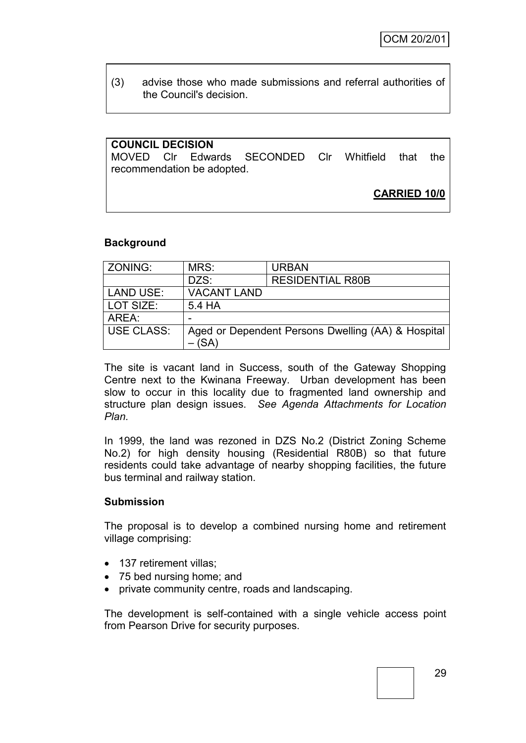(3) advise those who made submissions and referral authorities of the Council's decision.

**COUNCIL DECISION**
MOVED Clr Edwards SECONDED Clr Whitfield that the recommendation be adopted.

**CARRIED 10/0**

**Background**

| | | |
|---|---|---|
| ZONING: | MRS: | URBAN |
| | DZS: | RESIDENTIAL R80B |
| LAND USE: | VACANT LAND | |
| LOT SIZE: | 5.4 HA | |
| AREA: | - | |
| USE CLASS: | Aged or Dependent Persons Dwelling (AA) & Hospital – (SA) | |

The site is vacant land in Success, south of the Gateway Shopping Centre next to the Kwinana Freeway. Urban development has been slow to occur in this locality due to fragmented land ownership and structure plan design issues. *See Agenda Attachments for Location Plan.*

In 1999, the land was rezoned in DZS No.2 (District Zoning Scheme No.2) for high density housing (Residential R80B) so that future residents could take advantage of nearby shopping facilities, the future bus terminal and railway station.

**Submission**

The proposal is to develop a combined nursing home and retirement village comprising:

- 137 retirement villas;
- 75 bed nursing home; and
- private community centre, roads and landscaping.

The development is self-contained with a single vehicle access point from Pearson Drive for security purposes.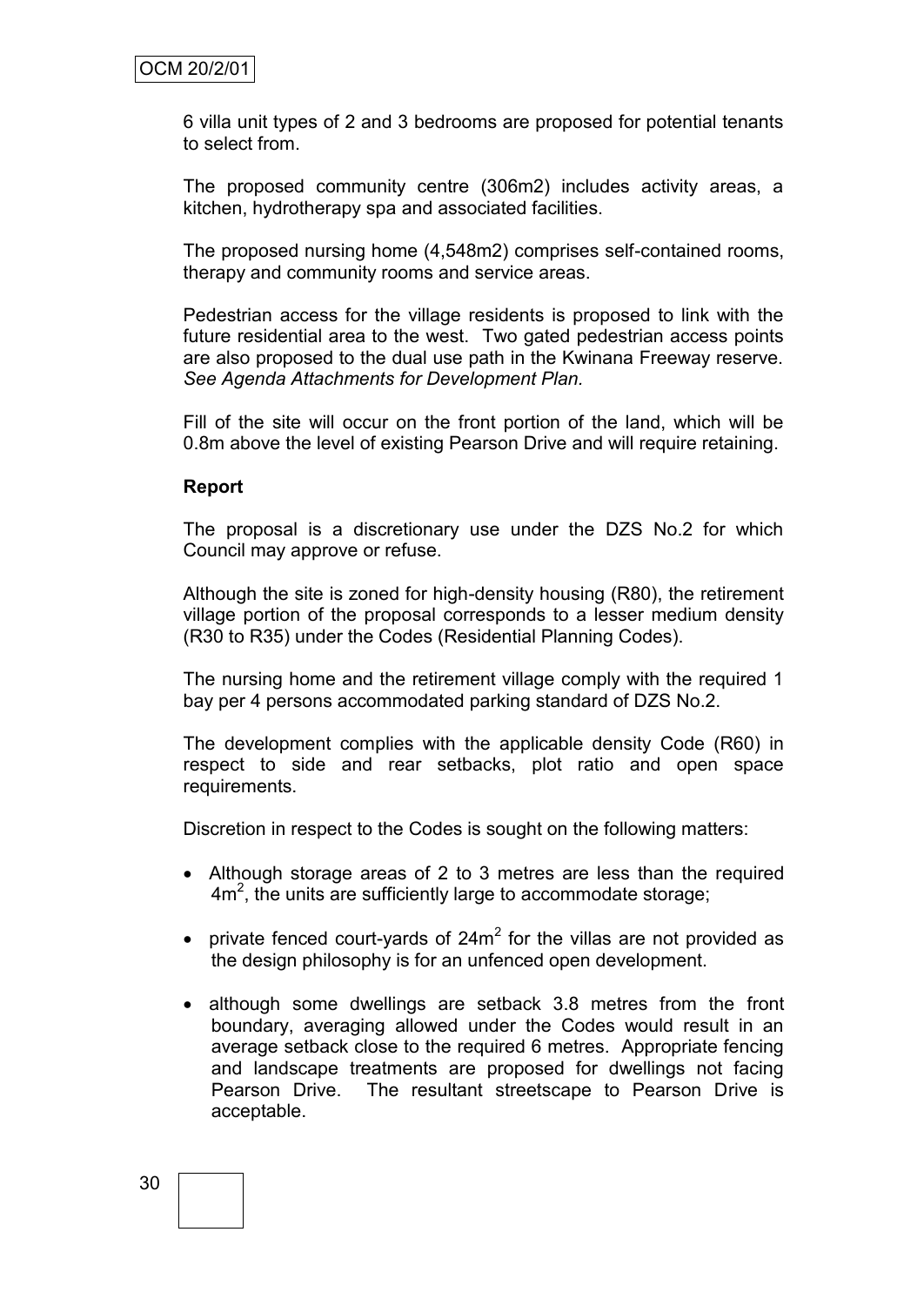6 villa unit types of 2 and 3 bedrooms are proposed for potential tenants to select from.

The proposed community centre (306m2) includes activity areas, a kitchen, hydrotherapy spa and associated facilities.

The proposed nursing home (4,548m2) comprises self-contained rooms, therapy and community rooms and service areas.

Pedestrian access for the village residents is proposed to link with the future residential area to the west. Two gated pedestrian access points are also proposed to the dual use path in the Kwinana Freeway reserve. *See Agenda Attachments for Development Plan.*

Fill of the site will occur on the front portion of the land, which will be 0.8m above the level of existing Pearson Drive and will require retaining.

**Report**

The proposal is a discretionary use under the DZS No.2 for which Council may approve or refuse.

Although the site is zoned for high-density housing (R80), the retirement village portion of the proposal corresponds to a lesser medium density (R30 to R35) under the Codes (Residential Planning Codes).

The nursing home and the retirement village comply with the required 1 bay per 4 persons accommodated parking standard of DZS No.2.

The development complies with the applicable density Code (R60) in respect to side and rear setbacks, plot ratio and open space requirements.

Discretion in respect to the Codes is sought on the following matters:

- Although storage areas of 2 to 3 metres are less than the required $4m^2$, the units are sufficiently large to accommodate storage;
- private fenced court-yards of $24m^2$ for the villas are not provided as the design philosophy is for an unfenced open development.
- although some dwellings are setback 3.8 metres from the front boundary, averaging allowed under the Codes would result in an average setback close to the required 6 metres. Appropriate fencing and landscape treatments are proposed for dwellings not facing Pearson Drive. The resultant streetscape to Pearson Drive is acceptable.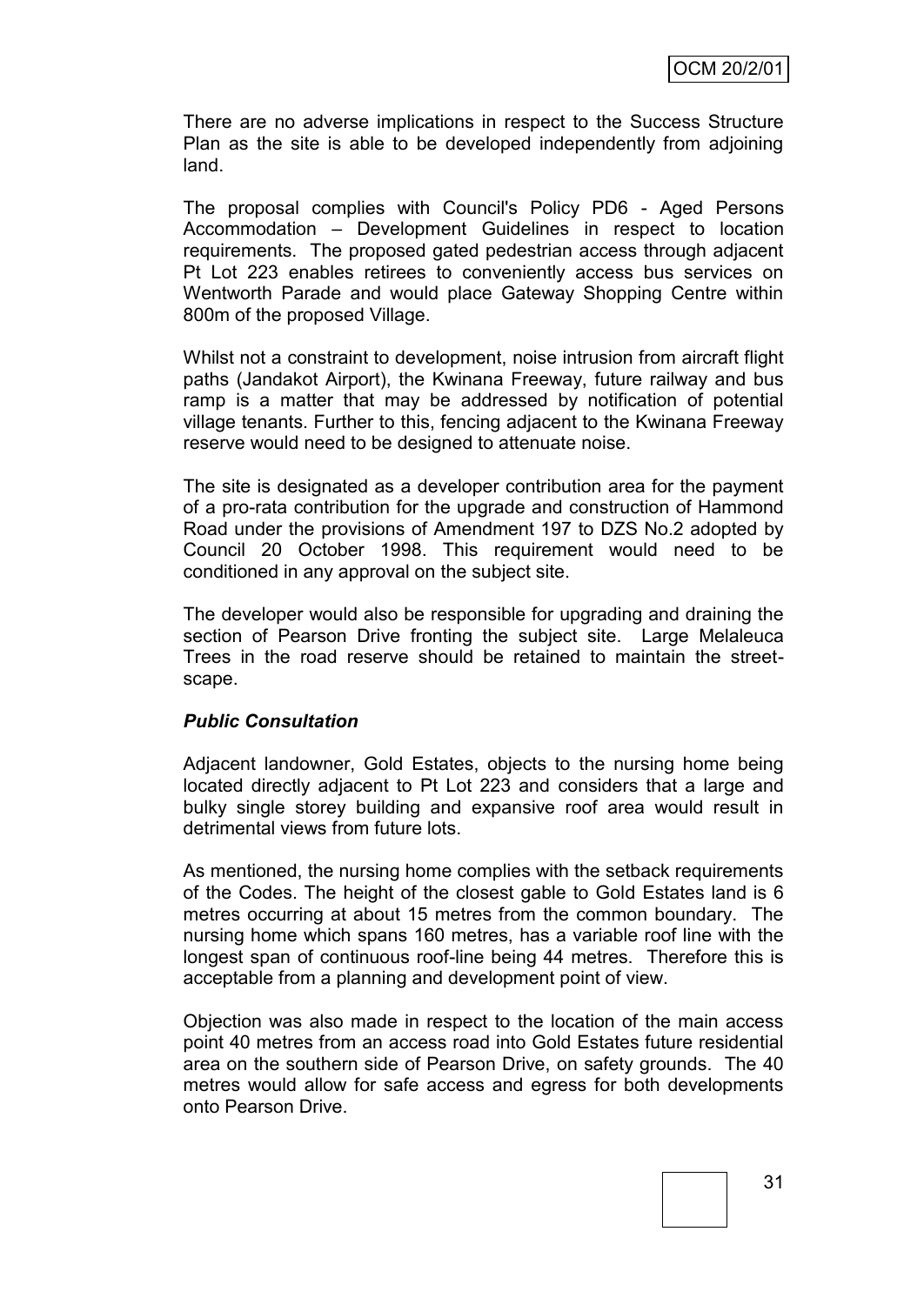There are no adverse implications in respect to the Success Structure Plan as the site is able to be developed independently from adjoining land.

The proposal complies with Council's Policy PD6 - Aged Persons Accommodation – Development Guidelines in respect to location requirements. The proposed gated pedestrian access through adjacent Pt Lot 223 enables retirees to conveniently access bus services on Wentworth Parade and would place Gateway Shopping Centre within 800m of the proposed Village.

Whilst not a constraint to development, noise intrusion from aircraft flight paths (Jandakot Airport), the Kwinana Freeway, future railway and bus ramp is a matter that may be addressed by notification of potential village tenants. Further to this, fencing adjacent to the Kwinana Freeway reserve would need to be designed to attenuate noise.

The site is designated as a developer contribution area for the payment of a pro-rata contribution for the upgrade and construction of Hammond Road under the provisions of Amendment 197 to DZS No.2 adopted by Council 20 October 1998. This requirement would need to be conditioned in any approval on the subject site.

The developer would also be responsible for upgrading and draining the section of Pearson Drive fronting the subject site. Large Melaleuca Trees in the road reserve should be retained to maintain the street-scape.

***Public Consultation***

Adjacent landowner, Gold Estates, objects to the nursing home being located directly adjacent to Pt Lot 223 and considers that a large and bulky single storey building and expansive roof area would result in detrimental views from future lots.

As mentioned, the nursing home complies with the setback requirements of the Codes. The height of the closest gable to Gold Estates land is 6 metres occurring at about 15 metres from the common boundary. The nursing home which spans 160 metres, has a variable roof line with the longest span of continuous roof-line being 44 metres. Therefore this is acceptable from a planning and development point of view.

Objection was also made in respect to the location of the main access point 40 metres from an access road into Gold Estates future residential area on the southern side of Pearson Drive, on safety grounds. The 40 metres would allow for safe access and egress for both developments onto Pearson Drive.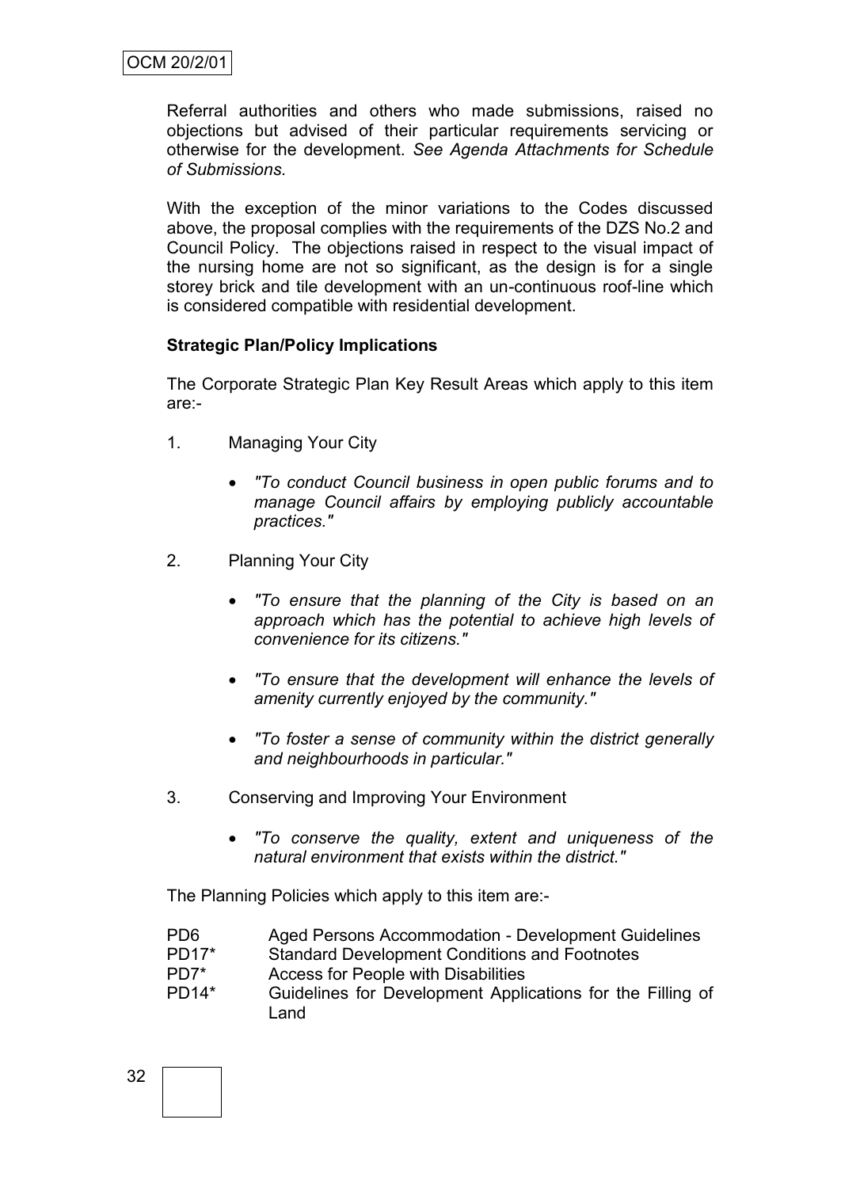Referral authorities and others who made submissions, raised no objections but advised of their particular requirements servicing or otherwise for the development. *See Agenda Attachments for Schedule of Submissions.*

With the exception of the minor variations to the Codes discussed above, the proposal complies with the requirements of the DZS No.2 and Council Policy. The objections raised in respect to the visual impact of the nursing home are not so significant, as the design is for a single storey brick and tile development with an un-continuous roof-line which is considered compatible with residential development.

**Strategic Plan/Policy Implications**

The Corporate Strategic Plan Key Result Areas which apply to this item are:-

1. Managing Your City

   - *"To conduct Council business in open public forums and to manage Council affairs by employing publicly accountable practices."*

2. Planning Your City

   - *"To ensure that the planning of the City is based on an approach which has the potential to achieve high levels of convenience for its citizens."*
   - *"To ensure that the development will enhance the levels of amenity currently enjoyed by the community."*
   - *"To foster a sense of community within the district generally and neighbourhoods in particular."*

3. Conserving and Improving Your Environment

   - *"To conserve the quality, extent and uniqueness of the natural environment that exists within the district."*

The Planning Policies which apply to this item are:-

| | |
|---|---|
| PD6 | Aged Persons Accommodation - Development Guidelines |
| PD17* | Standard Development Conditions and Footnotes |
| PD7* | Access for People with Disabilities |
| PD14* | Guidelines for Development Applications for the Filling of Land |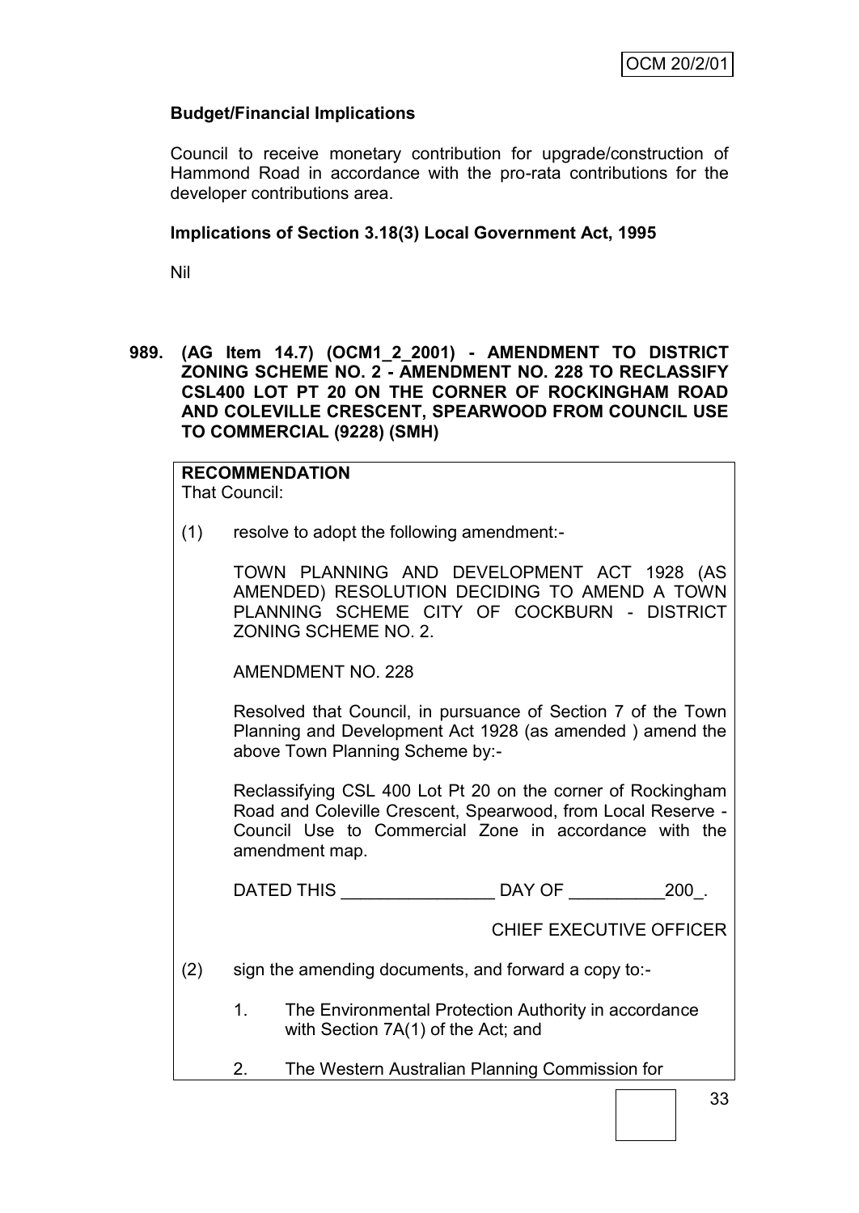**Budget/Financial Implications**

Council to receive monetary contribution for upgrade/construction of Hammond Road in accordance with the pro-rata contributions for the developer contributions area.

**Implications of Section 3.18(3) Local Government Act, 1995**

Nil

**989. (AG Item 14.7) (OCM1_2_2001) - AMENDMENT TO DISTRICT ZONING SCHEME NO. 2 - AMENDMENT NO. 228 TO RECLASSIFY CSL400 LOT PT 20 ON THE CORNER OF ROCKINGHAM ROAD AND COLEVILLE CRESCENT, SPEARWOOD FROM COUNCIL USE TO COMMERCIAL (9228) (SMH)**

**RECOMMENDATION**
That Council:

(1) resolve to adopt the following amendment:-

TOWN PLANNING AND DEVELOPMENT ACT 1928 (AS AMENDED) RESOLUTION DECIDING TO AMEND A TOWN PLANNING SCHEME CITY OF COCKBURN - DISTRICT ZONING SCHEME NO. 2.

AMENDMENT NO. 228

Resolved that Council, in pursuance of Section 7 of the Town Planning and Development Act 1928 (as amended ) amend the above Town Planning Scheme by:-

Reclassifying CSL 400 Lot Pt 20 on the corner of Rockingham Road and Coleville Crescent, Spearwood, from Local Reserve - Council Use to Commercial Zone in accordance with the amendment map.

DATED THIS ________________ DAY OF __________200_.

CHIEF EXECUTIVE OFFICER

(2) sign the amending documents, and forward a copy to:-

1. The Environmental Protection Authority in accordance with Section 7A(1) of the Act; and

2. The Western Australian Planning Commission for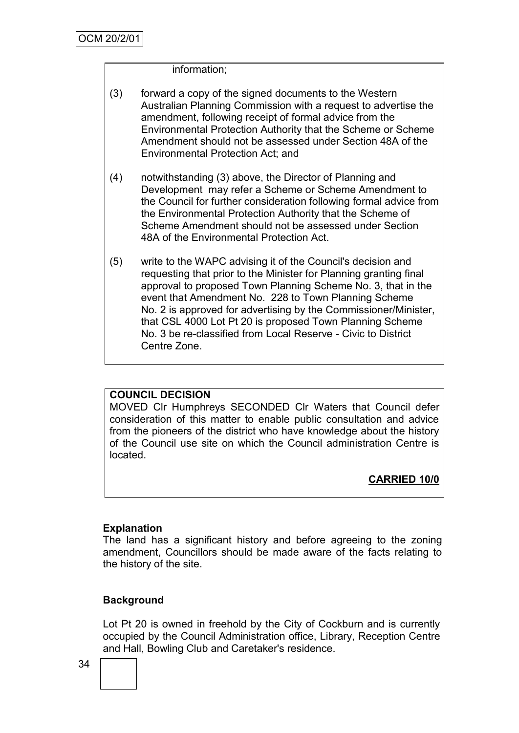information;

(3) forward a copy of the signed documents to the Western Australian Planning Commission with a request to advertise the amendment, following receipt of formal advice from the Environmental Protection Authority that the Scheme or Scheme Amendment should not be assessed under Section 48A of the Environmental Protection Act; and

(4) notwithstanding (3) above, the Director of Planning and Development may refer a Scheme or Scheme Amendment to the Council for further consideration following formal advice from the Environmental Protection Authority that the Scheme of Scheme Amendment should not be assessed under Section 48A of the Environmental Protection Act.

(5) write to the WAPC advising it of the Council's decision and requesting that prior to the Minister for Planning granting final approval to proposed Town Planning Scheme No. 3, that in the event that Amendment No. 228 to Town Planning Scheme No. 2 is approved for advertising by the Commissioner/Minister, that CSL 4000 Lot Pt 20 is proposed Town Planning Scheme No. 3 be re-classified from Local Reserve - Civic to District Centre Zone.

**COUNCIL DECISION**

MOVED Clr Humphreys SECONDED Clr Waters that Council defer consideration of this matter to enable public consultation and advice from the pioneers of the district who have knowledge about the history of the Council use site on which the Council administration Centre is located.

**CARRIED 10/0**

**Explanation**

The land has a significant history and before agreeing to the zoning amendment, Councillors should be made aware of the facts relating to the history of the site.

**Background**

Lot Pt 20 is owned in freehold by the City of Cockburn and is currently occupied by the Council Administration office, Library, Reception Centre and Hall, Bowling Club and Caretaker's residence.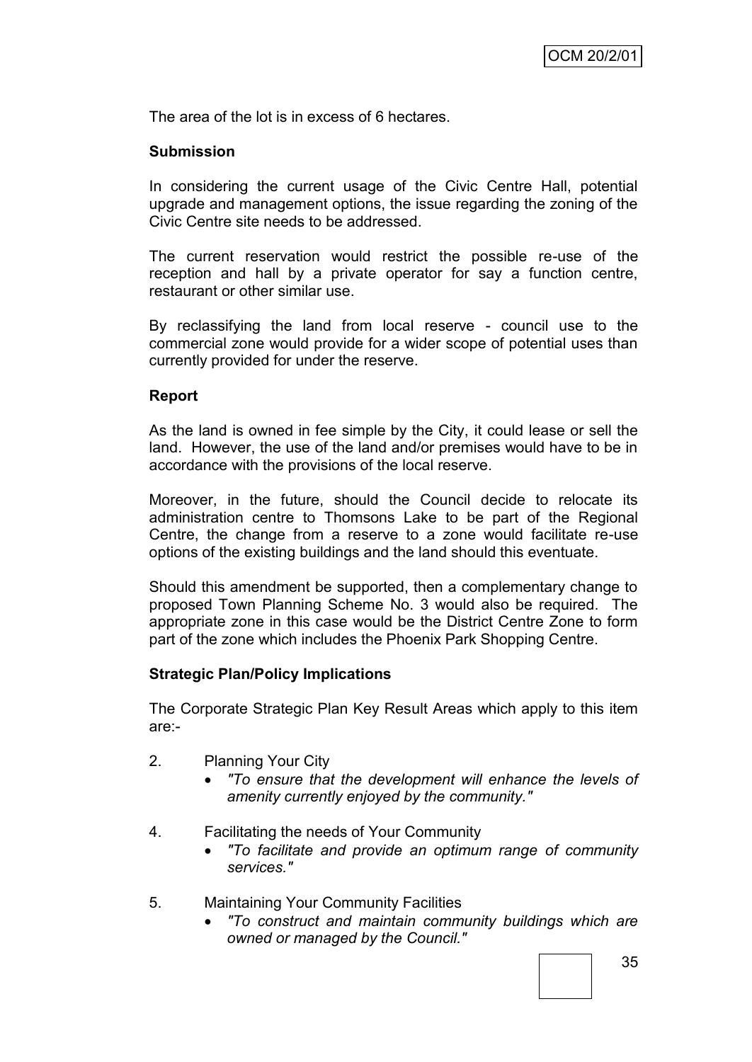The area of the lot is in excess of 6 hectares.

**Submission**

In considering the current usage of the Civic Centre Hall, potential upgrade and management options, the issue regarding the zoning of the Civic Centre site needs to be addressed.

The current reservation would restrict the possible re-use of the reception and hall by a private operator for say a function centre, restaurant or other similar use.

By reclassifying the land from local reserve - council use to the commercial zone would provide for a wider scope of potential uses than currently provided for under the reserve.

**Report**

As the land is owned in fee simple by the City, it could lease or sell the land. However, the use of the land and/or premises would have to be in accordance with the provisions of the local reserve.

Moreover, in the future, should the Council decide to relocate its administration centre to Thomsons Lake to be part of the Regional Centre, the change from a reserve to a zone would facilitate re-use options of the existing buildings and the land should this eventuate.

Should this amendment be supported, then a complementary change to proposed Town Planning Scheme No. 3 would also be required. The appropriate zone in this case would be the District Centre Zone to form part of the zone which includes the Phoenix Park Shopping Centre.

**Strategic Plan/Policy Implications**

The Corporate Strategic Plan Key Result Areas which apply to this item are:-

2. Planning Your City
   - *"To ensure that the development will enhance the levels of amenity currently enjoyed by the community."*

4. Facilitating the needs of Your Community
   - *"To facilitate and provide an optimum range of community services."*

5. Maintaining Your Community Facilities
   - *"To construct and maintain community buildings which are owned or managed by the Council."*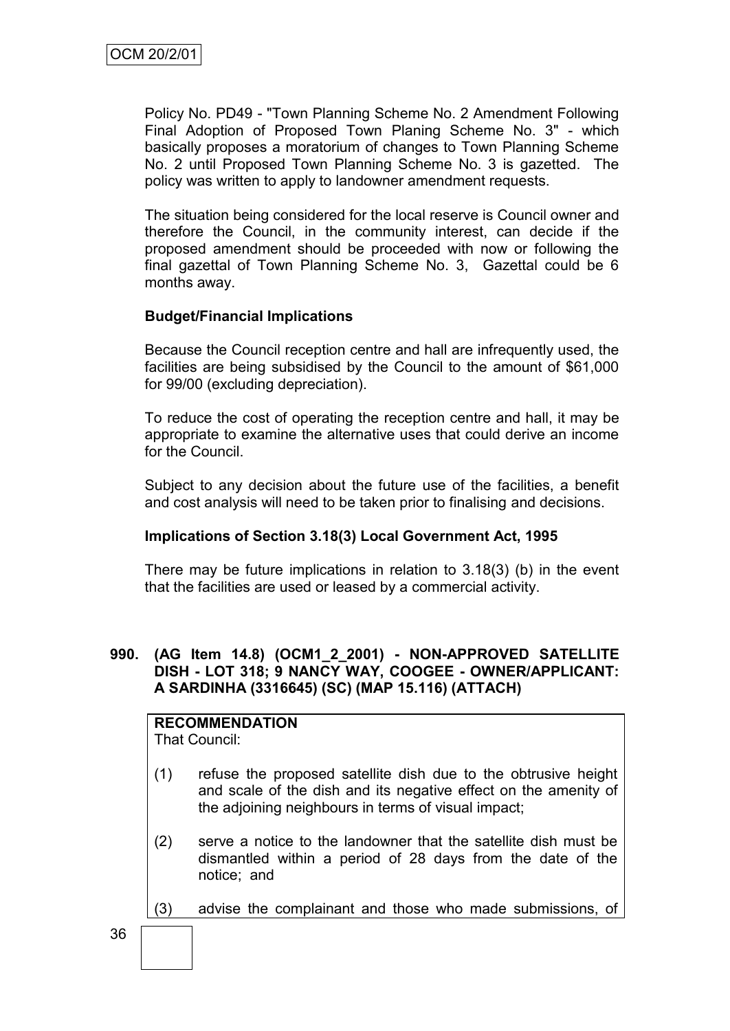Policy No. PD49 - "Town Planning Scheme No. 2 Amendment Following Final Adoption of Proposed Town Planing Scheme No. 3" - which basically proposes a moratorium of changes to Town Planning Scheme No. 2 until Proposed Town Planning Scheme No. 3 is gazetted. The policy was written to apply to landowner amendment requests.

The situation being considered for the local reserve is Council owner and therefore the Council, in the community interest, can decide if the proposed amendment should be proceeded with now or following the final gazettal of Town Planning Scheme No. 3, Gazettal could be 6 months away.

**Budget/Financial Implications**

Because the Council reception centre and hall are infrequently used, the facilities are being subsidised by the Council to the amount of $61,000 for 99/00 (excluding depreciation).

To reduce the cost of operating the reception centre and hall, it may be appropriate to examine the alternative uses that could derive an income for the Council.

Subject to any decision about the future use of the facilities, a benefit and cost analysis will need to be taken prior to finalising and decisions.

**Implications of Section 3.18(3) Local Government Act, 1995**

There may be future implications in relation to 3.18(3) (b) in the event that the facilities are used or leased by a commercial activity.

### 990. (AG Item 14.8) (OCM1_2_2001) - NON-APPROVED SATELLITE DISH - LOT 318; 9 NANCY WAY, COOGEE - OWNER/APPLICANT: A SARDINHA (3316645) (SC) (MAP 15.116) (ATTACH)

**RECOMMENDATION**
That Council:

(1) refuse the proposed satellite dish due to the obtrusive height and scale of the dish and its negative effect on the amenity of the adjoining neighbours in terms of visual impact;

(2) serve a notice to the landowner that the satellite dish must be dismantled within a period of 28 days from the date of the notice; and

(3) advise the complainant and those who made submissions, of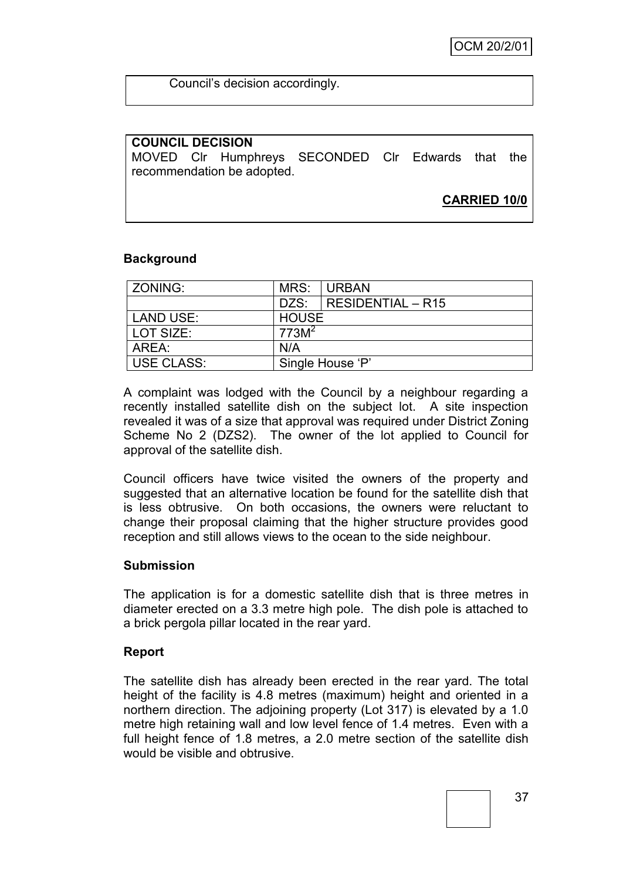Council's decision accordingly.

**COUNCIL DECISION**
MOVED Clr Humphreys SECONDED Clr Edwards that the recommendation be adopted.

**CARRIED 10/0**

## Background

| ZONING: | MRS: | URBAN |
|---|---|---|
| | DZS: | RESIDENTIAL – R15 |
| LAND USE: | HOUSE | |
| LOT SIZE: | $773M^2$ | |
| AREA: | N/A | |
| USE CLASS: | Single House 'P' | |

A complaint was lodged with the Council by a neighbour regarding a recently installed satellite dish on the subject lot. A site inspection revealed it was of a size that approval was required under District Zoning Scheme No 2 (DZS2). The owner of the lot applied to Council for approval of the satellite dish.

Council officers have twice visited the owners of the property and suggested that an alternative location be found for the satellite dish that is less obtrusive. On both occasions, the owners were reluctant to change their proposal claiming that the higher structure provides good reception and still allows views to the ocean to the side neighbour.

## Submission

The application is for a domestic satellite dish that is three metres in diameter erected on a 3.3 metre high pole. The dish pole is attached to a brick pergola pillar located in the rear yard.

## Report

The satellite dish has already been erected in the rear yard. The total height of the facility is 4.8 metres (maximum) height and oriented in a northern direction. The adjoining property (Lot 317) is elevated by a 1.0 metre high retaining wall and low level fence of 1.4 metres. Even with a full height fence of 1.8 metres, a 2.0 metre section of the satellite dish would be visible and obtrusive.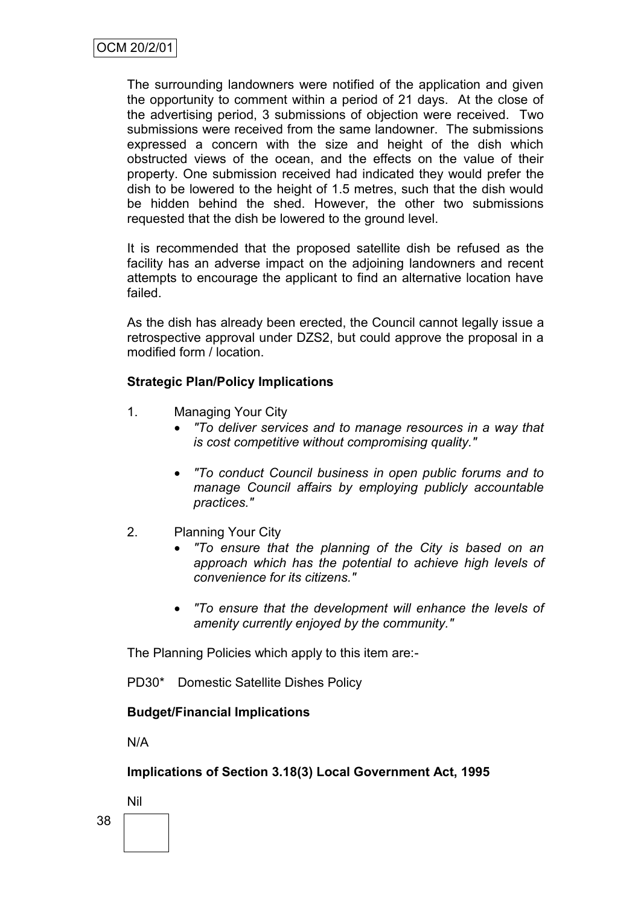The surrounding landowners were notified of the application and given the opportunity to comment within a period of 21 days. At the close of the advertising period, 3 submissions of objection were received. Two submissions were received from the same landowner. The submissions expressed a concern with the size and height of the dish which obstructed views of the ocean, and the effects on the value of their property. One submission received had indicated they would prefer the dish to be lowered to the height of 1.5 metres, such that the dish would be hidden behind the shed. However, the other two submissions requested that the dish be lowered to the ground level.

It is recommended that the proposed satellite dish be refused as the facility has an adverse impact on the adjoining landowners and recent attempts to encourage the applicant to find an alternative location have failed.

As the dish has already been erected, the Council cannot legally issue a retrospective approval under DZS2, but could approve the proposal in a modified form / location.

**Strategic Plan/Policy Implications**

1. Managing Your City
    - *"To deliver services and to manage resources in a way that is cost competitive without compromising quality."*
    - *"To conduct Council business in open public forums and to manage Council affairs by employing publicly accountable practices."*
2. Planning Your City
    - *"To ensure that the planning of the City is based on an approach which has the potential to achieve high levels of convenience for its citizens."*
    - *"To ensure that the development will enhance the levels of amenity currently enjoyed by the community."*

The Planning Policies which apply to this item are:-

PD30* Domestic Satellite Dishes Policy

**Budget/Financial Implications**

N/A

**Implications of Section 3.18(3) Local Government Act, 1995**

Nil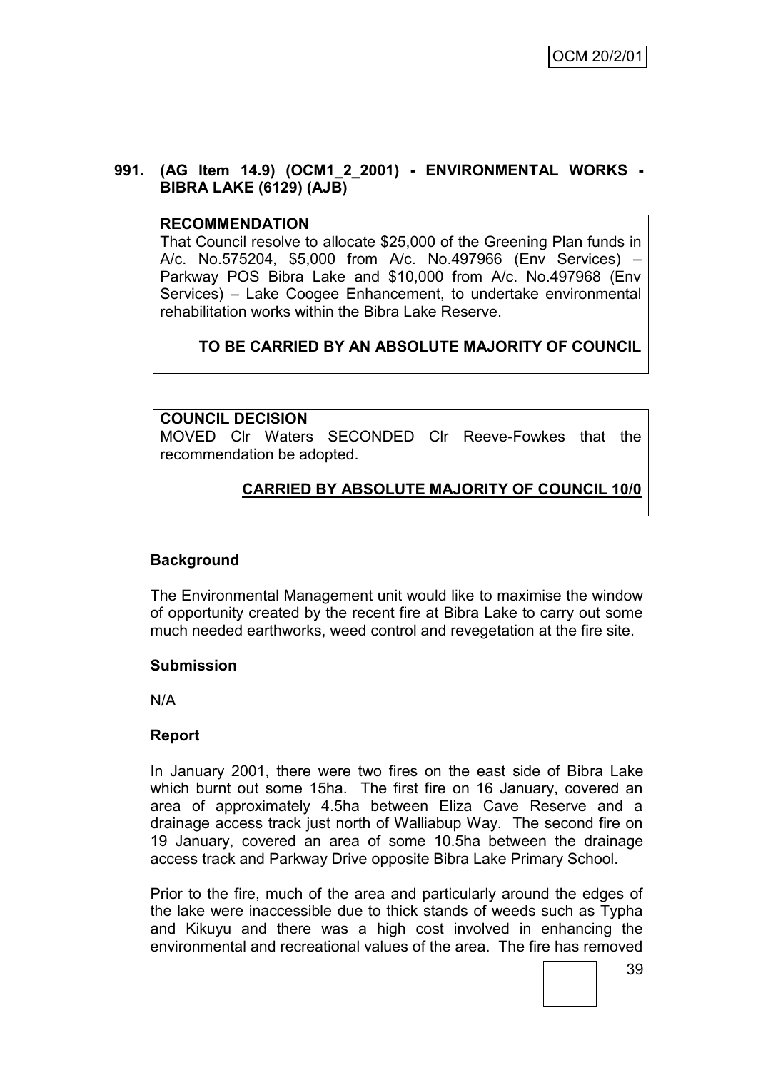## 991. (AG Item 14.9) (OCM1_2_2001) - ENVIRONMENTAL WORKS - BIBRA LAKE (6129) (AJB)

**RECOMMENDATION**

That Council resolve to allocate $25,000 of the Greening Plan funds in A/c. No.575204, $5,000 from A/c. No.497966 (Env Services) – Parkway POS Bibra Lake and $10,000 from A/c. No.497968 (Env Services) – Lake Coogee Enhancement, to undertake environmental rehabilitation works within the Bibra Lake Reserve.

**TO BE CARRIED BY AN ABSOLUTE MAJORITY OF COUNCIL**

**COUNCIL DECISION**

MOVED Clr Waters SECONDED Clr Reeve-Fowkes that the recommendation be adopted.

**CARRIED BY ABSOLUTE MAJORITY OF COUNCIL 10/0**

**Background**

The Environmental Management unit would like to maximise the window of opportunity created by the recent fire at Bibra Lake to carry out some much needed earthworks, weed control and revegetation at the fire site.

**Submission**

N/A

**Report**

In January 2001, there were two fires on the east side of Bibra Lake which burnt out some 15ha. The first fire on 16 January, covered an area of approximately 4.5ha between Eliza Cave Reserve and a drainage access track just north of Walliabup Way. The second fire on 19 January, covered an area of some 10.5ha between the drainage access track and Parkway Drive opposite Bibra Lake Primary School.

Prior to the fire, much of the area and particularly around the edges of the lake were inaccessible due to thick stands of weeds such as Typha and Kikuyu and there was a high cost involved in enhancing the environmental and recreational values of the area. The fire has removed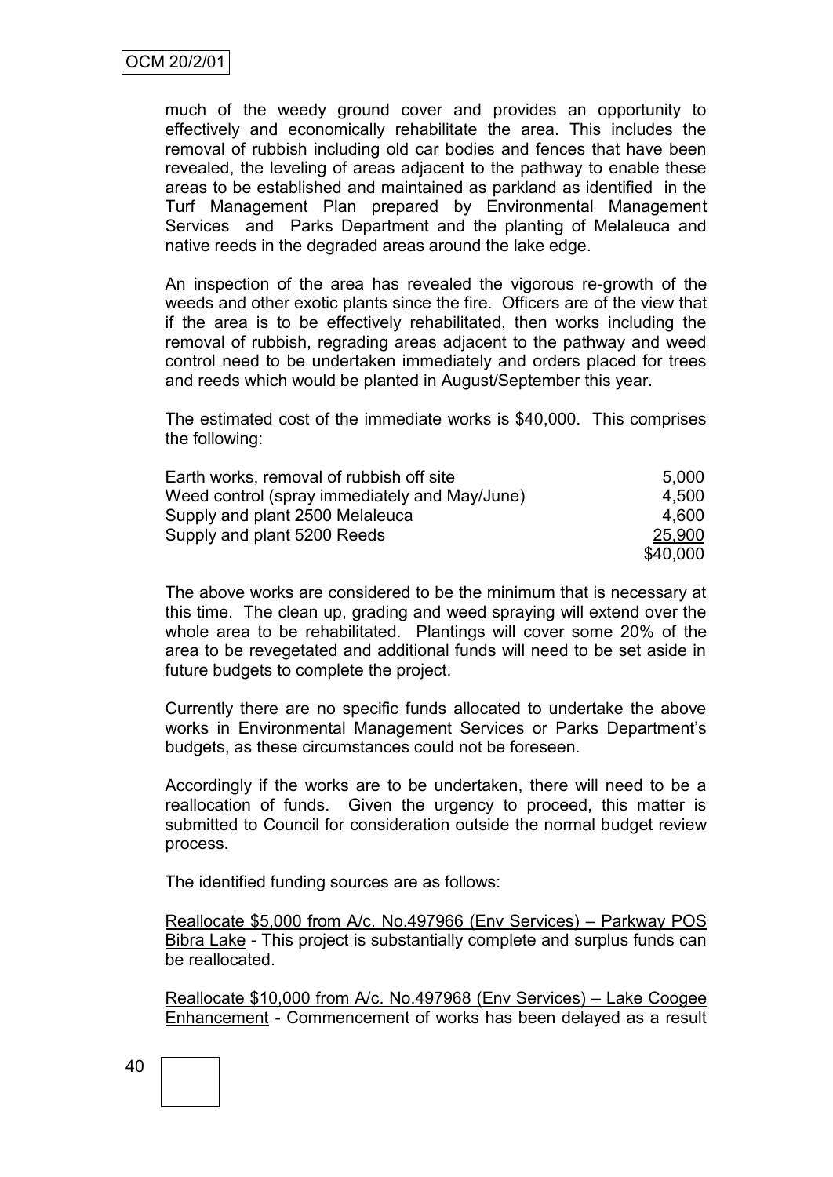much of the weedy ground cover and provides an opportunity to effectively and economically rehabilitate the area. This includes the removal of rubbish including old car bodies and fences that have been revealed, the leveling of areas adjacent to the pathway to enable these areas to be established and maintained as parkland as identified in the Turf Management Plan prepared by Environmental Management Services and Parks Department and the planting of Melaleuca and native reeds in the degraded areas around the lake edge.

An inspection of the area has revealed the vigorous re-growth of the weeds and other exotic plants since the fire. Officers are of the view that if the area is to be effectively rehabilitated, then works including the removal of rubbish, regrading areas adjacent to the pathway and weed control need to be undertaken immediately and orders placed for trees and reeds which would be planted in August/September this year.

The estimated cost of the immediate works is $40,000. This comprises the following:

| | |
|---|---:|
| Earth works, removal of rubbish off site | 5,000 |
| Weed control (spray immediately and May/June) | 4,500 |
| Supply and plant 2500 Melaleuca | 4,600 |
| Supply and plant 5200 Reeds | 25,900 |
| | $40,000 |

The above works are considered to be the minimum that is necessary at this time. The clean up, grading and weed spraying will extend over the whole area to be rehabilitated. Plantings will cover some 20% of the area to be revegetated and additional funds will need to be set aside in future budgets to complete the project.

Currently there are no specific funds allocated to undertake the above works in Environmental Management Services or Parks Department's budgets, as these circumstances could not be foreseen.

Accordingly if the works are to be undertaken, there will need to be a reallocation of funds. Given the urgency to proceed, this matter is submitted to Council for consideration outside the normal budget review process.

The identified funding sources are as follows:

Reallocate $5,000 from A/c. No.497966 (Env Services) – Parkway POS Bibra Lake - This project is substantially complete and surplus funds can be reallocated.

Reallocate $10,000 from A/c. No.497968 (Env Services) – Lake Coogee Enhancement - Commencement of works has been delayed as a result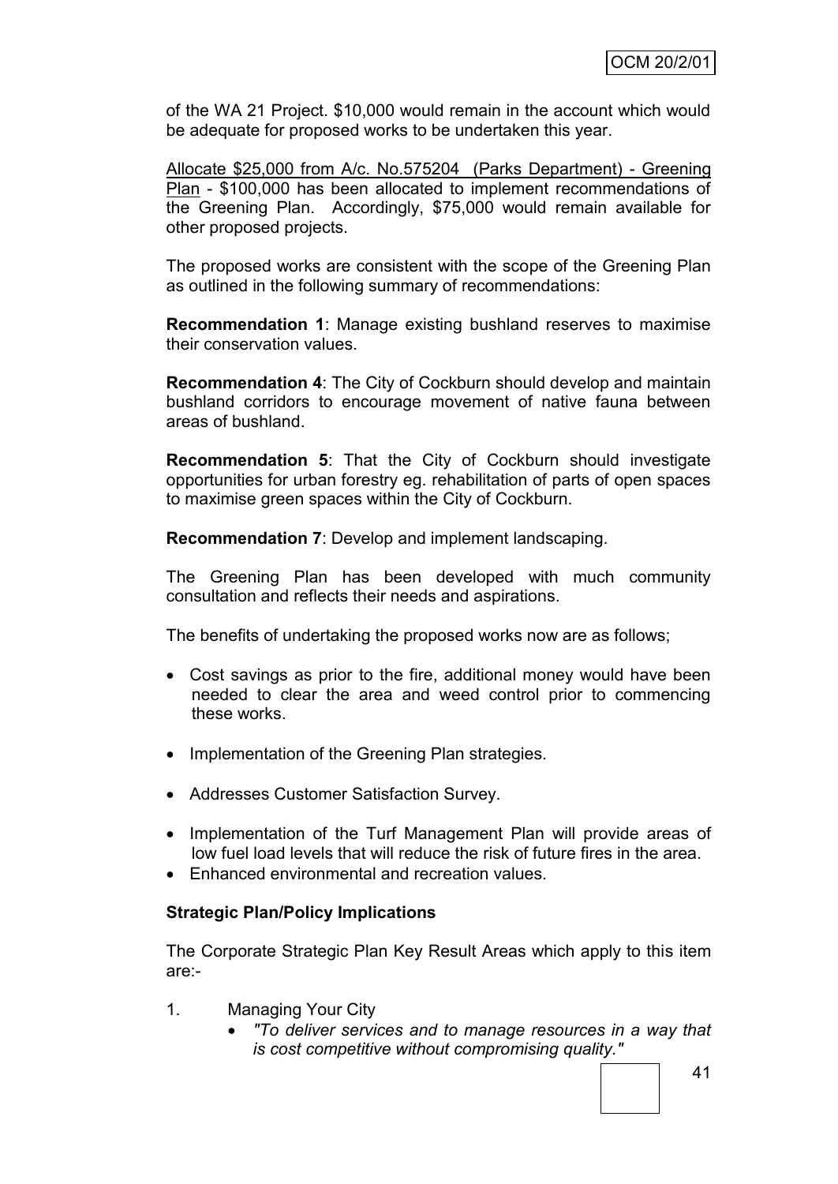of the WA 21 Project. $10,000 would remain in the account which would be adequate for proposed works to be undertaken this year.

Allocate $25,000 from A/c. No.575204 (Parks Department) - Greening Plan - $100,000 has been allocated to implement recommendations of the Greening Plan. Accordingly, $75,000 would remain available for other proposed projects.

The proposed works are consistent with the scope of the Greening Plan as outlined in the following summary of recommendations:

**Recommendation 1**: Manage existing bushland reserves to maximise their conservation values.

**Recommendation 4**: The City of Cockburn should develop and maintain bushland corridors to encourage movement of native fauna between areas of bushland.

**Recommendation 5**: That the City of Cockburn should investigate opportunities for urban forestry eg. rehabilitation of parts of open spaces to maximise green spaces within the City of Cockburn.

**Recommendation 7**: Develop and implement landscaping.

The Greening Plan has been developed with much community consultation and reflects their needs and aspirations.

The benefits of undertaking the proposed works now are as follows;

- Cost savings as prior to the fire, additional money would have been needed to clear the area and weed control prior to commencing these works.
- Implementation of the Greening Plan strategies.
- Addresses Customer Satisfaction Survey.
- Implementation of the Turf Management Plan will provide areas of low fuel load levels that will reduce the risk of future fires in the area.
- Enhanced environmental and recreation values.

**Strategic Plan/Policy Implications**

The Corporate Strategic Plan Key Result Areas which apply to this item are:-

1. Managing Your City
   - *"To deliver services and to manage resources in a way that is cost competitive without compromising quality."*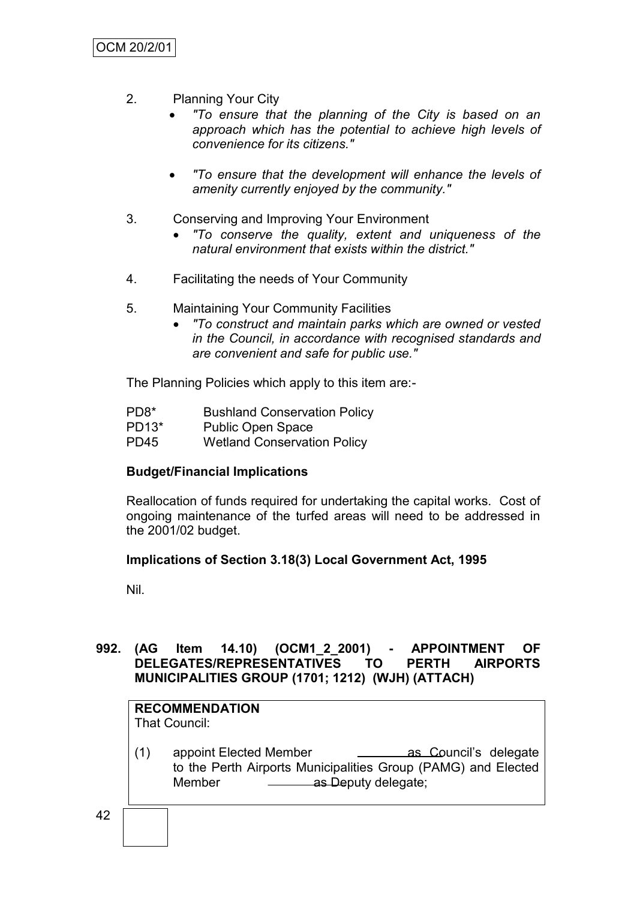2. Planning Your City
    - *"To ensure that the planning of the City is based on an approach which has the potential to achieve high levels of convenience for its citizens."*
    - *"To ensure that the development will enhance the levels of amenity currently enjoyed by the community."*

3. Conserving and Improving Your Environment
    - *"To conserve the quality, extent and uniqueness of the natural environment that exists within the district."*

4. Facilitating the needs of Your Community

5. Maintaining Your Community Facilities
    - *"To construct and maintain parks which are owned or vested in the Council, in accordance with recognised standards and are convenient and safe for public use."*

The Planning Policies which apply to this item are:-

| | |
|---|---|
| PD8* | Bushland Conservation Policy |
| PD13* | Public Open Space |
| PD45 | Wetland Conservation Policy |

**Budget/Financial Implications**

Reallocation of funds required for undertaking the capital works. Cost of ongoing maintenance of the turfed areas will need to be addressed in the 2001/02 budget.

**Implications of Section 3.18(3) Local Government Act, 1995**

Nil.

**992. (AG Item 14.10) (OCM1_2_2001) - APPOINTMENT OF DELEGATES/REPRESENTATIVES TO PERTH AIRPORTS MUNICIPALITIES GROUP (1701; 1212) (WJH) (ATTACH)**

**RECOMMENDATION**
That Council:

(1) appoint Elected Member ________ as Council's delegate to the Perth Airports Municipalities Group (PAMG) and Elected Member ________ as Deputy delegate;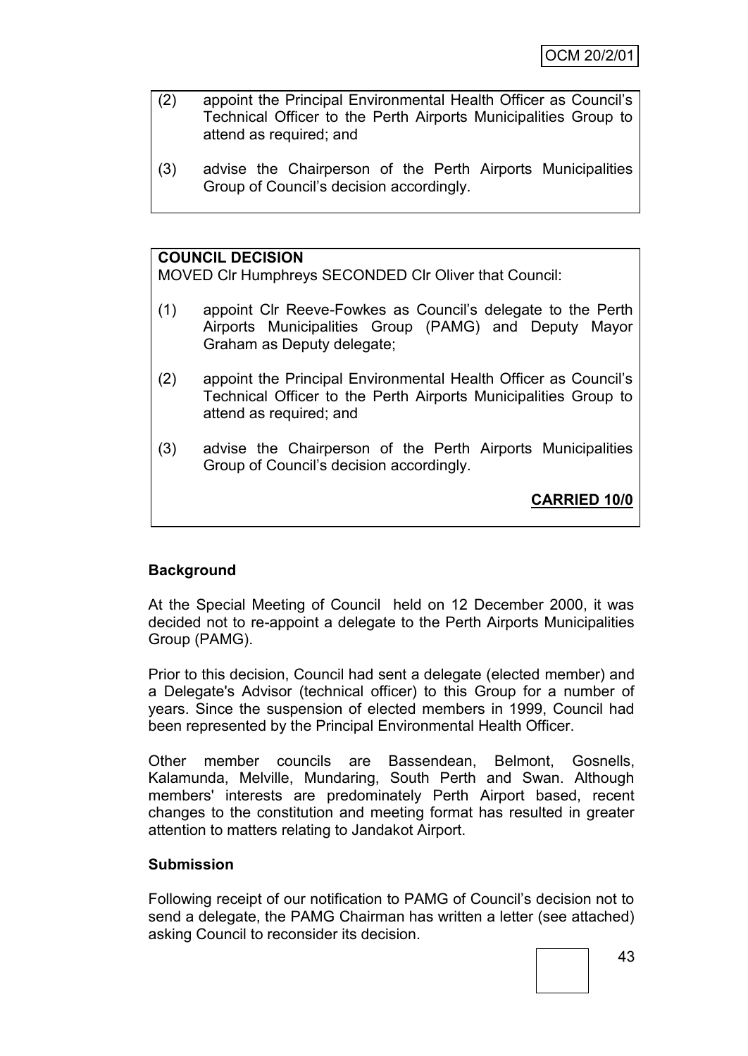(2) appoint the Principal Environmental Health Officer as Council's Technical Officer to the Perth Airports Municipalities Group to attend as required; and

(3) advise the Chairperson of the Perth Airports Municipalities Group of Council's decision accordingly.

**COUNCIL DECISION**

MOVED Clr Humphreys SECONDED Clr Oliver that Council:

(1) appoint Clr Reeve-Fowkes as Council's delegate to the Perth Airports Municipalities Group (PAMG) and Deputy Mayor Graham as Deputy delegate;

(2) appoint the Principal Environmental Health Officer as Council's Technical Officer to the Perth Airports Municipalities Group to attend as required; and

(3) advise the Chairperson of the Perth Airports Municipalities Group of Council's decision accordingly.

**CARRIED 10/0**

**Background**

At the Special Meeting of Council held on 12 December 2000, it was decided not to re-appoint a delegate to the Perth Airports Municipalities Group (PAMG).

Prior to this decision, Council had sent a delegate (elected member) and a Delegate's Advisor (technical officer) to this Group for a number of years. Since the suspension of elected members in 1999, Council had been represented by the Principal Environmental Health Officer.

Other member councils are Bassendean, Belmont, Gosnells, Kalamunda, Melville, Mundaring, South Perth and Swan. Although members' interests are predominately Perth Airport based, recent changes to the constitution and meeting format has resulted in greater attention to matters relating to Jandakot Airport.

**Submission**

Following receipt of our notification to PAMG of Council's decision not to send a delegate, the PAMG Chairman has written a letter (see attached) asking Council to reconsider its decision.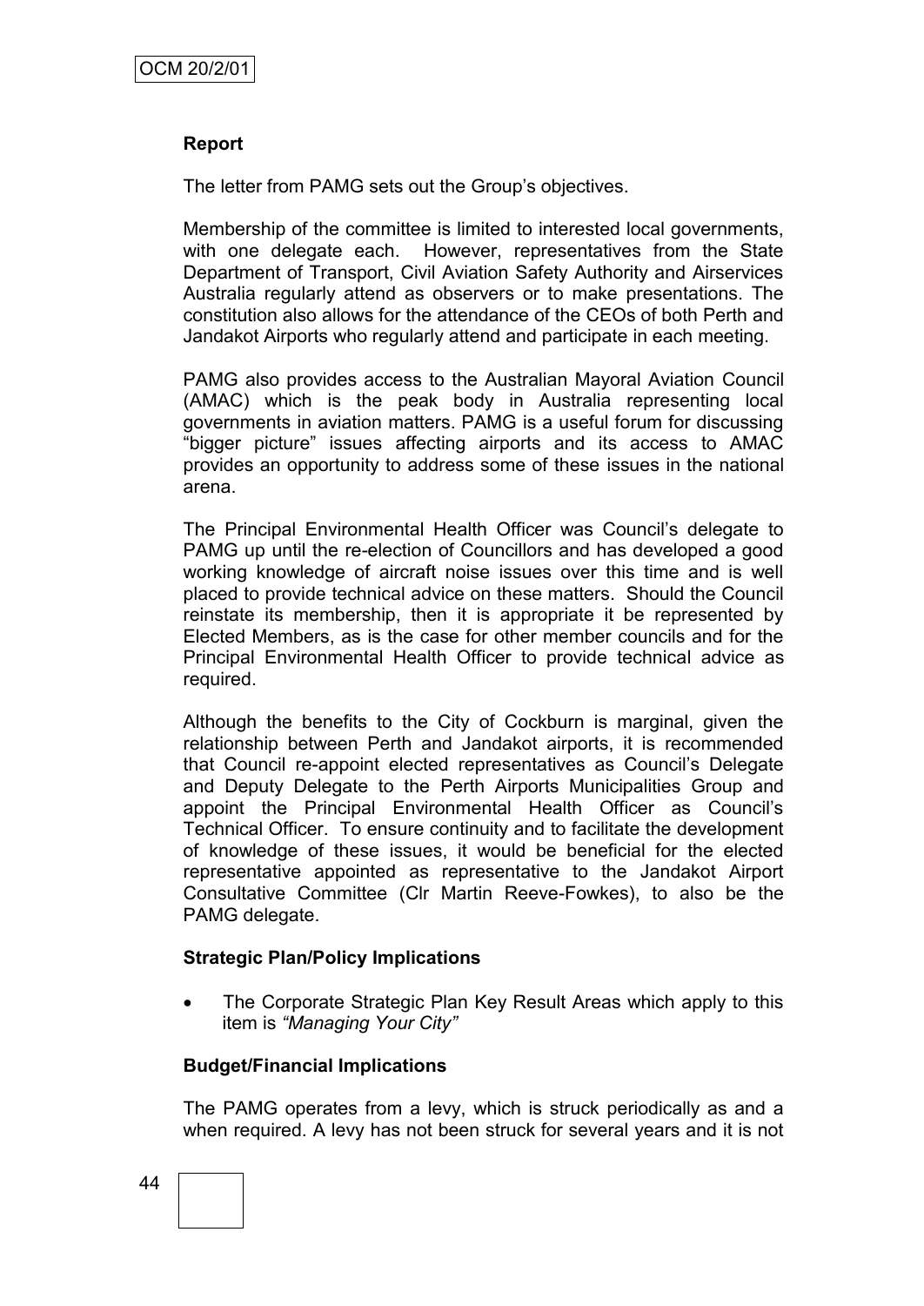**Report**

The letter from PAMG sets out the Group's objectives.

Membership of the committee is limited to interested local governments, with one delegate each. However, representatives from the State Department of Transport, Civil Aviation Safety Authority and Airservices Australia regularly attend as observers or to make presentations. The constitution also allows for the attendance of the CEOs of both Perth and Jandakot Airports who regularly attend and participate in each meeting.

PAMG also provides access to the Australian Mayoral Aviation Council (AMAC) which is the peak body in Australia representing local governments in aviation matters. PAMG is a useful forum for discussing "bigger picture" issues affecting airports and its access to AMAC provides an opportunity to address some of these issues in the national arena.

The Principal Environmental Health Officer was Council's delegate to PAMG up until the re-election of Councillors and has developed a good working knowledge of aircraft noise issues over this time and is well placed to provide technical advice on these matters. Should the Council reinstate its membership, then it is appropriate it be represented by Elected Members, as is the case for other member councils and for the Principal Environmental Health Officer to provide technical advice as required.

Although the benefits to the City of Cockburn is marginal, given the relationship between Perth and Jandakot airports, it is recommended that Council re-appoint elected representatives as Council's Delegate and Deputy Delegate to the Perth Airports Municipalities Group and appoint the Principal Environmental Health Officer as Council's Technical Officer. To ensure continuity and to facilitate the development of knowledge of these issues, it would be beneficial for the elected representative appointed as representative to the Jandakot Airport Consultative Committee (Clr Martin Reeve-Fowkes), to also be the PAMG delegate.

**Strategic Plan/Policy Implications**

- The Corporate Strategic Plan Key Result Areas which apply to this item is *"Managing Your City"*

**Budget/Financial Implications**

The PAMG operates from a levy, which is struck periodically as and a when required. A levy has not been struck for several years and it is not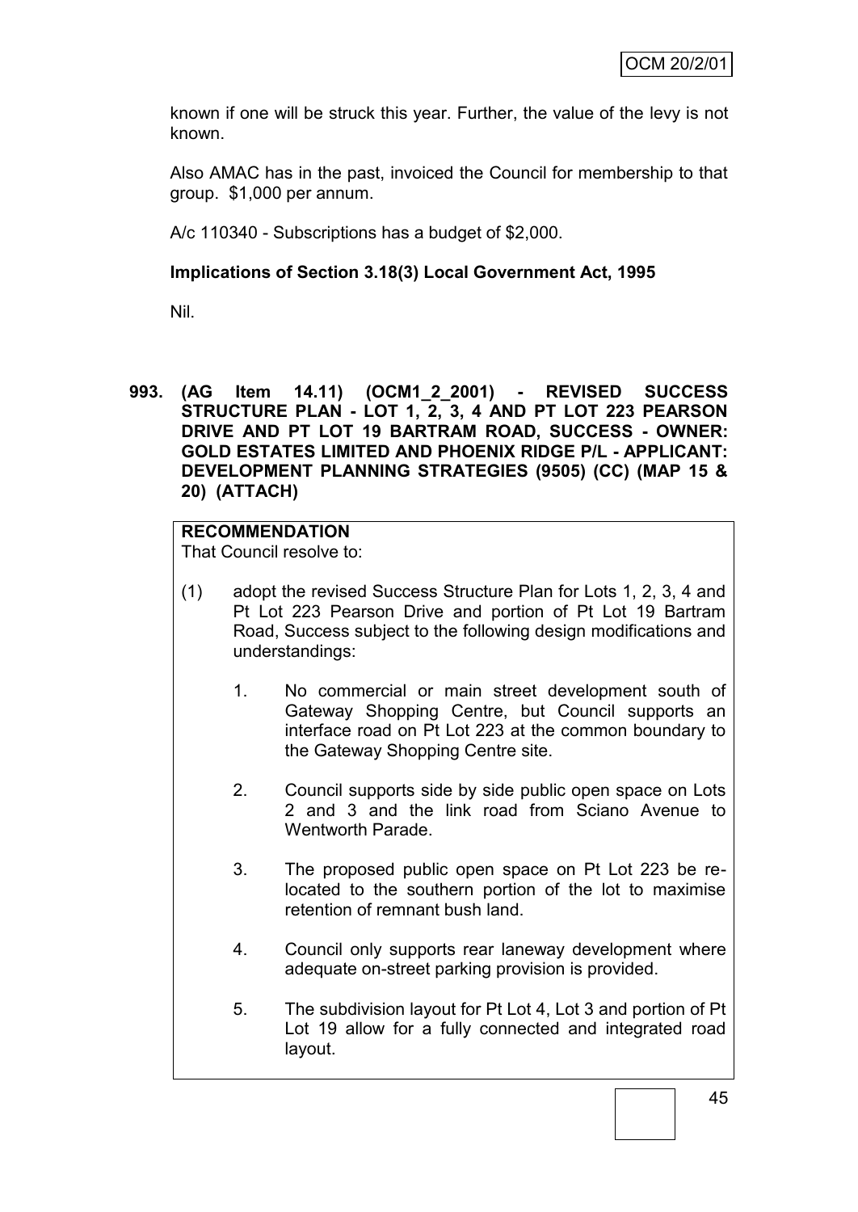known if one will be struck this year. Further, the value of the levy is not known.

Also AMAC has in the past, invoiced the Council for membership to that group. $1,000 per annum.

A/c 110340 - Subscriptions has a budget of $2,000.

**Implications of Section 3.18(3) Local Government Act, 1995**

Nil.

**993. (AG Item 14.11) (OCM1_2_2001) - REVISED SUCCESS STRUCTURE PLAN - LOT 1, 2, 3, 4 AND PT LOT 223 PEARSON DRIVE AND PT LOT 19 BARTRAM ROAD, SUCCESS - OWNER: GOLD ESTATES LIMITED AND PHOENIX RIDGE P/L - APPLICANT: DEVELOPMENT PLANNING STRATEGIES (9505) (CC) (MAP 15 & 20) (ATTACH)**

**RECOMMENDATION**

That Council resolve to:

(1) adopt the revised Success Structure Plan for Lots 1, 2, 3, 4 and Pt Lot 223 Pearson Drive and portion of Pt Lot 19 Bartram Road, Success subject to the following design modifications and understandings:

1. No commercial or main street development south of Gateway Shopping Centre, but Council supports an interface road on Pt Lot 223 at the common boundary to the Gateway Shopping Centre site.

2. Council supports side by side public open space on Lots 2 and 3 and the link road from Sciano Avenue to Wentworth Parade.

3. The proposed public open space on Pt Lot 223 be re-located to the southern portion of the lot to maximise retention of remnant bush land.

4. Council only supports rear laneway development where adequate on-street parking provision is provided.

5. The subdivision layout for Pt Lot 4, Lot 3 and portion of Pt Lot 19 allow for a fully connected and integrated road layout.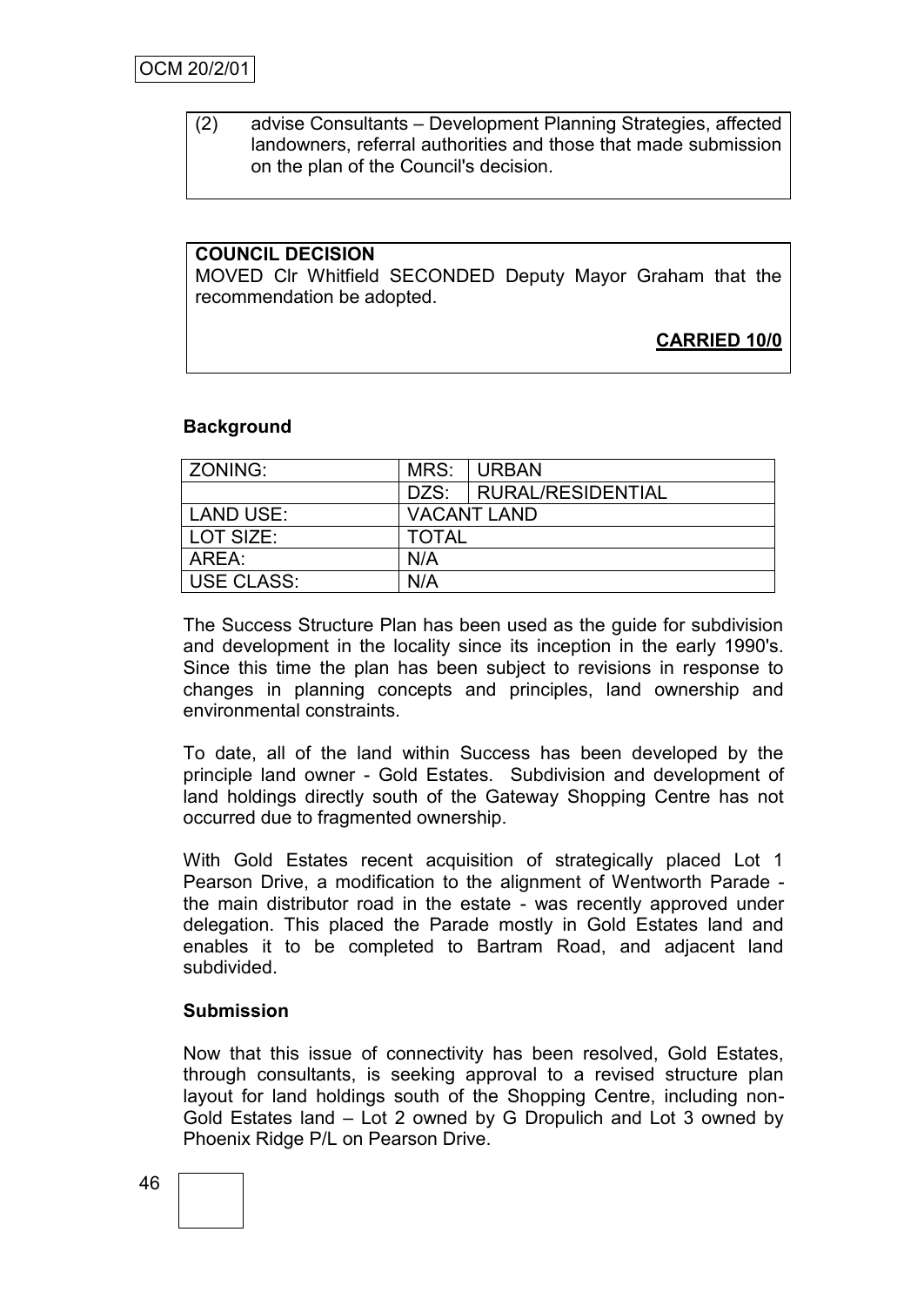(2) advise Consultants – Development Planning Strategies, affected landowners, referral authorities and those that made submission on the plan of the Council's decision.

**COUNCIL DECISION**

MOVED Clr Whitfield SECONDED Deputy Mayor Graham that the recommendation be adopted.

**CARRIED 10/0**

**Background**

| | | |
|---|---|---|
| ZONING: | MRS: | URBAN |
| | DZS: | RURAL/RESIDENTIAL |
| LAND USE: | VACANT LAND | |
| LOT SIZE: | TOTAL | |
| AREA: | N/A | |
| USE CLASS: | N/A | |

The Success Structure Plan has been used as the guide for subdivision and development in the locality since its inception in the early 1990's. Since this time the plan has been subject to revisions in response to changes in planning concepts and principles, land ownership and environmental constraints.

To date, all of the land within Success has been developed by the principle land owner - Gold Estates. Subdivision and development of land holdings directly south of the Gateway Shopping Centre has not occurred due to fragmented ownership.

With Gold Estates recent acquisition of strategically placed Lot 1 Pearson Drive, a modification to the alignment of Wentworth Parade - the main distributor road in the estate - was recently approved under delegation. This placed the Parade mostly in Gold Estates land and enables it to be completed to Bartram Road, and adjacent land subdivided.

**Submission**

Now that this issue of connectivity has been resolved, Gold Estates, through consultants, is seeking approval to a revised structure plan layout for land holdings south of the Shopping Centre, including non-Gold Estates land – Lot 2 owned by G Dropulich and Lot 3 owned by Phoenix Ridge P/L on Pearson Drive.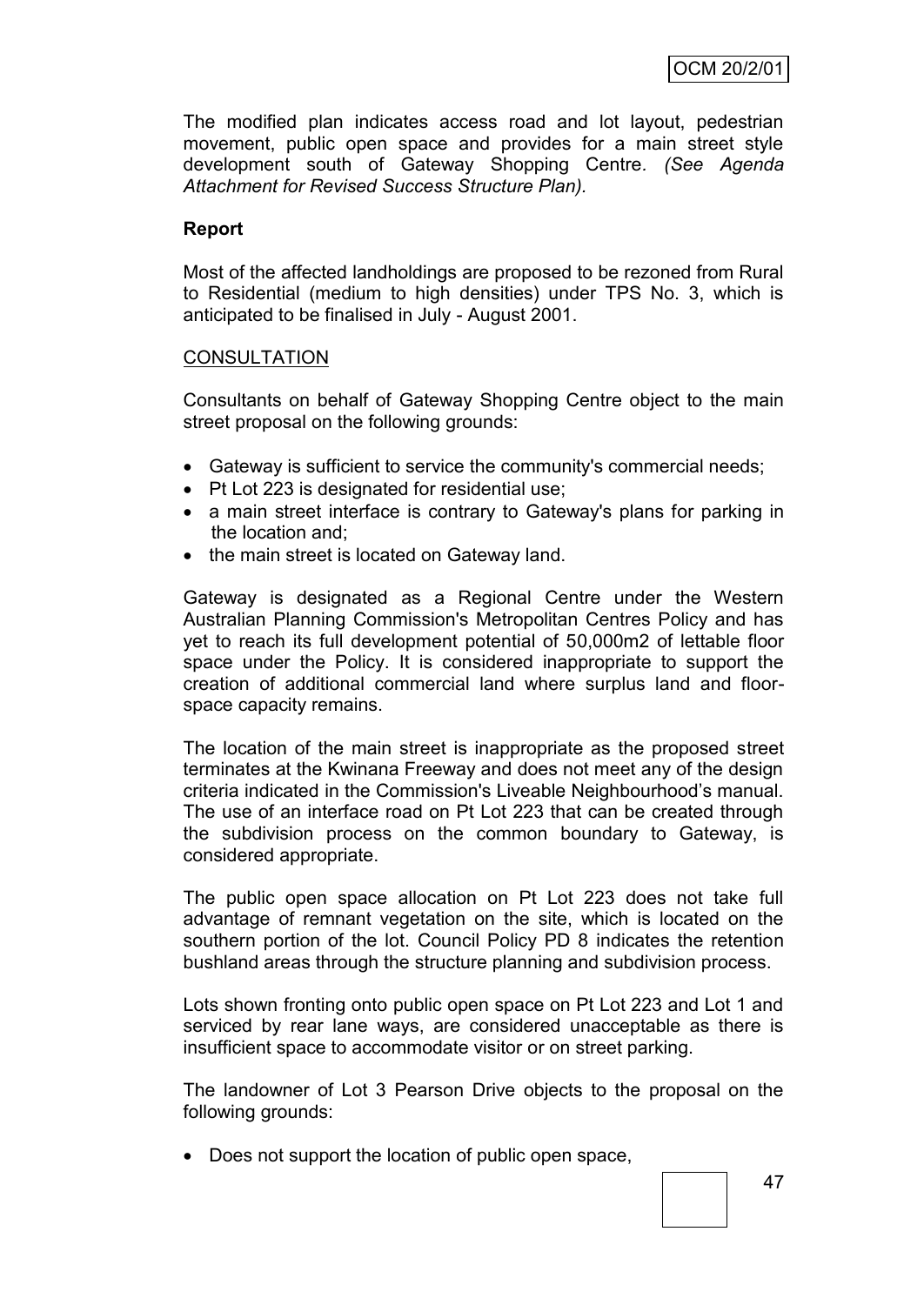The modified plan indicates access road and lot layout, pedestrian movement, public open space and provides for a main street style development south of Gateway Shopping Centre. *(See Agenda Attachment for Revised Success Structure Plan).*

**Report**

Most of the affected landholdings are proposed to be rezoned from Rural to Residential (medium to high densities) under TPS No. 3, which is anticipated to be finalised in July - August 2001.

CONSULTATION

Consultants on behalf of Gateway Shopping Centre object to the main street proposal on the following grounds:

- Gateway is sufficient to service the community's commercial needs;
- Pt Lot 223 is designated for residential use;
- a main street interface is contrary to Gateway's plans for parking in the location and;
- the main street is located on Gateway land.

Gateway is designated as a Regional Centre under the Western Australian Planning Commission's Metropolitan Centres Policy and has yet to reach its full development potential of 50,000m2 of lettable floor space under the Policy. It is considered inappropriate to support the creation of additional commercial land where surplus land and floor-space capacity remains.

The location of the main street is inappropriate as the proposed street terminates at the Kwinana Freeway and does not meet any of the design criteria indicated in the Commission's Liveable Neighbourhood's manual. The use of an interface road on Pt Lot 223 that can be created through the subdivision process on the common boundary to Gateway, is considered appropriate.

The public open space allocation on Pt Lot 223 does not take full advantage of remnant vegetation on the site, which is located on the southern portion of the lot. Council Policy PD 8 indicates the retention bushland areas through the structure planning and subdivision process.

Lots shown fronting onto public open space on Pt Lot 223 and Lot 1 and serviced by rear lane ways, are considered unacceptable as there is insufficient space to accommodate visitor or on street parking.

The landowner of Lot 3 Pearson Drive objects to the proposal on the following grounds:

- Does not support the location of public open space,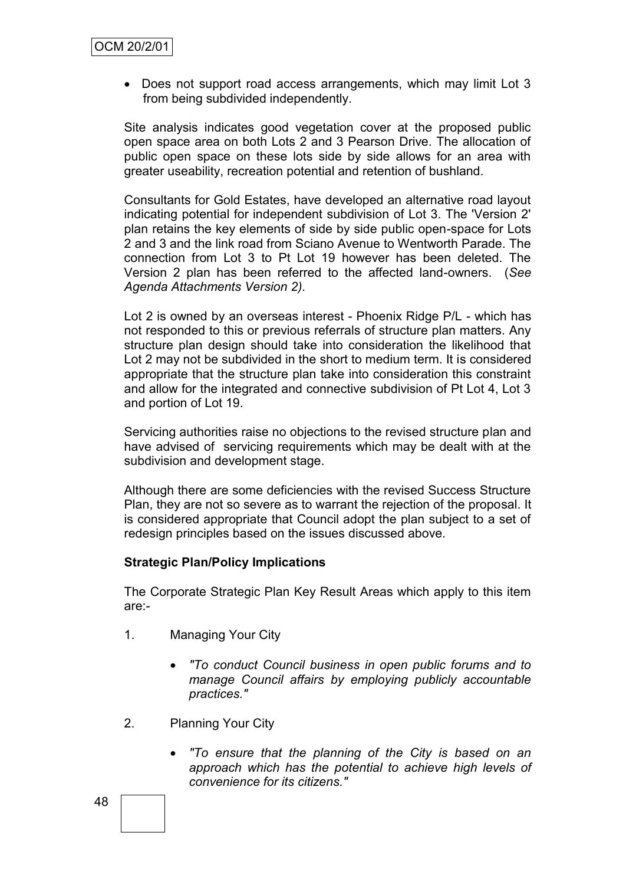- Does not support road access arrangements, which may limit Lot 3 from being subdivided independently.

Site analysis indicates good vegetation cover at the proposed public open space area on both Lots 2 and 3 Pearson Drive. The allocation of public open space on these lots side by side allows for an area with greater useability, recreation potential and retention of bushland.

Consultants for Gold Estates, have developed an alternative road layout indicating potential for independent subdivision of Lot 3. The 'Version 2' plan retains the key elements of side by side public open-space for Lots 2 and 3 and the link road from Sciano Avenue to Wentworth Parade. The connection from Lot 3 to Pt Lot 19 however has been deleted. The Version 2 plan has been referred to the affected land-owners. (*See Agenda Attachments Version 2).*

Lot 2 is owned by an overseas interest - Phoenix Ridge P/L - which has not responded to this or previous referrals of structure plan matters. Any structure plan design should take into consideration the likelihood that Lot 2 may not be subdivided in the short to medium term. It is considered appropriate that the structure plan take into consideration this constraint and allow for the integrated and connective subdivision of Pt Lot 4, Lot 3 and portion of Lot 19.

Servicing authorities raise no objections to the revised structure plan and have advised of servicing requirements which may be dealt with at the subdivision and development stage.

Although there are some deficiencies with the revised Success Structure Plan, they are not so severe as to warrant the rejection of the proposal. It is considered appropriate that Council adopt the plan subject to a set of redesign principles based on the issues discussed above.

**Strategic Plan/Policy Implications**

The Corporate Strategic Plan Key Result Areas which apply to this item are:-

1. Managing Your City

   - *"To conduct Council business in open public forums and to manage Council affairs by employing publicly accountable practices."*

2. Planning Your City

   - *"To ensure that the planning of the City is based on an approach which has the potential to achieve high levels of convenience for its citizens."*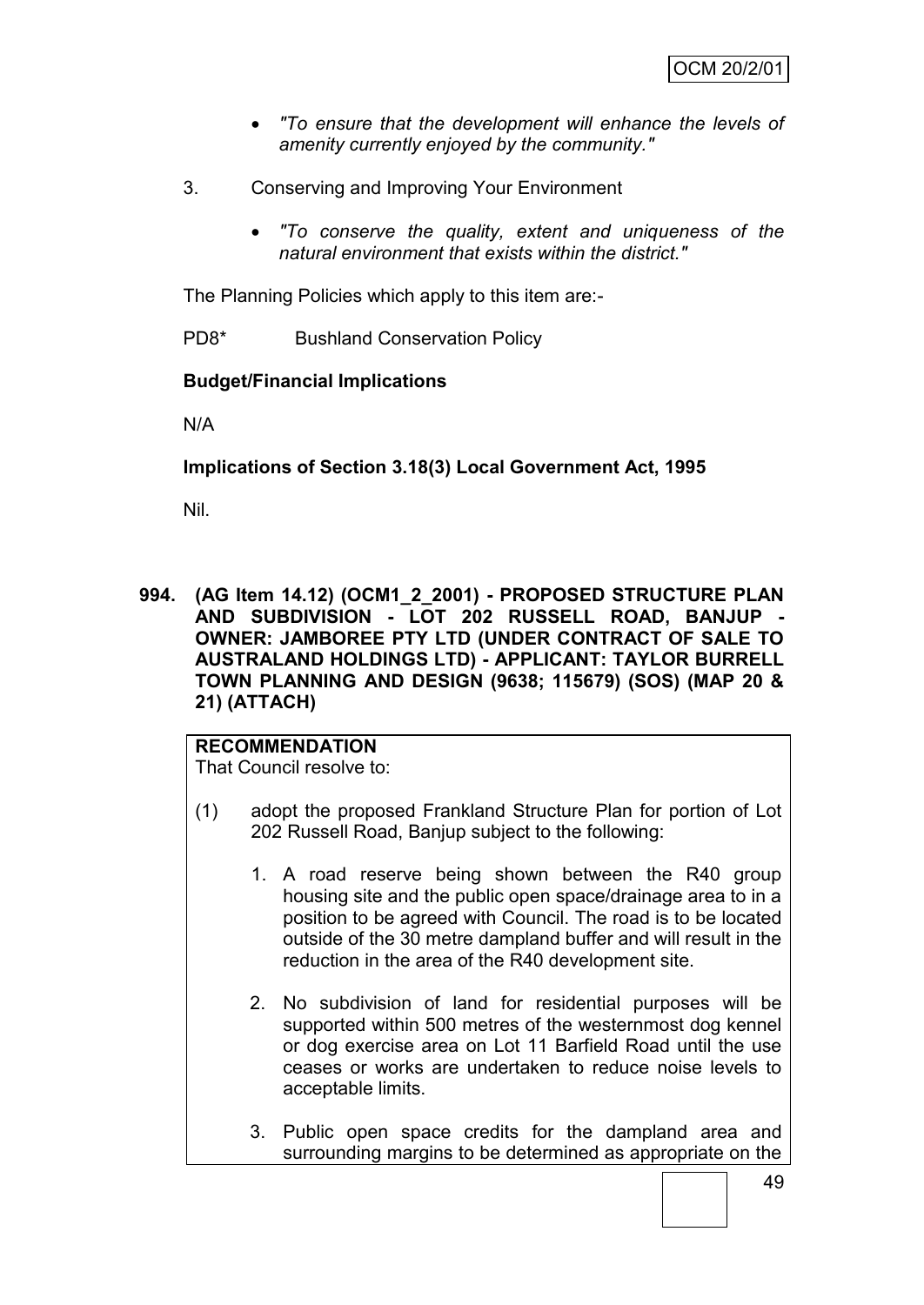- *"To ensure that the development will enhance the levels of amenity currently enjoyed by the community."*

3. Conserving and Improving Your Environment

   - *"To conserve the quality, extent and uniqueness of the natural environment that exists within the district."*

The Planning Policies which apply to this item are:-

PD8* Bushland Conservation Policy

**Budget/Financial Implications**

N/A

**Implications of Section 3.18(3) Local Government Act, 1995**

Nil.

**994. (AG Item 14.12) (OCM1_2_2001) - PROPOSED STRUCTURE PLAN AND SUBDIVISION - LOT 202 RUSSELL ROAD, BANJUP - OWNER: JAMBOREE PTY LTD (UNDER CONTRACT OF SALE TO AUSTRALAND HOLDINGS LTD) - APPLICANT: TAYLOR BURRELL TOWN PLANNING AND DESIGN (9638; 115679) (SOS) (MAP 20 & 21) (ATTACH)**

**RECOMMENDATION**

That Council resolve to:

(1) adopt the proposed Frankland Structure Plan for portion of Lot 202 Russell Road, Banjup subject to the following:

1. A road reserve being shown between the R40 group housing site and the public open space/drainage area to in a position to be agreed with Council. The road is to be located outside of the 30 metre dampland buffer and will result in the reduction in the area of the R40 development site.

2. No subdivision of land for residential purposes will be supported within 500 metres of the westernmost dog kennel or dog exercise area on Lot 11 Barfield Road until the use ceases or works are undertaken to reduce noise levels to acceptable limits.

3. Public open space credits for the dampland area and surrounding margins to be determined as appropriate on the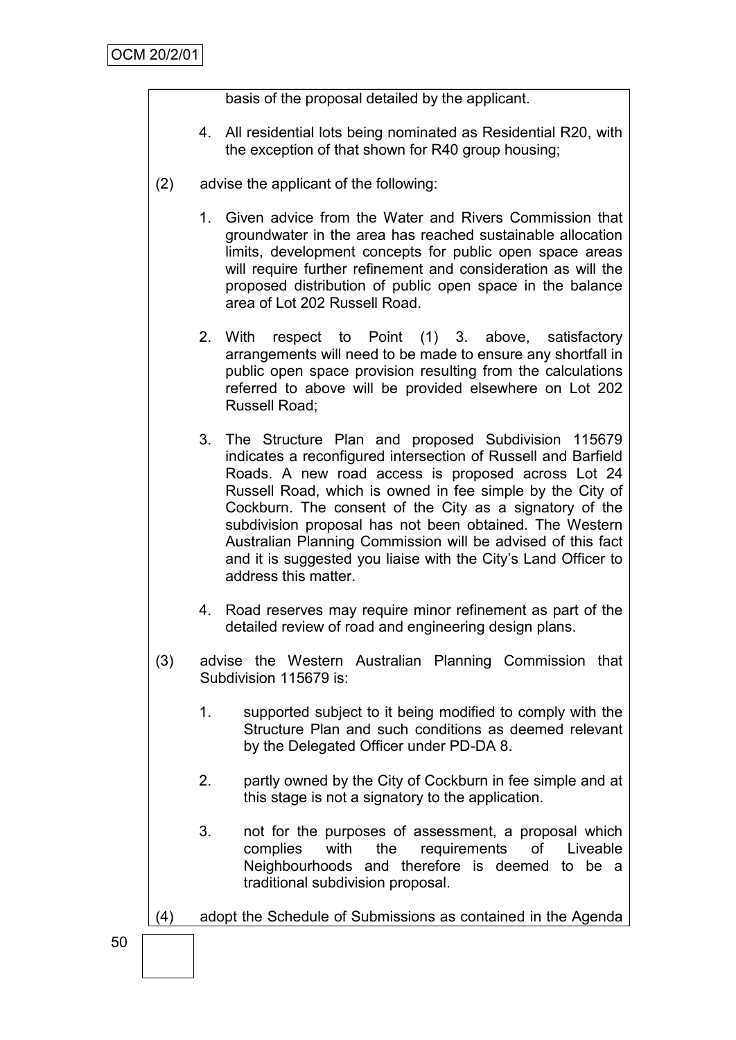basis of the proposal detailed by the applicant.

4. All residential lots being nominated as Residential R20, with the exception of that shown for R40 group housing;

(2) advise the applicant of the following:

1. Given advice from the Water and Rivers Commission that groundwater in the area has reached sustainable allocation limits, development concepts for public open space areas will require further refinement and consideration as will the proposed distribution of public open space in the balance area of Lot 202 Russell Road.

2. With respect to Point (1) 3. above, satisfactory arrangements will need to be made to ensure any shortfall in public open space provision resulting from the calculations referred to above will be provided elsewhere on Lot 202 Russell Road;

3. The Structure Plan and proposed Subdivision 115679 indicates a reconfigured intersection of Russell and Barfield Roads. A new road access is proposed across Lot 24 Russell Road, which is owned in fee simple by the City of Cockburn. The consent of the City as a signatory of the subdivision proposal has not been obtained. The Western Australian Planning Commission will be advised of this fact and it is suggested you liaise with the City's Land Officer to address this matter.

4. Road reserves may require minor refinement as part of the detailed review of road and engineering design plans.

(3) advise the Western Australian Planning Commission that Subdivision 115679 is:

1. supported subject to it being modified to comply with the Structure Plan and such conditions as deemed relevant by the Delegated Officer under PD-DA 8.

2. partly owned by the City of Cockburn in fee simple and at this stage is not a signatory to the application.

3. not for the purposes of assessment, a proposal which complies with the requirements of Liveable Neighbourhoods and therefore is deemed to be a traditional subdivision proposal.

(4) adopt the Schedule of Submissions as contained in the Agenda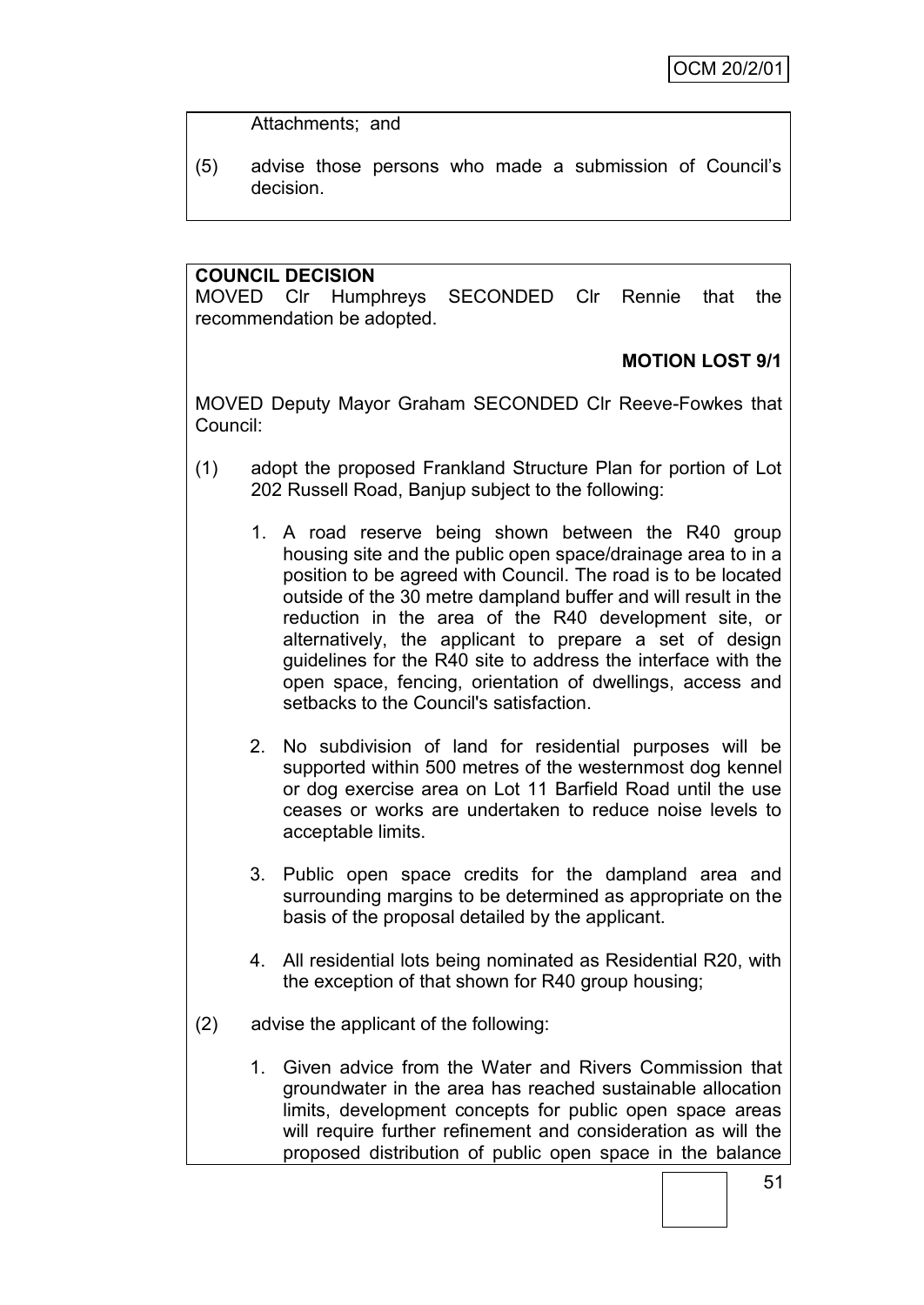Attachments; and

(5) advise those persons who made a submission of Council's decision.

**COUNCIL DECISION**
MOVED Clr Humphreys SECONDED Clr Rennie that the recommendation be adopted.

**MOTION LOST 9/1**

MOVED Deputy Mayor Graham SECONDED Clr Reeve-Fowkes that Council:

(1) adopt the proposed Frankland Structure Plan for portion of Lot 202 Russell Road, Banjup subject to the following:

1. A road reserve being shown between the R40 group housing site and the public open space/drainage area to in a position to be agreed with Council. The road is to be located outside of the 30 metre dampland buffer and will result in the reduction in the area of the R40 development site, or alternatively, the applicant to prepare a set of design guidelines for the R40 site to address the interface with the open space, fencing, orientation of dwellings, access and setbacks to the Council's satisfaction.

2. No subdivision of land for residential purposes will be supported within 500 metres of the westernmost dog kennel or dog exercise area on Lot 11 Barfield Road until the use ceases or works are undertaken to reduce noise levels to acceptable limits.

3. Public open space credits for the dampland area and surrounding margins to be determined as appropriate on the basis of the proposal detailed by the applicant.

4. All residential lots being nominated as Residential R20, with the exception of that shown for R40 group housing;

(2) advise the applicant of the following:

1. Given advice from the Water and Rivers Commission that groundwater in the area has reached sustainable allocation limits, development concepts for public open space areas will require further refinement and consideration as will the proposed distribution of public open space in the balance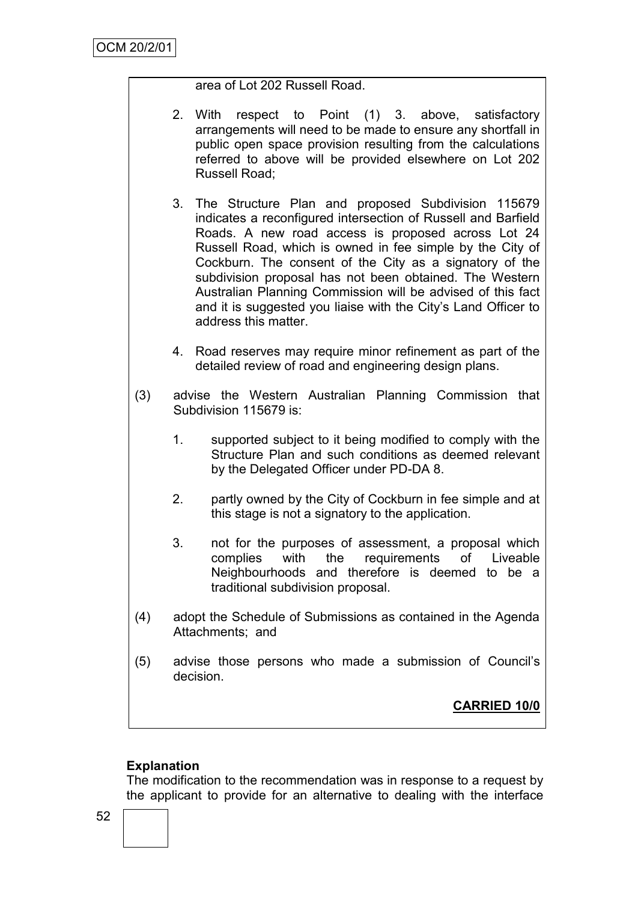area of Lot 202 Russell Road.

2. With respect to Point (1) 3. above, satisfactory arrangements will need to be made to ensure any shortfall in public open space provision resulting from the calculations referred to above will be provided elsewhere on Lot 202 Russell Road;

3. The Structure Plan and proposed Subdivision 115679 indicates a reconfigured intersection of Russell and Barfield Roads. A new road access is proposed across Lot 24 Russell Road, which is owned in fee simple by the City of Cockburn. The consent of the City as a signatory of the subdivision proposal has not been obtained. The Western Australian Planning Commission will be advised of this fact and it is suggested you liaise with the City's Land Officer to address this matter.

4. Road reserves may require minor refinement as part of the detailed review of road and engineering design plans.

(3) advise the Western Australian Planning Commission that Subdivision 115679 is:

1. supported subject to it being modified to comply with the Structure Plan and such conditions as deemed relevant by the Delegated Officer under PD-DA 8.

2. partly owned by the City of Cockburn in fee simple and at this stage is not a signatory to the application.

3. not for the purposes of assessment, a proposal which complies with the requirements of Liveable Neighbourhoods and therefore is deemed to be a traditional subdivision proposal.

(4) adopt the Schedule of Submissions as contained in the Agenda Attachments; and

(5) advise those persons who made a submission of Council's decision.

**CARRIED 10/0**

**Explanation**

The modification to the recommendation was in response to a request by the applicant to provide for an alternative to dealing with the interface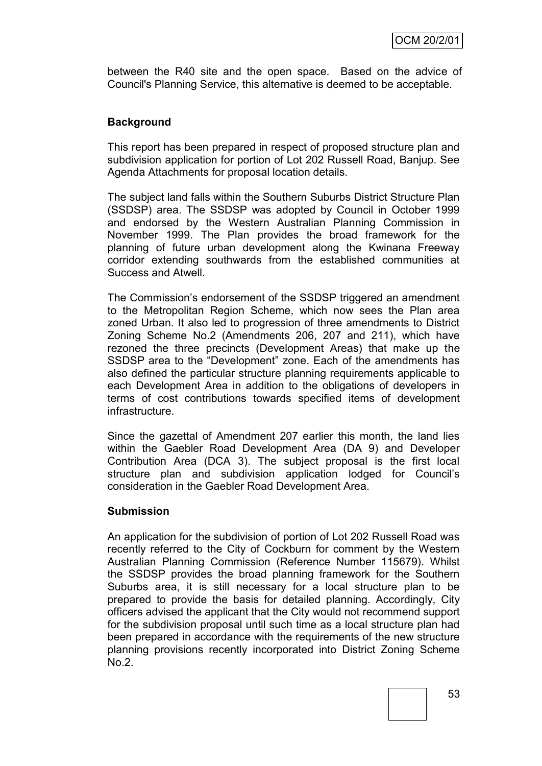between the R40 site and the open space. Based on the advice of Council's Planning Service, this alternative is deemed to be acceptable.

**Background**

This report has been prepared in respect of proposed structure plan and subdivision application for portion of Lot 202 Russell Road, Banjup. See Agenda Attachments for proposal location details.

The subject land falls within the Southern Suburbs District Structure Plan (SSDSP) area. The SSDSP was adopted by Council in October 1999 and endorsed by the Western Australian Planning Commission in November 1999. The Plan provides the broad framework for the planning of future urban development along the Kwinana Freeway corridor extending southwards from the established communities at Success and Atwell.

The Commission's endorsement of the SSDSP triggered an amendment to the Metropolitan Region Scheme, which now sees the Plan area zoned Urban. It also led to progression of three amendments to District Zoning Scheme No.2 (Amendments 206, 207 and 211), which have rezoned the three precincts (Development Areas) that make up the SSDSP area to the "Development" zone. Each of the amendments has also defined the particular structure planning requirements applicable to each Development Area in addition to the obligations of developers in terms of cost contributions towards specified items of development infrastructure.

Since the gazettal of Amendment 207 earlier this month, the land lies within the Gaebler Road Development Area (DA 9) and Developer Contribution Area (DCA 3). The subject proposal is the first local structure plan and subdivision application lodged for Council's consideration in the Gaebler Road Development Area.

**Submission**

An application for the subdivision of portion of Lot 202 Russell Road was recently referred to the City of Cockburn for comment by the Western Australian Planning Commission (Reference Number 115679). Whilst the SSDSP provides the broad planning framework for the Southern Suburbs area, it is still necessary for a local structure plan to be prepared to provide the basis for detailed planning. Accordingly, City officers advised the applicant that the City would not recommend support for the subdivision proposal until such time as a local structure plan had been prepared in accordance with the requirements of the new structure planning provisions recently incorporated into District Zoning Scheme No.2.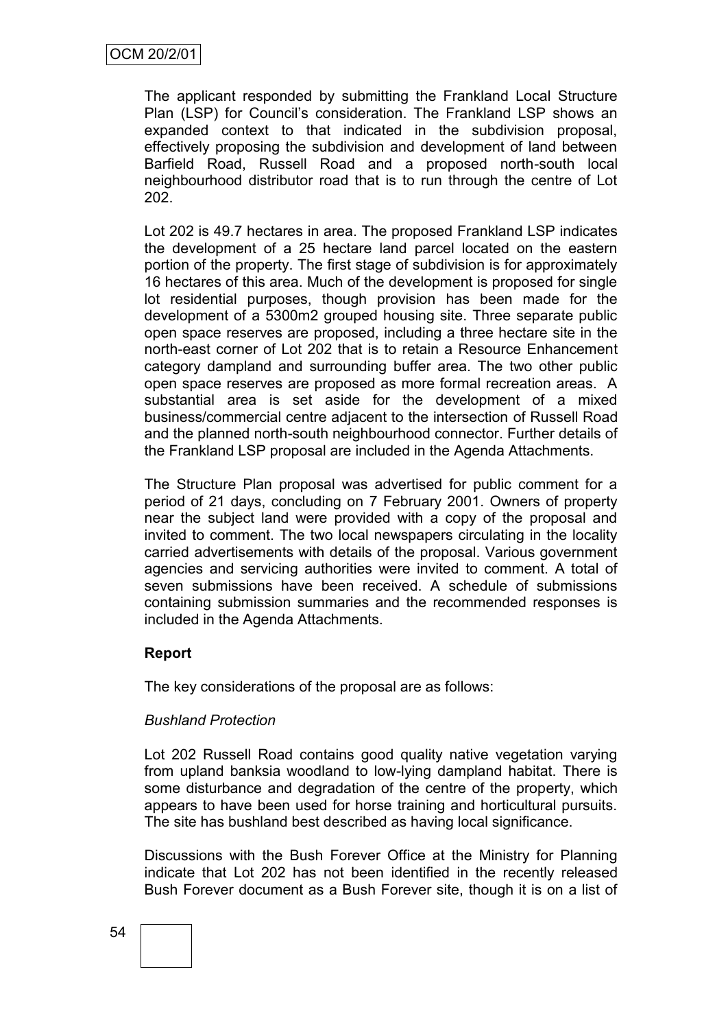The applicant responded by submitting the Frankland Local Structure Plan (LSP) for Council's consideration. The Frankland LSP shows an expanded context to that indicated in the subdivision proposal, effectively proposing the subdivision and development of land between Barfield Road, Russell Road and a proposed north-south local neighbourhood distributor road that is to run through the centre of Lot 202.

Lot 202 is 49.7 hectares in area. The proposed Frankland LSP indicates the development of a 25 hectare land parcel located on the eastern portion of the property. The first stage of subdivision is for approximately 16 hectares of this area. Much of the development is proposed for single lot residential purposes, though provision has been made for the development of a 5300m2 grouped housing site. Three separate public open space reserves are proposed, including a three hectare site in the north-east corner of Lot 202 that is to retain a Resource Enhancement category dampland and surrounding buffer area. The two other public open space reserves are proposed as more formal recreation areas. A substantial area is set aside for the development of a mixed business/commercial centre adjacent to the intersection of Russell Road and the planned north-south neighbourhood connector. Further details of the Frankland LSP proposal are included in the Agenda Attachments.

The Structure Plan proposal was advertised for public comment for a period of 21 days, concluding on 7 February 2001. Owners of property near the subject land were provided with a copy of the proposal and invited to comment. The two local newspapers circulating in the locality carried advertisements with details of the proposal. Various government agencies and servicing authorities were invited to comment. A total of seven submissions have been received. A schedule of submissions containing submission summaries and the recommended responses is included in the Agenda Attachments.

**Report**

The key considerations of the proposal are as follows:

*Bushland Protection*

Lot 202 Russell Road contains good quality native vegetation varying from upland banksia woodland to low-lying dampland habitat. There is some disturbance and degradation of the centre of the property, which appears to have been used for horse training and horticultural pursuits. The site has bushland best described as having local significance.

Discussions with the Bush Forever Office at the Ministry for Planning indicate that Lot 202 has not been identified in the recently released Bush Forever document as a Bush Forever site, though it is on a list of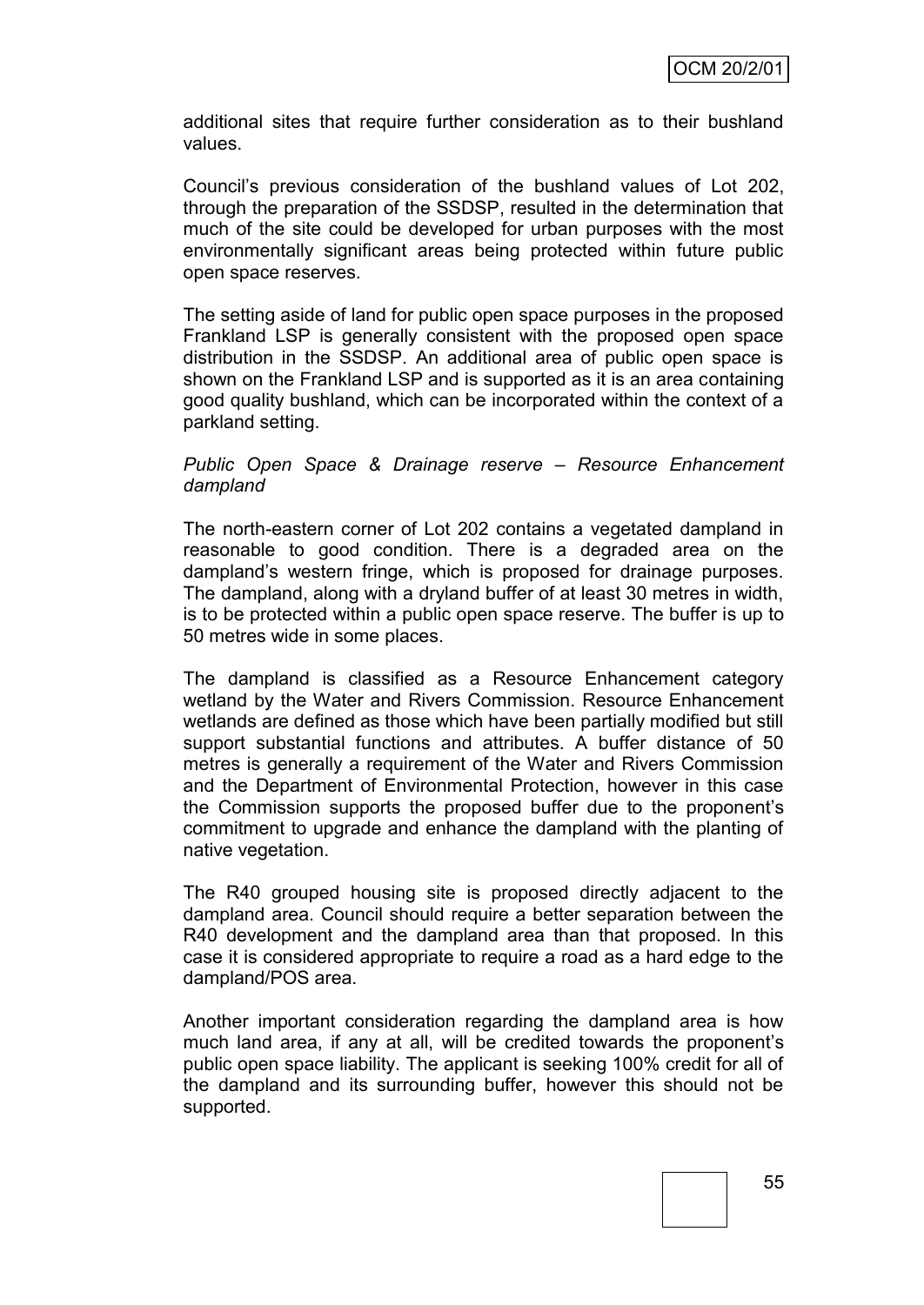additional sites that require further consideration as to their bushland values.

Council's previous consideration of the bushland values of Lot 202, through the preparation of the SSDSP, resulted in the determination that much of the site could be developed for urban purposes with the most environmentally significant areas being protected within future public open space reserves.

The setting aside of land for public open space purposes in the proposed Frankland LSP is generally consistent with the proposed open space distribution in the SSDSP. An additional area of public open space is shown on the Frankland LSP and is supported as it is an area containing good quality bushland, which can be incorporated within the context of a parkland setting.

*Public Open Space & Drainage reserve – Resource Enhancement dampland*

The north-eastern corner of Lot 202 contains a vegetated dampland in reasonable to good condition. There is a degraded area on the dampland's western fringe, which is proposed for drainage purposes. The dampland, along with a dryland buffer of at least 30 metres in width, is to be protected within a public open space reserve. The buffer is up to 50 metres wide in some places.

The dampland is classified as a Resource Enhancement category wetland by the Water and Rivers Commission. Resource Enhancement wetlands are defined as those which have been partially modified but still support substantial functions and attributes. A buffer distance of 50 metres is generally a requirement of the Water and Rivers Commission and the Department of Environmental Protection, however in this case the Commission supports the proposed buffer due to the proponent's commitment to upgrade and enhance the dampland with the planting of native vegetation.

The R40 grouped housing site is proposed directly adjacent to the dampland area. Council should require a better separation between the R40 development and the dampland area than that proposed. In this case it is considered appropriate to require a road as a hard edge to the dampland/POS area.

Another important consideration regarding the dampland area is how much land area, if any at all, will be credited towards the proponent's public open space liability. The applicant is seeking 100% credit for all of the dampland and its surrounding buffer, however this should not be supported.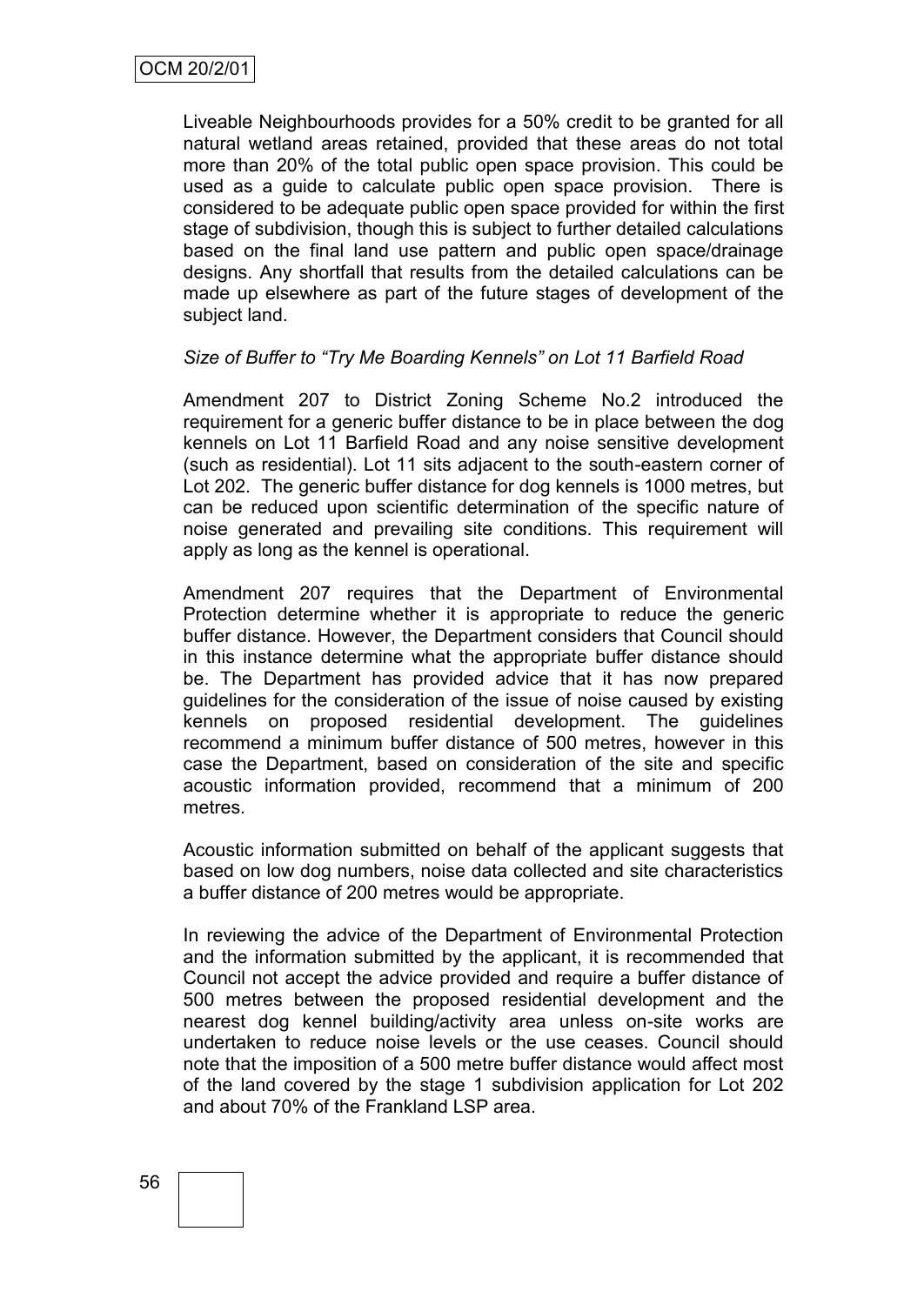Liveable Neighbourhoods provides for a 50% credit to be granted for all natural wetland areas retained, provided that these areas do not total more than 20% of the total public open space provision. This could be used as a guide to calculate public open space provision. There is considered to be adequate public open space provided for within the first stage of subdivision, though this is subject to further detailed calculations based on the final land use pattern and public open space/drainage designs. Any shortfall that results from the detailed calculations can be made up elsewhere as part of the future stages of development of the subject land.

*Size of Buffer to "Try Me Boarding Kennels" on Lot 11 Barfield Road*

Amendment 207 to District Zoning Scheme No.2 introduced the requirement for a generic buffer distance to be in place between the dog kennels on Lot 11 Barfield Road and any noise sensitive development (such as residential). Lot 11 sits adjacent to the south-eastern corner of Lot 202. The generic buffer distance for dog kennels is 1000 metres, but can be reduced upon scientific determination of the specific nature of noise generated and prevailing site conditions. This requirement will apply as long as the kennel is operational.

Amendment 207 requires that the Department of Environmental Protection determine whether it is appropriate to reduce the generic buffer distance. However, the Department considers that Council should in this instance determine what the appropriate buffer distance should be. The Department has provided advice that it has now prepared guidelines for the consideration of the issue of noise caused by existing kennels on proposed residential development. The guidelines recommend a minimum buffer distance of 500 metres, however in this case the Department, based on consideration of the site and specific acoustic information provided, recommend that a minimum of 200 metres.

Acoustic information submitted on behalf of the applicant suggests that based on low dog numbers, noise data collected and site characteristics a buffer distance of 200 metres would be appropriate.

In reviewing the advice of the Department of Environmental Protection and the information submitted by the applicant, it is recommended that Council not accept the advice provided and require a buffer distance of 500 metres between the proposed residential development and the nearest dog kennel building/activity area unless on-site works are undertaken to reduce noise levels or the use ceases. Council should note that the imposition of a 500 metre buffer distance would affect most of the land covered by the stage 1 subdivision application for Lot 202 and about 70% of the Frankland LSP area.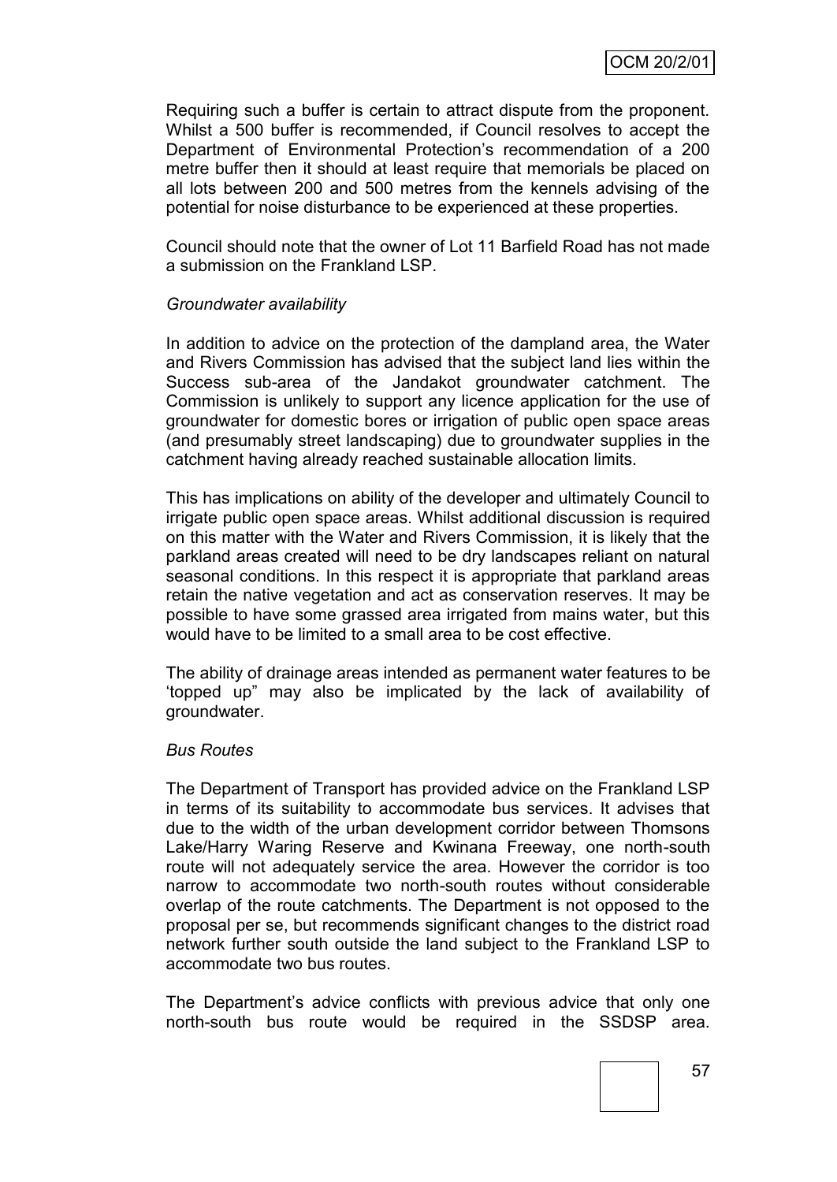Requiring such a buffer is certain to attract dispute from the proponent. Whilst a 500 buffer is recommended, if Council resolves to accept the Department of Environmental Protection's recommendation of a 200 metre buffer then it should at least require that memorials be placed on all lots between 200 and 500 metres from the kennels advising of the potential for noise disturbance to be experienced at these properties.

Council should note that the owner of Lot 11 Barfield Road has not made a submission on the Frankland LSP.

*Groundwater availability*

In addition to advice on the protection of the dampland area, the Water and Rivers Commission has advised that the subject land lies within the Success sub-area of the Jandakot groundwater catchment. The Commission is unlikely to support any licence application for the use of groundwater for domestic bores or irrigation of public open space areas (and presumably street landscaping) due to groundwater supplies in the catchment having already reached sustainable allocation limits.

This has implications on ability of the developer and ultimately Council to irrigate public open space areas. Whilst additional discussion is required on this matter with the Water and Rivers Commission, it is likely that the parkland areas created will need to be dry landscapes reliant on natural seasonal conditions. In this respect it is appropriate that parkland areas retain the native vegetation and act as conservation reserves. It may be possible to have some grassed area irrigated from mains water, but this would have to be limited to a small area to be cost effective.

The ability of drainage areas intended as permanent water features to be 'topped up" may also be implicated by the lack of availability of groundwater.

*Bus Routes*

The Department of Transport has provided advice on the Frankland LSP in terms of its suitability to accommodate bus services. It advises that due to the width of the urban development corridor between Thomsons Lake/Harry Waring Reserve and Kwinana Freeway, one north-south route will not adequately service the area. However the corridor is too narrow to accommodate two north-south routes without considerable overlap of the route catchments. The Department is not opposed to the proposal per se, but recommends significant changes to the district road network further south outside the land subject to the Frankland LSP to accommodate two bus routes.

The Department's advice conflicts with previous advice that only one north-south bus route would be required in the SSDSP area.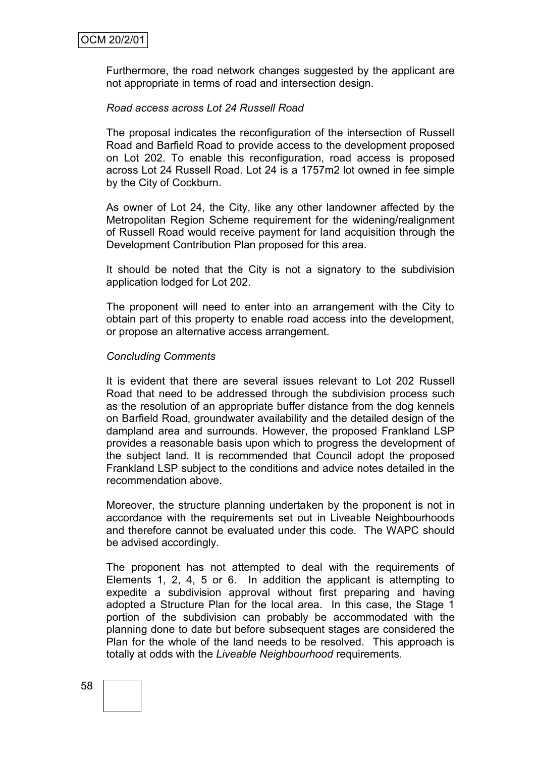Furthermore, the road network changes suggested by the applicant are not appropriate in terms of road and intersection design.

*Road access across Lot 24 Russell Road*

The proposal indicates the reconfiguration of the intersection of Russell Road and Barfield Road to provide access to the development proposed on Lot 202. To enable this reconfiguration, road access is proposed across Lot 24 Russell Road. Lot 24 is a 1757m2 lot owned in fee simple by the City of Cockburn.

As owner of Lot 24, the City, like any other landowner affected by the Metropolitan Region Scheme requirement for the widening/realignment of Russell Road would receive payment for land acquisition through the Development Contribution Plan proposed for this area.

It should be noted that the City is not a signatory to the subdivision application lodged for Lot 202.

The proponent will need to enter into an arrangement with the City to obtain part of this property to enable road access into the development, or propose an alternative access arrangement.

*Concluding Comments*

It is evident that there are several issues relevant to Lot 202 Russell Road that need to be addressed through the subdivision process such as the resolution of an appropriate buffer distance from the dog kennels on Barfield Road, groundwater availability and the detailed design of the dampland area and surrounds. However, the proposed Frankland LSP provides a reasonable basis upon which to progress the development of the subject land. It is recommended that Council adopt the proposed Frankland LSP subject to the conditions and advice notes detailed in the recommendation above.

Moreover, the structure planning undertaken by the proponent is not in accordance with the requirements set out in Liveable Neighbourhoods and therefore cannot be evaluated under this code. The WAPC should be advised accordingly.

The proponent has not attempted to deal with the requirements of Elements 1, 2, 4, 5 or 6. In addition the applicant is attempting to expedite a subdivision approval without first preparing and having adopted a Structure Plan for the local area. In this case, the Stage 1 portion of the subdivision can probably be accommodated with the planning done to date but before subsequent stages are considered the Plan for the whole of the land needs to be resolved. This approach is totally at odds with the *Liveable Neighbourhood* requirements.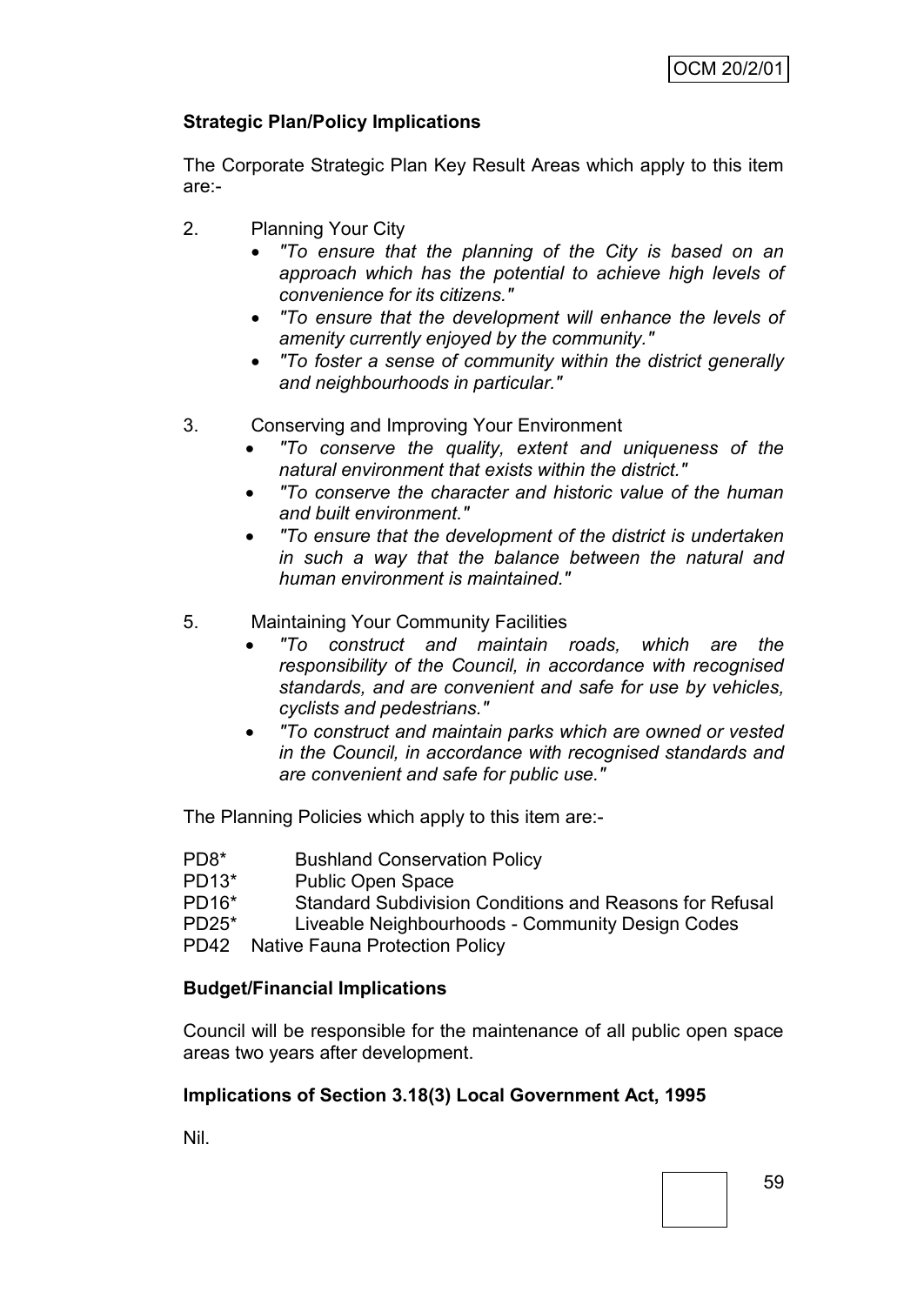**Strategic Plan/Policy Implications**

The Corporate Strategic Plan Key Result Areas which apply to this item are:-

2. Planning Your City
   - *"To ensure that the planning of the City is based on an approach which has the potential to achieve high levels of convenience for its citizens."*
   - *"To ensure that the development will enhance the levels of amenity currently enjoyed by the community."*
   - *"To foster a sense of community within the district generally and neighbourhoods in particular."*

3. Conserving and Improving Your Environment
   - *"To conserve the quality, extent and uniqueness of the natural environment that exists within the district."*
   - *"To conserve the character and historic value of the human and built environment."*
   - *"To ensure that the development of the district is undertaken in such a way that the balance between the natural and human environment is maintained."*

5. Maintaining Your Community Facilities
   - *"To construct and maintain roads, which are the responsibility of the Council, in accordance with recognised standards, and are convenient and safe for use by vehicles, cyclists and pedestrians."*
   - *"To construct and maintain parks which are owned or vested in the Council, in accordance with recognised standards and are convenient and safe for public use."*

The Planning Policies which apply to this item are:-

PD8* Bushland Conservation Policy
PD13* Public Open Space
PD16* Standard Subdivision Conditions and Reasons for Refusal
PD25* Liveable Neighbourhoods - Community Design Codes
PD42 Native Fauna Protection Policy

**Budget/Financial Implications**

Council will be responsible for the maintenance of all public open space areas two years after development.

**Implications of Section 3.18(3) Local Government Act, 1995**

Nil.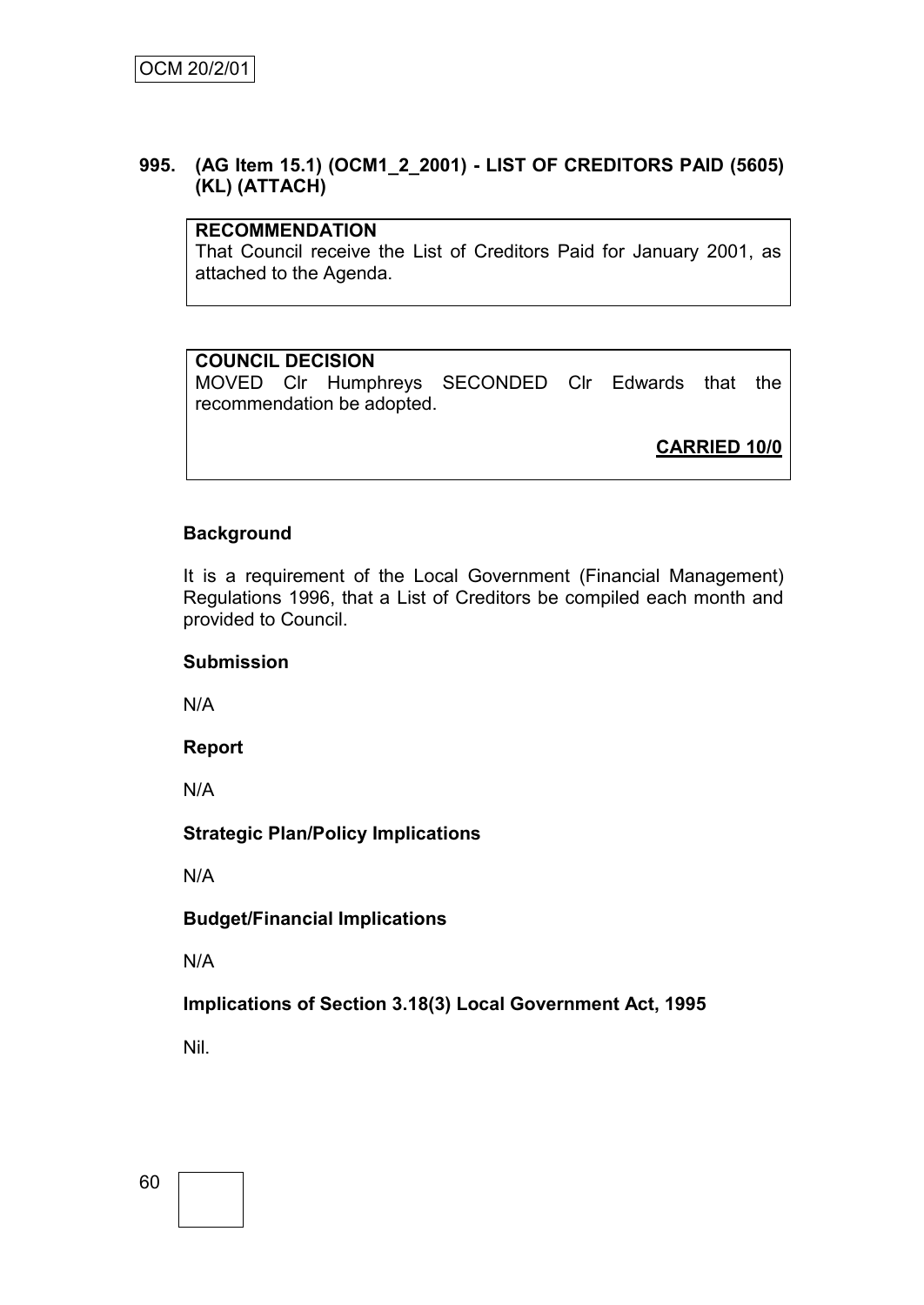OCM 20/2/01

## 995. (AG Item 15.1) (OCM1_2_2001) - LIST OF CREDITORS PAID (5605) (KL) (ATTACH)

**RECOMMENDATION**
That Council receive the List of Creditors Paid for January 2001, as attached to the Agenda.

**COUNCIL DECISION**
MOVED Clr Humphreys SECONDED Clr Edwards that the recommendation be adopted.

**CARRIED 10/0**

### Background

It is a requirement of the Local Government (Financial Management) Regulations 1996, that a List of Creditors be compiled each month and provided to Council.

### Submission

N/A

### Report

N/A

### Strategic Plan/Policy Implications

N/A

### Budget/Financial Implications

N/A

### Implications of Section 3.18(3) Local Government Act, 1995

Nil.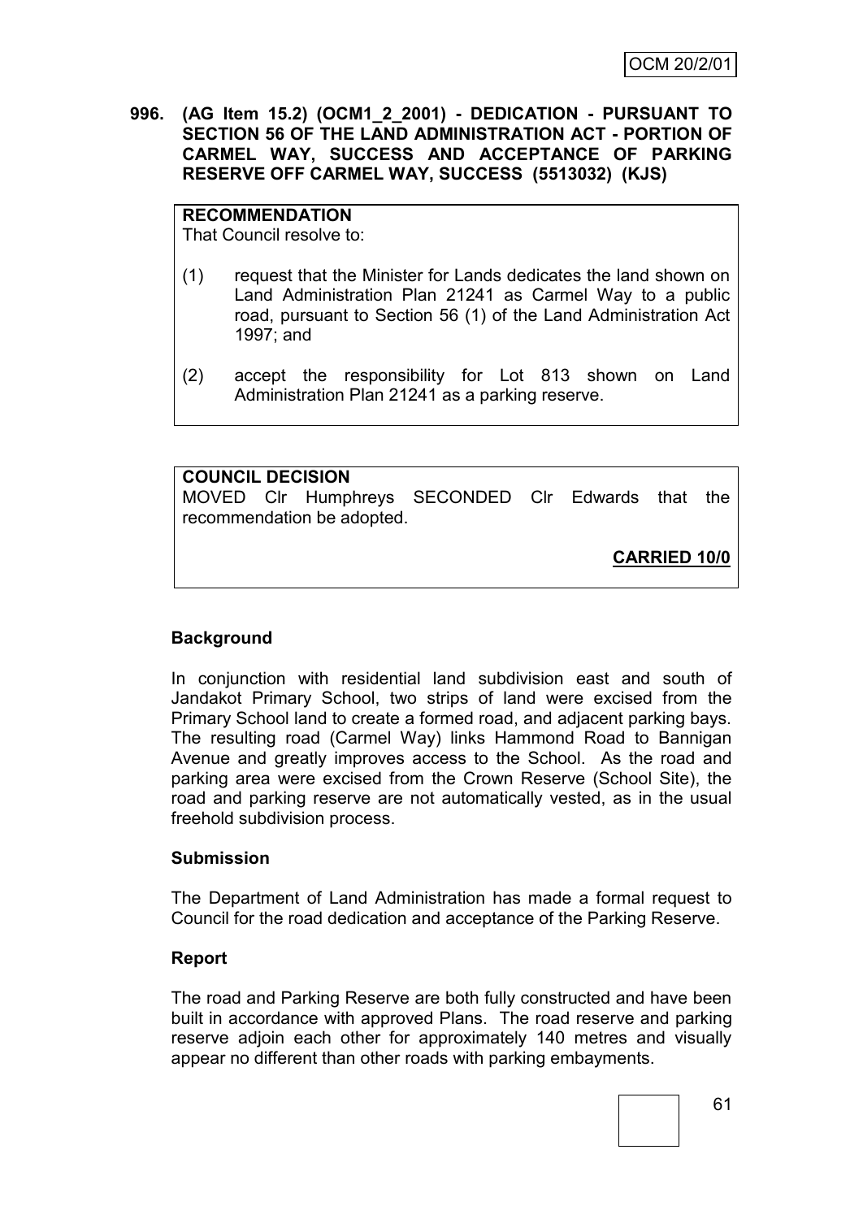**996. (AG Item 15.2) (OCM1_2_2001) - DEDICATION - PURSUANT TO SECTION 56 OF THE LAND ADMINISTRATION ACT - PORTION OF CARMEL WAY, SUCCESS AND ACCEPTANCE OF PARKING RESERVE OFF CARMEL WAY, SUCCESS (5513032) (KJS)**

**RECOMMENDATION**
That Council resolve to:

(1) request that the Minister for Lands dedicates the land shown on Land Administration Plan 21241 as Carmel Way to a public road, pursuant to Section 56 (1) of the Land Administration Act 1997; and

(2) accept the responsibility for Lot 813 shown on Land Administration Plan 21241 as a parking reserve.

**COUNCIL DECISION**
MOVED Clr Humphreys SECONDED Clr Edwards that the recommendation be adopted.

**CARRIED 10/0**

**Background**

In conjunction with residential land subdivision east and south of Jandakot Primary School, two strips of land were excised from the Primary School land to create a formed road, and adjacent parking bays. The resulting road (Carmel Way) links Hammond Road to Bannigan Avenue and greatly improves access to the School. As the road and parking area were excised from the Crown Reserve (School Site), the road and parking reserve are not automatically vested, as in the usual freehold subdivision process.

**Submission**

The Department of Land Administration has made a formal request to Council for the road dedication and acceptance of the Parking Reserve.

**Report**

The road and Parking Reserve are both fully constructed and have been built in accordance with approved Plans. The road reserve and parking reserve adjoin each other for approximately 140 metres and visually appear no different than other roads with parking embayments.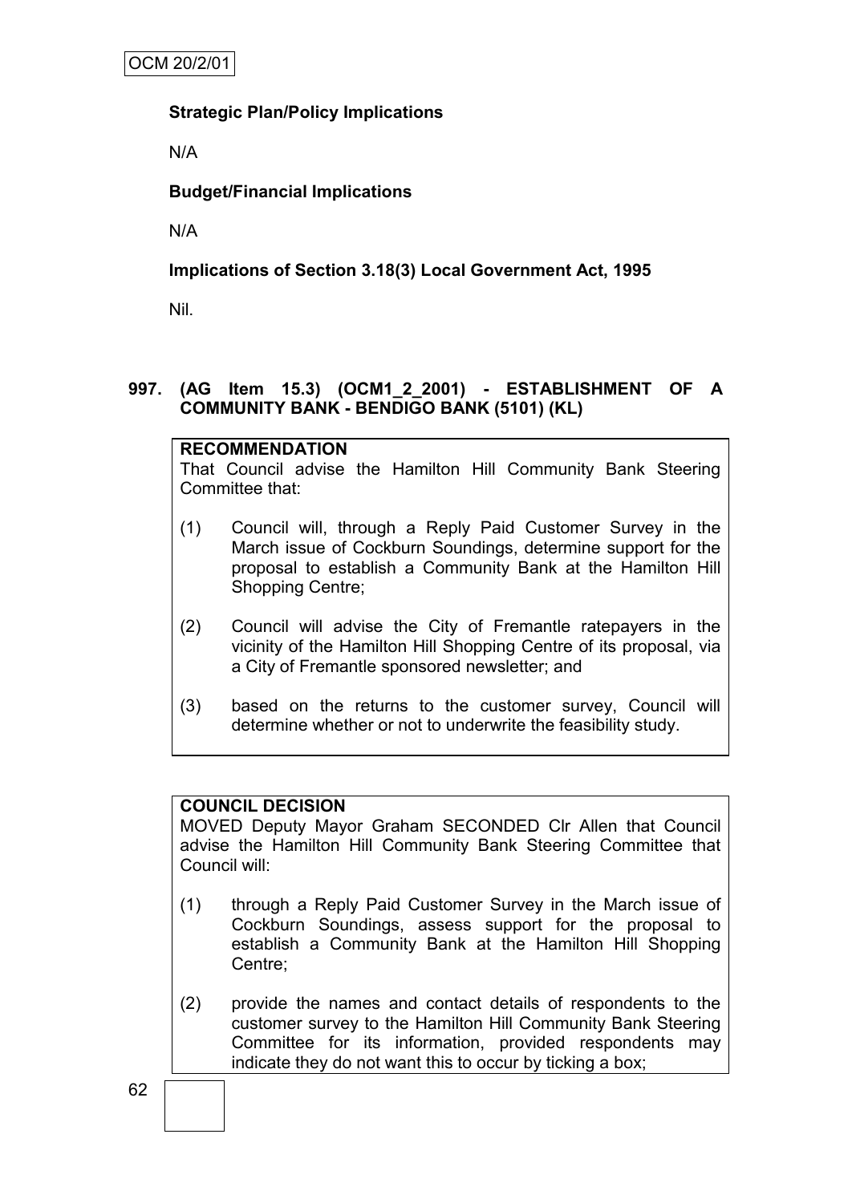**Strategic Plan/Policy Implications**

N/A

**Budget/Financial Implications**

N/A

**Implications of Section 3.18(3) Local Government Act, 1995**

Nil.

### 997. (AG Item 15.3) (OCM1_2_2001) - ESTABLISHMENT OF A COMMUNITY BANK - BENDIGO BANK (5101) (KL)

**RECOMMENDATION**

That Council advise the Hamilton Hill Community Bank Steering Committee that:

(1) Council will, through a Reply Paid Customer Survey in the March issue of Cockburn Soundings, determine support for the proposal to establish a Community Bank at the Hamilton Hill Shopping Centre;

(2) Council will advise the City of Fremantle ratepayers in the vicinity of the Hamilton Hill Shopping Centre of its proposal, via a City of Fremantle sponsored newsletter; and

(3) based on the returns to the customer survey, Council will determine whether or not to underwrite the feasibility study.

**COUNCIL DECISION**

MOVED Deputy Mayor Graham SECONDED Clr Allen that Council advise the Hamilton Hill Community Bank Steering Committee that Council will:

(1) through a Reply Paid Customer Survey in the March issue of Cockburn Soundings, assess support for the proposal to establish a Community Bank at the Hamilton Hill Shopping Centre;

(2) provide the names and contact details of respondents to the customer survey to the Hamilton Hill Community Bank Steering Committee for its information, provided respondents may indicate they do not want this to occur by ticking a box;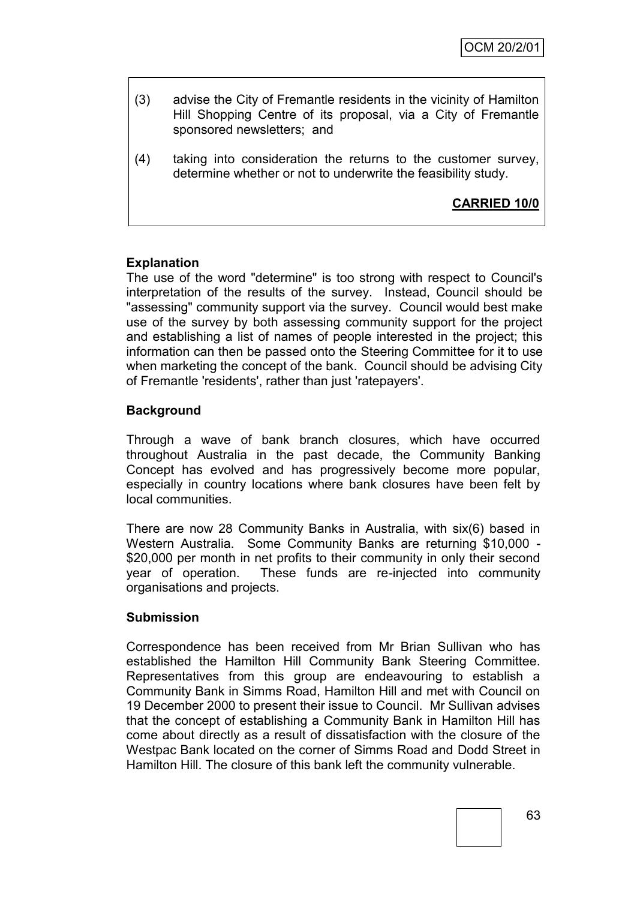(3) advise the City of Fremantle residents in the vicinity of Hamilton Hill Shopping Centre of its proposal, via a City of Fremantle sponsored newsletters; and

(4) taking into consideration the returns to the customer survey, determine whether or not to underwrite the feasibility study.

**CARRIED 10/0**

**Explanation**

The use of the word "determine" is too strong with respect to Council's interpretation of the results of the survey. Instead, Council should be "assessing" community support via the survey. Council would best make use of the survey by both assessing community support for the project and establishing a list of names of people interested in the project; this information can then be passed onto the Steering Committee for it to use when marketing the concept of the bank. Council should be advising City of Fremantle 'residents', rather than just 'ratepayers'.

**Background**

Through a wave of bank branch closures, which have occurred throughout Australia in the past decade, the Community Banking Concept has evolved and has progressively become more popular, especially in country locations where bank closures have been felt by local communities.

There are now 28 Community Banks in Australia, with six(6) based in Western Australia. Some Community Banks are returning $10,000 - $20,000 per month in net profits to their community in only their second year of operation. These funds are re-injected into community organisations and projects.

**Submission**

Correspondence has been received from Mr Brian Sullivan who has established the Hamilton Hill Community Bank Steering Committee. Representatives from this group are endeavouring to establish a Community Bank in Simms Road, Hamilton Hill and met with Council on 19 December 2000 to present their issue to Council. Mr Sullivan advises that the concept of establishing a Community Bank in Hamilton Hill has come about directly as a result of dissatisfaction with the closure of the Westpac Bank located on the corner of Simms Road and Dodd Street in Hamilton Hill. The closure of this bank left the community vulnerable.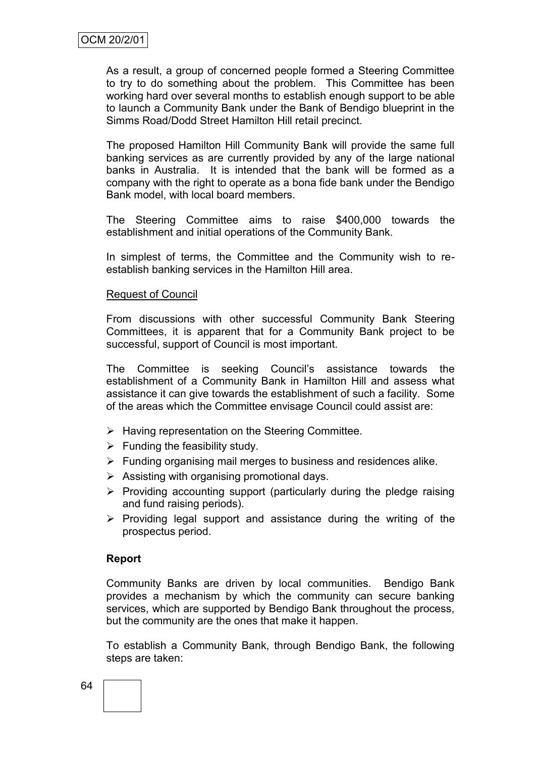As a result, a group of concerned people formed a Steering Committee to try to do something about the problem. This Committee has been working hard over several months to establish enough support to be able to launch a Community Bank under the Bank of Bendigo blueprint in the Simms Road/Dodd Street Hamilton Hill retail precinct.

The proposed Hamilton Hill Community Bank will provide the same full banking services as are currently provided by any of the large national banks in Australia. It is intended that the bank will be formed as a company with the right to operate as a bona fide bank under the Bendigo Bank model, with local board members.

The Steering Committee aims to raise $400,000 towards the establishment and initial operations of the Community Bank.

In simplest of terms, the Committee and the Community wish to re-establish banking services in the Hamilton Hill area.

Request of Council

From discussions with other successful Community Bank Steering Committees, it is apparent that for a Community Bank project to be successful, support of Council is most important.

The Committee is seeking Council's assistance towards the establishment of a Community Bank in Hamilton Hill and assess what assistance it can give towards the establishment of such a facility. Some of the areas which the Committee envisage Council could assist are:

- Having representation on the Steering Committee.
- Funding the feasibility study.
- Funding organising mail merges to business and residences alike.
- Assisting with organising promotional days.
- Providing accounting support (particularly during the pledge raising and fund raising periods).
- Providing legal support and assistance during the writing of the prospectus period.

**Report**

Community Banks are driven by local communities. Bendigo Bank provides a mechanism by which the community can secure banking services, which are supported by Bendigo Bank throughout the process, but the community are the ones that make it happen.

To establish a Community Bank, through Bendigo Bank, the following steps are taken: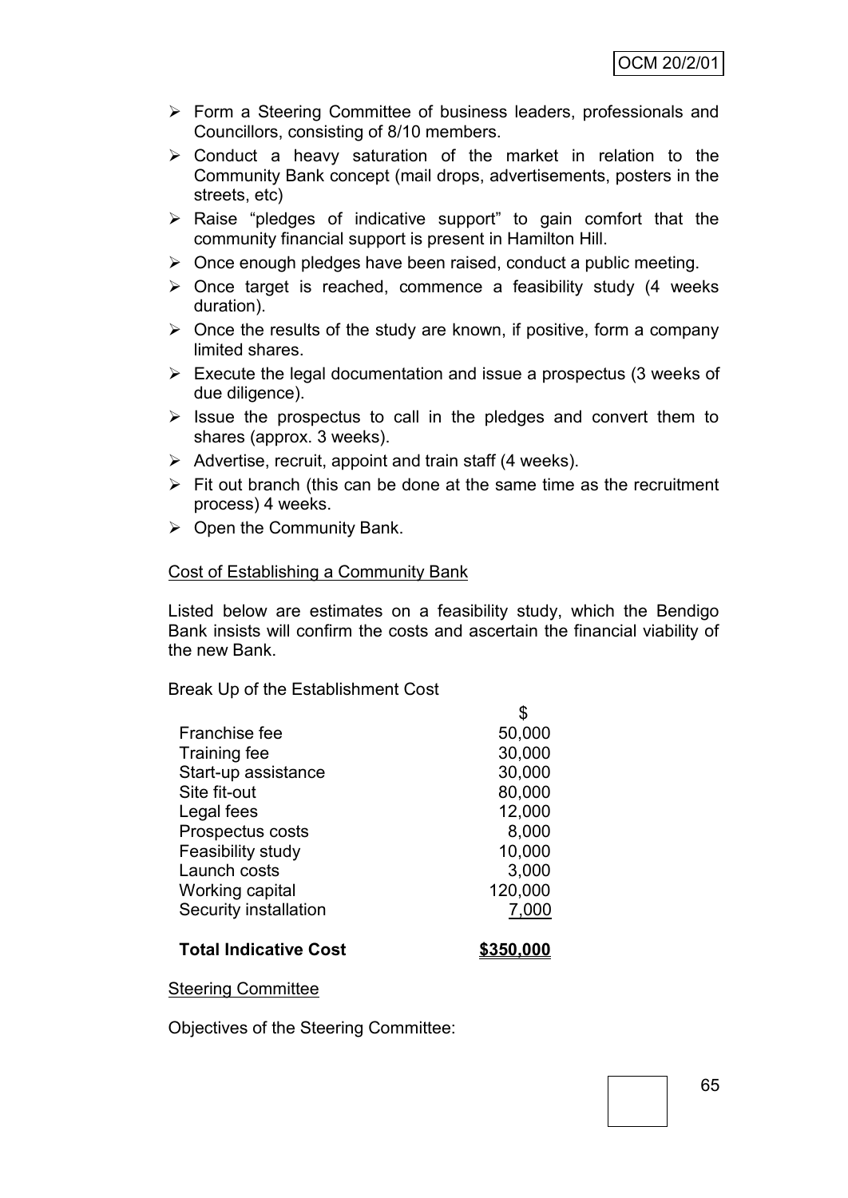- Form a Steering Committee of business leaders, professionals and Councillors, consisting of 8/10 members.
- Conduct a heavy saturation of the market in relation to the Community Bank concept (mail drops, advertisements, posters in the streets, etc)
- Raise "pledges of indicative support" to gain comfort that the community financial support is present in Hamilton Hill.
- Once enough pledges have been raised, conduct a public meeting.
- Once target is reached, commence a feasibility study (4 weeks duration).
- Once the results of the study are known, if positive, form a company limited shares.
- Execute the legal documentation and issue a prospectus (3 weeks of due diligence).
- Issue the prospectus to call in the pledges and convert them to shares (approx. 3 weeks).
- Advertise, recruit, appoint and train staff (4 weeks).
- Fit out branch (this can be done at the same time as the recruitment process) 4 weeks.
- Open the Community Bank.

Cost of Establishing a Community Bank

Listed below are estimates on a feasibility study, which the Bendigo Bank insists will confirm the costs and ascertain the financial viability of the new Bank.

Break Up of the Establishment Cost

| | $ |
|---|---|
| Franchise fee | 50,000 |
| Training fee | 30,000 |
| Start-up assistance | 30,000 |
| Site fit-out | 80,000 |
| Legal fees | 12,000 |
| Prospectus costs | 8,000 |
| Feasibility study | 10,000 |
| Launch costs | 3,000 |
| Working capital | 120,000 |
| Security installation | 7,000 |
| **Total Indicative Cost** | **$350,000** |

Steering Committee

Objectives of the Steering Committee: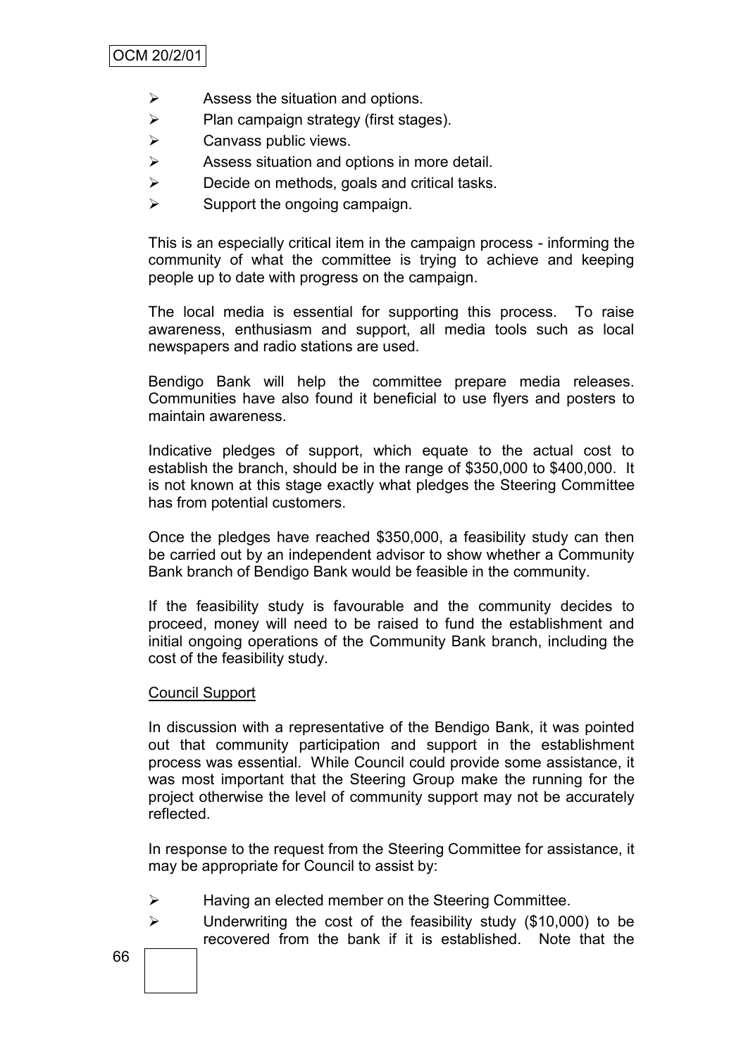- Assess the situation and options.
- Plan campaign strategy (first stages).
- Canvass public views.
- Assess situation and options in more detail.
- Decide on methods, goals and critical tasks.
- Support the ongoing campaign.

This is an especially critical item in the campaign process - informing the community of what the committee is trying to achieve and keeping people up to date with progress on the campaign.

The local media is essential for supporting this process. To raise awareness, enthusiasm and support, all media tools such as local newspapers and radio stations are used.

Bendigo Bank will help the committee prepare media releases. Communities have also found it beneficial to use flyers and posters to maintain awareness.

Indicative pledges of support, which equate to the actual cost to establish the branch, should be in the range of $350,000 to $400,000. It is not known at this stage exactly what pledges the Steering Committee has from potential customers.

Once the pledges have reached $350,000, a feasibility study can then be carried out by an independent advisor to show whether a Community Bank branch of Bendigo Bank would be feasible in the community.

If the feasibility study is favourable and the community decides to proceed, money will need to be raised to fund the establishment and initial ongoing operations of the Community Bank branch, including the cost of the feasibility study.

Council Support

In discussion with a representative of the Bendigo Bank, it was pointed out that community participation and support in the establishment process was essential. While Council could provide some assistance, it was most important that the Steering Group make the running for the project otherwise the level of community support may not be accurately reflected.

In response to the request from the Steering Committee for assistance, it may be appropriate for Council to assist by:

- Having an elected member on the Steering Committee.
- Underwriting the cost of the feasibility study ($10,000) to be recovered from the bank if it is established. Note that the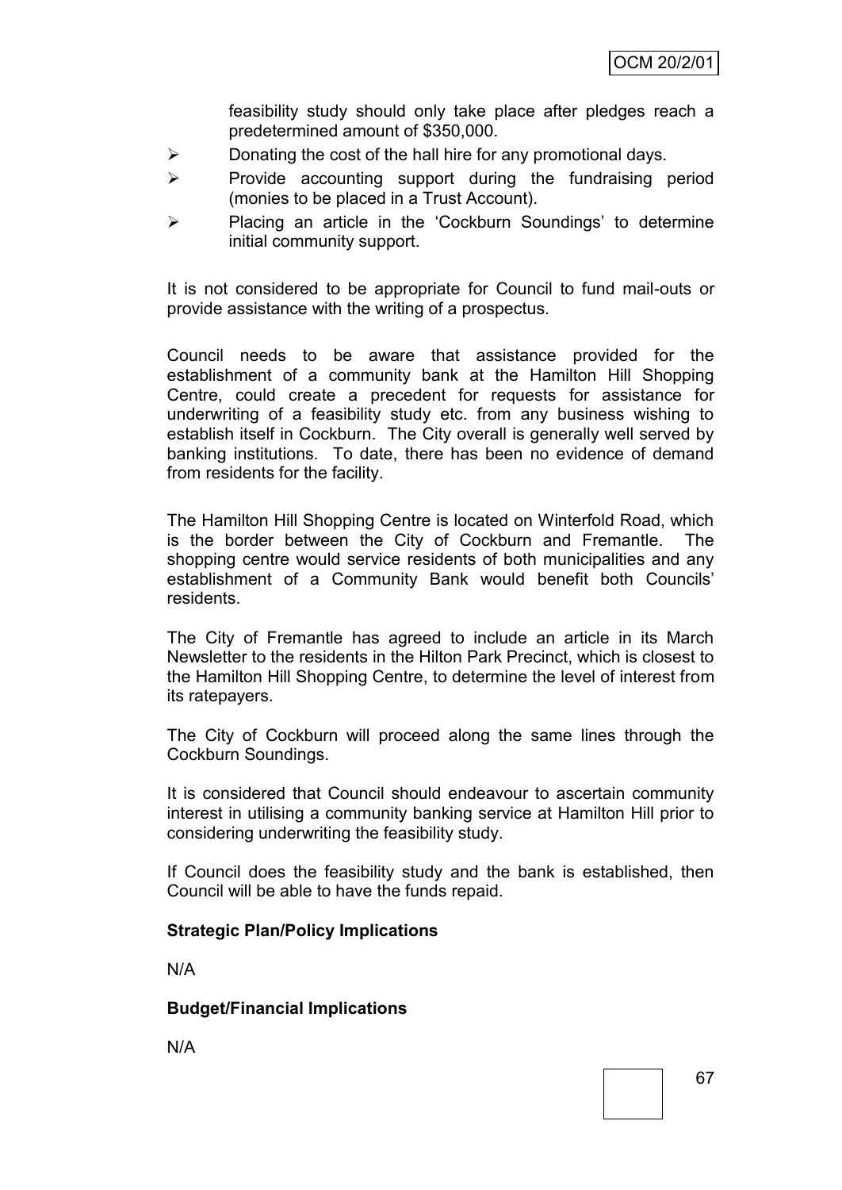feasibility study should only take place after pledges reach a predetermined amount of $350,000.

- Donating the cost of the hall hire for any promotional days.
- Provide accounting support during the fundraising period (monies to be placed in a Trust Account).
- Placing an article in the 'Cockburn Soundings' to determine initial community support.

It is not considered to be appropriate for Council to fund mail-outs or provide assistance with the writing of a prospectus.

Council needs to be aware that assistance provided for the establishment of a community bank at the Hamilton Hill Shopping Centre, could create a precedent for requests for assistance for underwriting of a feasibility study etc. from any business wishing to establish itself in Cockburn. The City overall is generally well served by banking institutions. To date, there has been no evidence of demand from residents for the facility.

The Hamilton Hill Shopping Centre is located on Winterfold Road, which is the border between the City of Cockburn and Fremantle. The shopping centre would service residents of both municipalities and any establishment of a Community Bank would benefit both Councils' residents.

The City of Fremantle has agreed to include an article in its March Newsletter to the residents in the Hilton Park Precinct, which is closest to the Hamilton Hill Shopping Centre, to determine the level of interest from its ratepayers.

The City of Cockburn will proceed along the same lines through the Cockburn Soundings.

It is considered that Council should endeavour to ascertain community interest in utilising a community banking service at Hamilton Hill prior to considering underwriting the feasibility study.

If Council does the feasibility study and the bank is established, then Council will be able to have the funds repaid.

**Strategic Plan/Policy Implications**

N/A

**Budget/Financial Implications**

N/A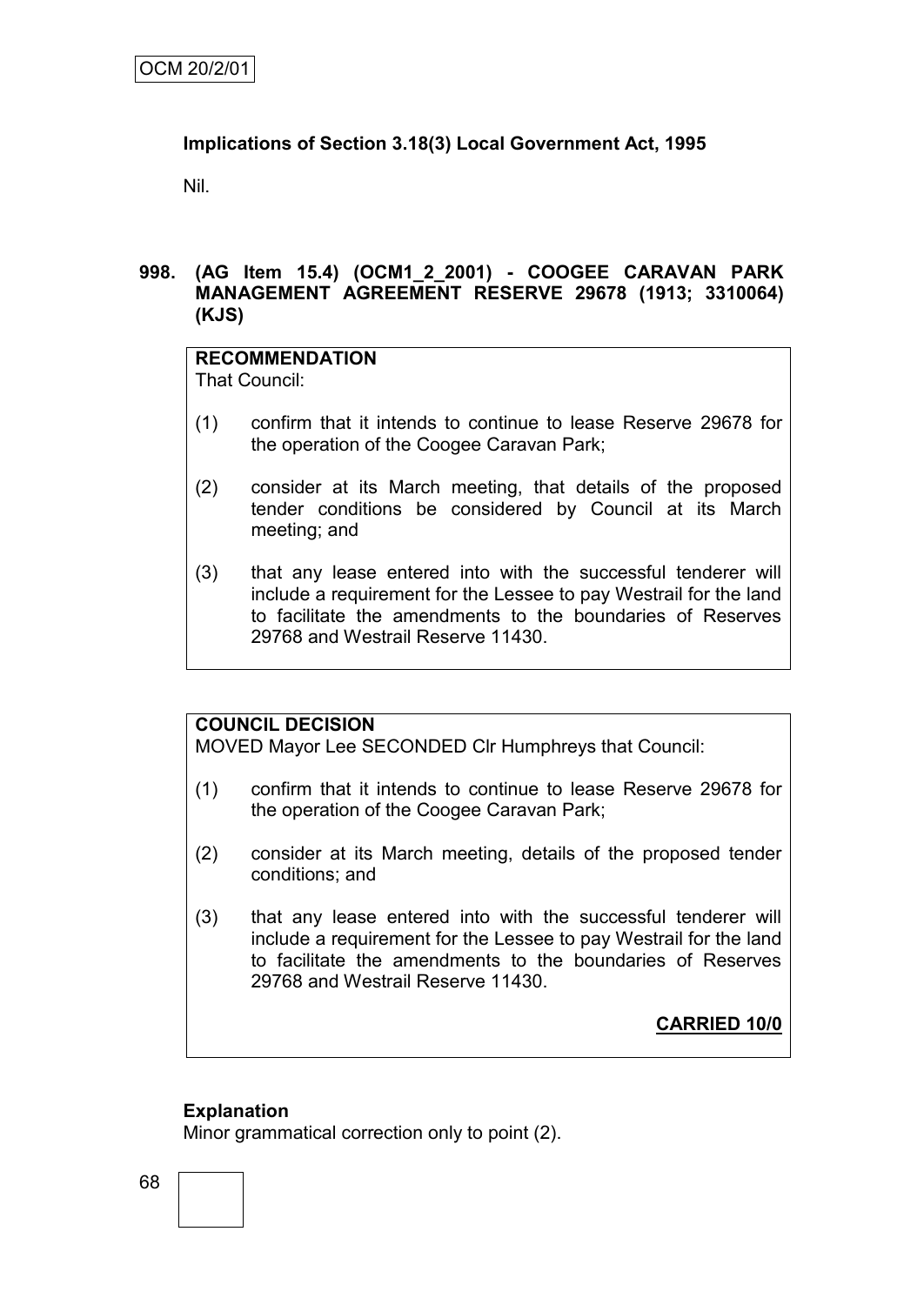**Implications of Section 3.18(3) Local Government Act, 1995**

Nil.

**998. (AG Item 15.4) (OCM1_2_2001) - COOGEE CARAVAN PARK MANAGEMENT AGREEMENT RESERVE 29678 (1913; 3310064) (KJS)**

**RECOMMENDATION**

That Council:

(1) confirm that it intends to continue to lease Reserve 29678 for the operation of the Coogee Caravan Park;

(2) consider at its March meeting, that details of the proposed tender conditions be considered by Council at its March meeting; and

(3) that any lease entered into with the successful tenderer will include a requirement for the Lessee to pay Westrail for the land to facilitate the amendments to the boundaries of Reserves 29768 and Westrail Reserve 11430.

**COUNCIL DECISION**

MOVED Mayor Lee SECONDED Clr Humphreys that Council:

(1) confirm that it intends to continue to lease Reserve 29678 for the operation of the Coogee Caravan Park;

(2) consider at its March meeting, details of the proposed tender conditions; and

(3) that any lease entered into with the successful tenderer will include a requirement for the Lessee to pay Westrail for the land to facilitate the amendments to the boundaries of Reserves 29768 and Westrail Reserve 11430.

**CARRIED 10/0**

**Explanation**

Minor grammatical correction only to point (2).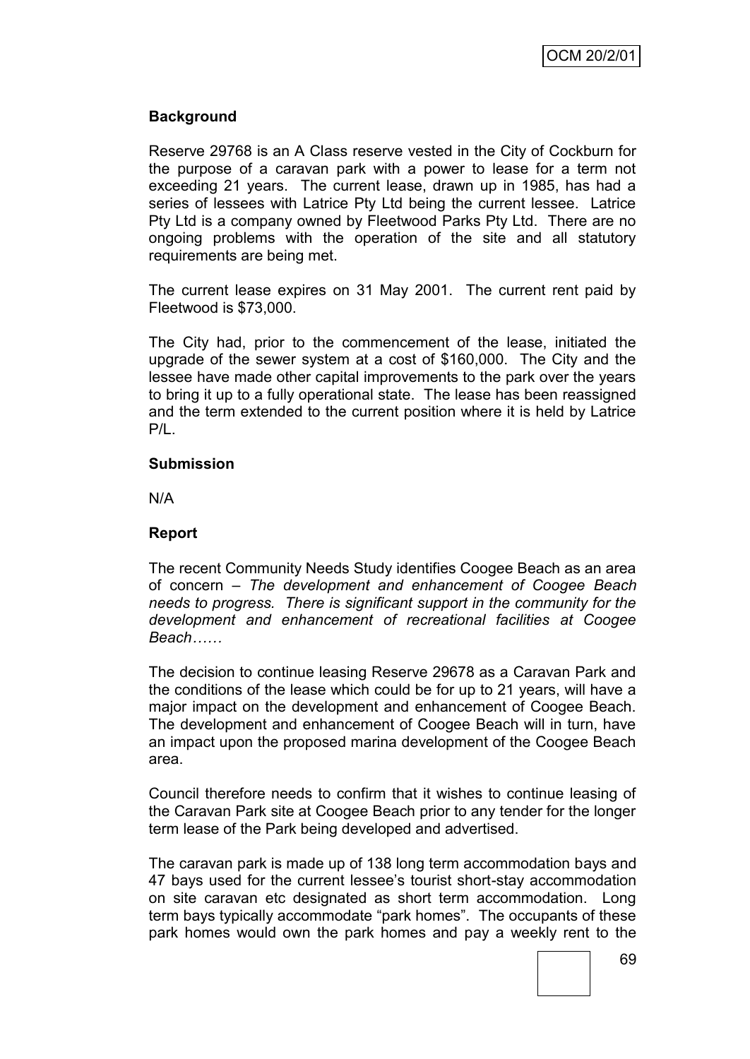**Background**

Reserve 29768 is an A Class reserve vested in the City of Cockburn for the purpose of a caravan park with a power to lease for a term not exceeding 21 years. The current lease, drawn up in 1985, has had a series of lessees with Latrice Pty Ltd being the current lessee. Latrice Pty Ltd is a company owned by Fleetwood Parks Pty Ltd. There are no ongoing problems with the operation of the site and all statutory requirements are being met.

The current lease expires on 31 May 2001. The current rent paid by Fleetwood is $73,000.

The City had, prior to the commencement of the lease, initiated the upgrade of the sewer system at a cost of $160,000. The City and the lessee have made other capital improvements to the park over the years to bring it up to a fully operational state. The lease has been reassigned and the term extended to the current position where it is held by Latrice P/L.

**Submission**

N/A

**Report**

The recent Community Needs Study identifies Coogee Beach as an area of concern – *The development and enhancement of Coogee Beach needs to progress. There is significant support in the community for the development and enhancement of recreational facilities at Coogee Beach……*

The decision to continue leasing Reserve 29678 as a Caravan Park and the conditions of the lease which could be for up to 21 years, will have a major impact on the development and enhancement of Coogee Beach. The development and enhancement of Coogee Beach will in turn, have an impact upon the proposed marina development of the Coogee Beach area.

Council therefore needs to confirm that it wishes to continue leasing of the Caravan Park site at Coogee Beach prior to any tender for the longer term lease of the Park being developed and advertised.

The caravan park is made up of 138 long term accommodation bays and 47 bays used for the current lessee's tourist short-stay accommodation on site caravan etc designated as short term accommodation. Long term bays typically accommodate "park homes". The occupants of these park homes would own the park homes and pay a weekly rent to the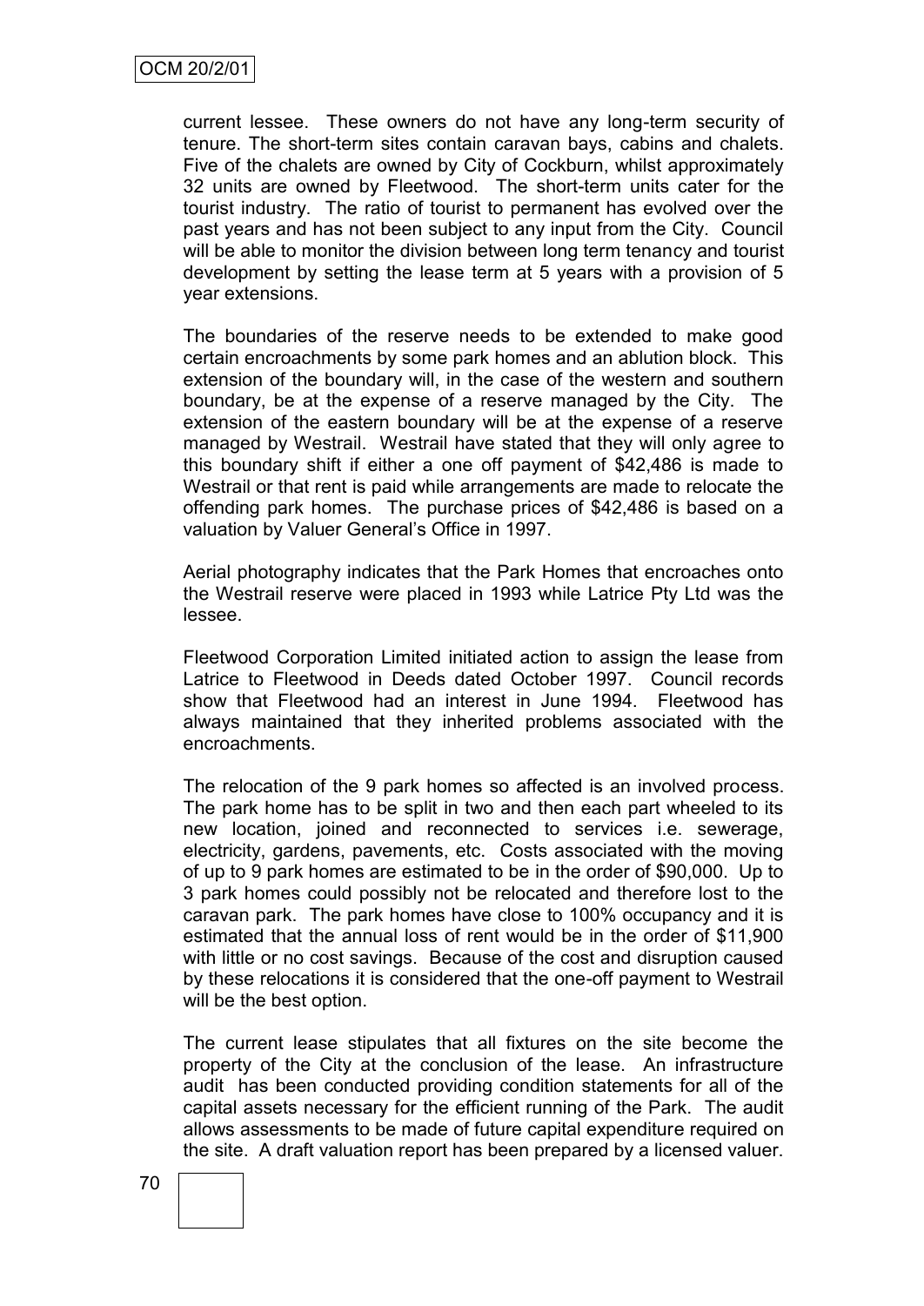current lessee. These owners do not have any long-term security of tenure. The short-term sites contain caravan bays, cabins and chalets. Five of the chalets are owned by City of Cockburn, whilst approximately 32 units are owned by Fleetwood. The short-term units cater for the tourist industry. The ratio of tourist to permanent has evolved over the past years and has not been subject to any input from the City. Council will be able to monitor the division between long term tenancy and tourist development by setting the lease term at 5 years with a provision of 5 year extensions.

The boundaries of the reserve needs to be extended to make good certain encroachments by some park homes and an ablution block. This extension of the boundary will, in the case of the western and southern boundary, be at the expense of a reserve managed by the City. The extension of the eastern boundary will be at the expense of a reserve managed by Westrail. Westrail have stated that they will only agree to this boundary shift if either a one off payment of $42,486 is made to Westrail or that rent is paid while arrangements are made to relocate the offending park homes. The purchase prices of $42,486 is based on a valuation by Valuer General's Office in 1997.

Aerial photography indicates that the Park Homes that encroaches onto the Westrail reserve were placed in 1993 while Latrice Pty Ltd was the lessee.

Fleetwood Corporation Limited initiated action to assign the lease from Latrice to Fleetwood in Deeds dated October 1997. Council records show that Fleetwood had an interest in June 1994. Fleetwood has always maintained that they inherited problems associated with the encroachments.

The relocation of the 9 park homes so affected is an involved process. The park home has to be split in two and then each part wheeled to its new location, joined and reconnected to services i.e. sewerage, electricity, gardens, pavements, etc. Costs associated with the moving of up to 9 park homes are estimated to be in the order of $90,000. Up to 3 park homes could possibly not be relocated and therefore lost to the caravan park. The park homes have close to 100% occupancy and it is estimated that the annual loss of rent would be in the order of $11,900 with little or no cost savings. Because of the cost and disruption caused by these relocations it is considered that the one-off payment to Westrail will be the best option.

The current lease stipulates that all fixtures on the site become the property of the City at the conclusion of the lease. An infrastructure audit has been conducted providing condition statements for all of the capital assets necessary for the efficient running of the Park. The audit allows assessments to be made of future capital expenditure required on the site. A draft valuation report has been prepared by a licensed valuer.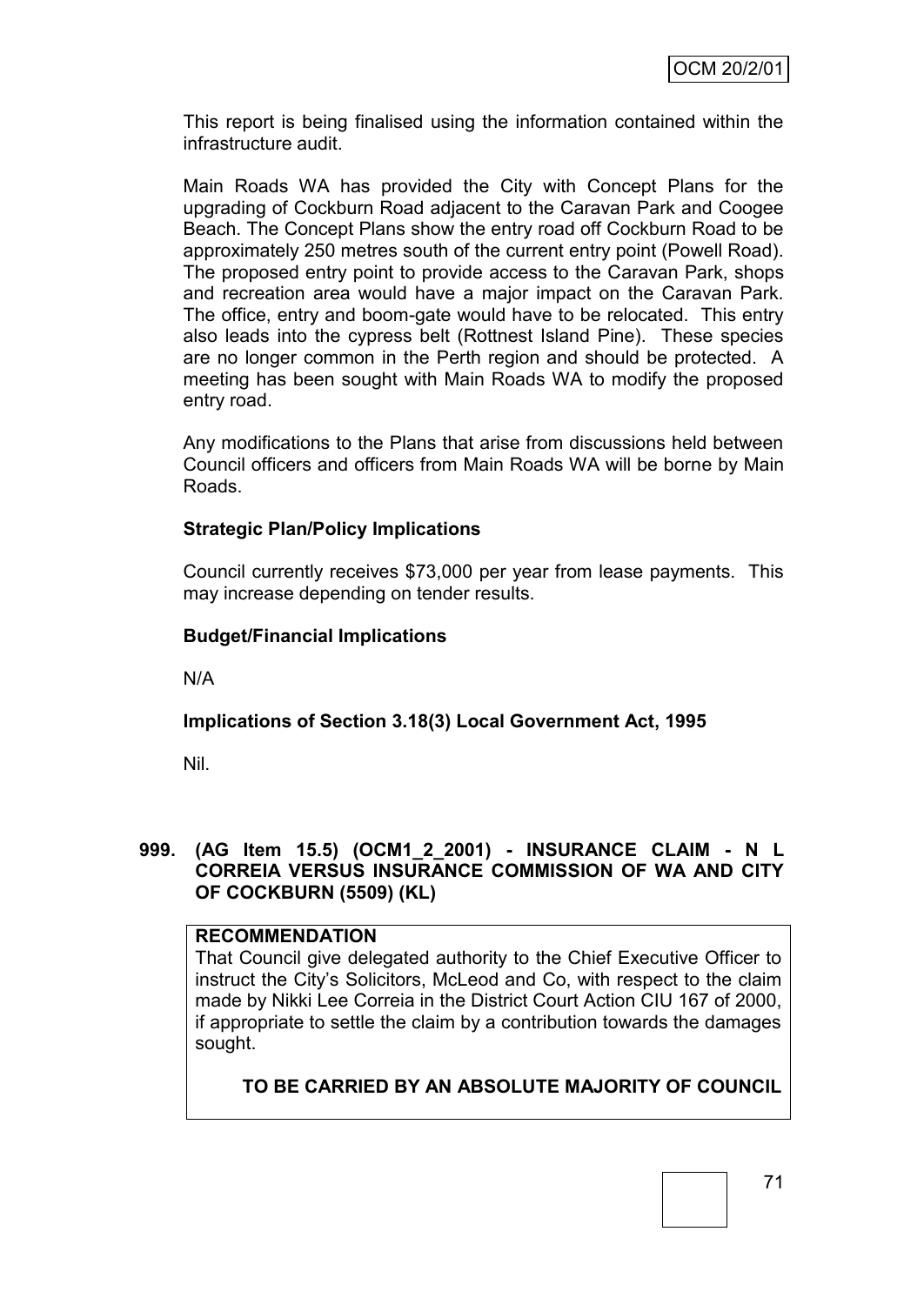This report is being finalised using the information contained within the infrastructure audit.

Main Roads WA has provided the City with Concept Plans for the upgrading of Cockburn Road adjacent to the Caravan Park and Coogee Beach. The Concept Plans show the entry road off Cockburn Road to be approximately 250 metres south of the current entry point (Powell Road). The proposed entry point to provide access to the Caravan Park, shops and recreation area would have a major impact on the Caravan Park. The office, entry and boom-gate would have to be relocated. This entry also leads into the cypress belt (Rottnest Island Pine). These species are no longer common in the Perth region and should be protected. A meeting has been sought with Main Roads WA to modify the proposed entry road.

Any modifications to the Plans that arise from discussions held between Council officers and officers from Main Roads WA will be borne by Main Roads.

**Strategic Plan/Policy Implications**

Council currently receives $73,000 per year from lease payments. This may increase depending on tender results.

**Budget/Financial Implications**

N/A

**Implications of Section 3.18(3) Local Government Act, 1995**

Nil.

## 999. (AG Item 15.5) (OCM1_2_2001) - INSURANCE CLAIM - N L CORREIA VERSUS INSURANCE COMMISSION OF WA AND CITY OF COCKBURN (5509) (KL)

**RECOMMENDATION**

That Council give delegated authority to the Chief Executive Officer to instruct the City's Solicitors, McLeod and Co, with respect to the claim made by Nikki Lee Correia in the District Court Action CIU 167 of 2000, if appropriate to settle the claim by a contribution towards the damages sought.

**TO BE CARRIED BY AN ABSOLUTE MAJORITY OF COUNCIL**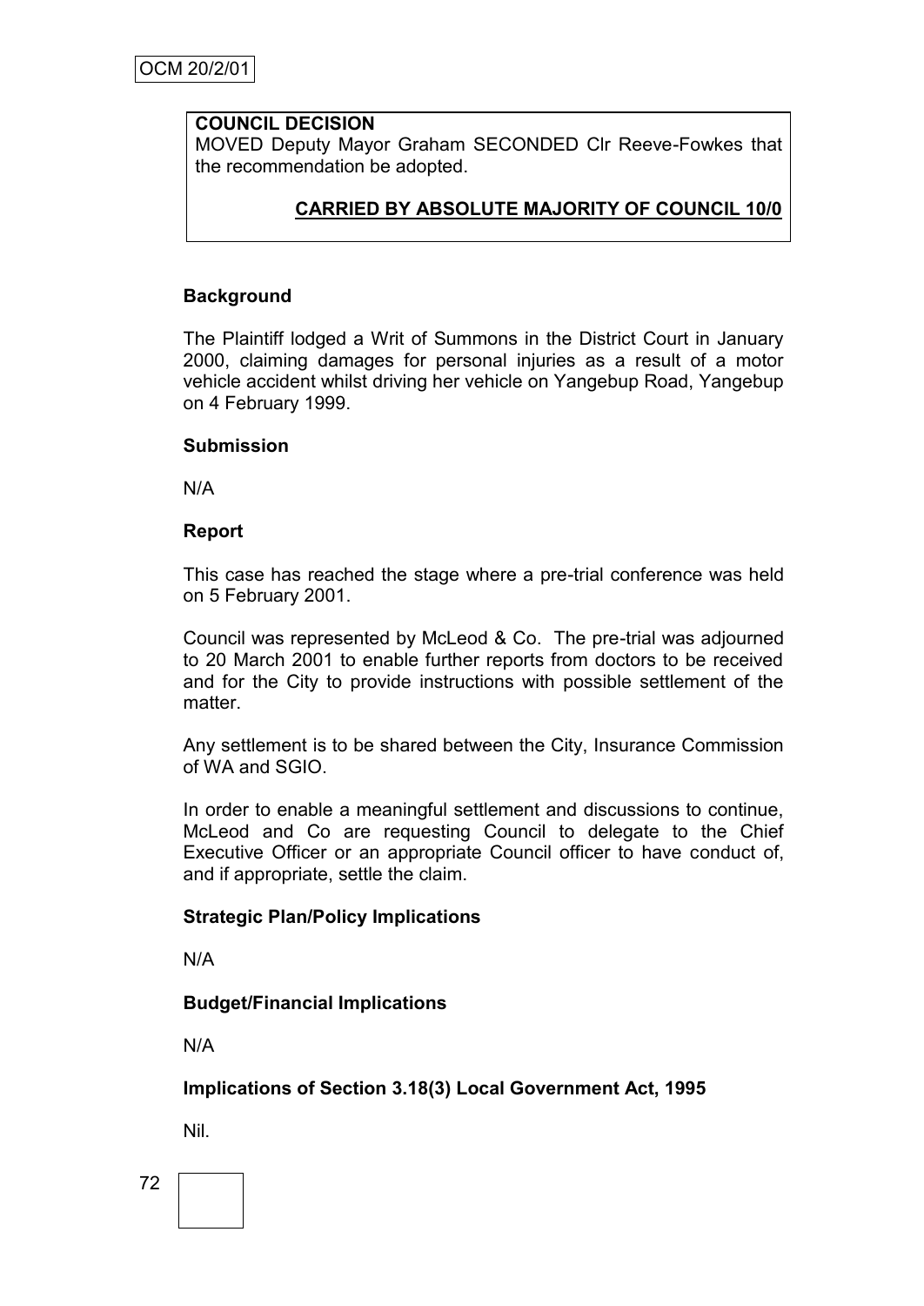**COUNCIL DECISION**
MOVED Deputy Mayor Graham SECONDED Clr Reeve-Fowkes that the recommendation be adopted.

**CARRIED BY ABSOLUTE MAJORITY OF COUNCIL 10/0**

**Background**

The Plaintiff lodged a Writ of Summons in the District Court in January 2000, claiming damages for personal injuries as a result of a motor vehicle accident whilst driving her vehicle on Yangebup Road, Yangebup on 4 February 1999.

**Submission**

N/A

**Report**

This case has reached the stage where a pre-trial conference was held on 5 February 2001.

Council was represented by McLeod & Co. The pre-trial was adjourned to 20 March 2001 to enable further reports from doctors to be received and for the City to provide instructions with possible settlement of the matter.

Any settlement is to be shared between the City, Insurance Commission of WA and SGIO.

In order to enable a meaningful settlement and discussions to continue, McLeod and Co are requesting Council to delegate to the Chief Executive Officer or an appropriate Council officer to have conduct of, and if appropriate, settle the claim.

**Strategic Plan/Policy Implications**

N/A

**Budget/Financial Implications**

N/A

**Implications of Section 3.18(3) Local Government Act, 1995**

Nil.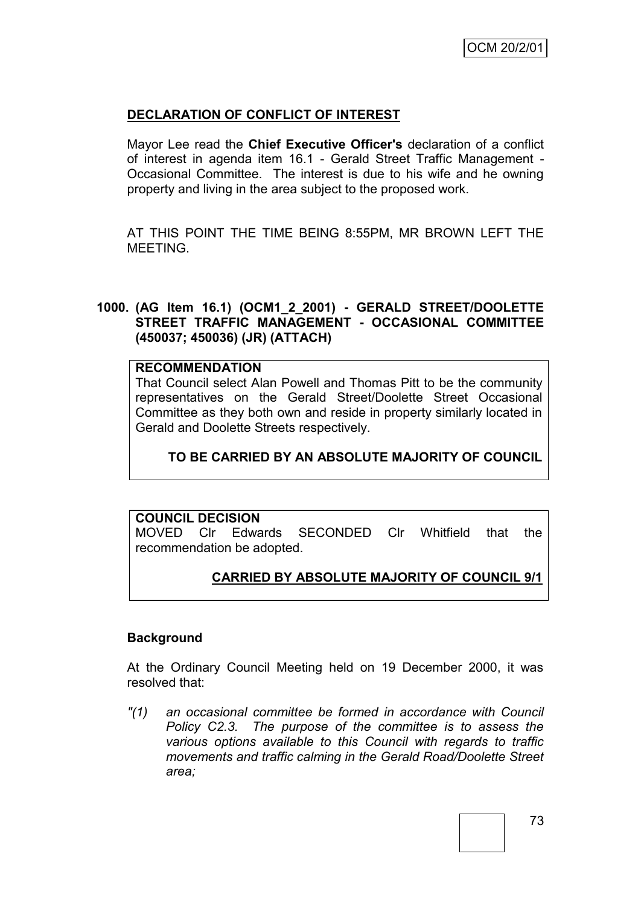## DECLARATION OF CONFLICT OF INTEREST

Mayor Lee read the **Chief Executive Officer's** declaration of a conflict of interest in agenda item 16.1 - Gerald Street Traffic Management - Occasional Committee. The interest is due to his wife and he owning property and living in the area subject to the proposed work.

AT THIS POINT THE TIME BEING 8:55PM, MR BROWN LEFT THE MEETING.

### 1000. (AG Item 16.1) (OCM1_2_2001) - GERALD STREET/DOOLETTE STREET TRAFFIC MANAGEMENT - OCCASIONAL COMMITTEE (450037; 450036) (JR) (ATTACH)

**RECOMMENDATION**

That Council select Alan Powell and Thomas Pitt to be the community representatives on the Gerald Street/Doolette Street Occasional Committee as they both own and reside in property similarly located in Gerald and Doolette Streets respectively.

**TO BE CARRIED BY AN ABSOLUTE MAJORITY OF COUNCIL**

**COUNCIL DECISION**

MOVED Clr Edwards SECONDED Clr Whitfield that the recommendation be adopted.

**CARRIED BY ABSOLUTE MAJORITY OF COUNCIL 9/1**

**Background**

At the Ordinary Council Meeting held on 19 December 2000, it was resolved that:

*"(1) an occasional committee be formed in accordance with Council Policy C2.3. The purpose of the committee is to assess the various options available to this Council with regards to traffic movements and traffic calming in the Gerald Road/Doolette Street area;*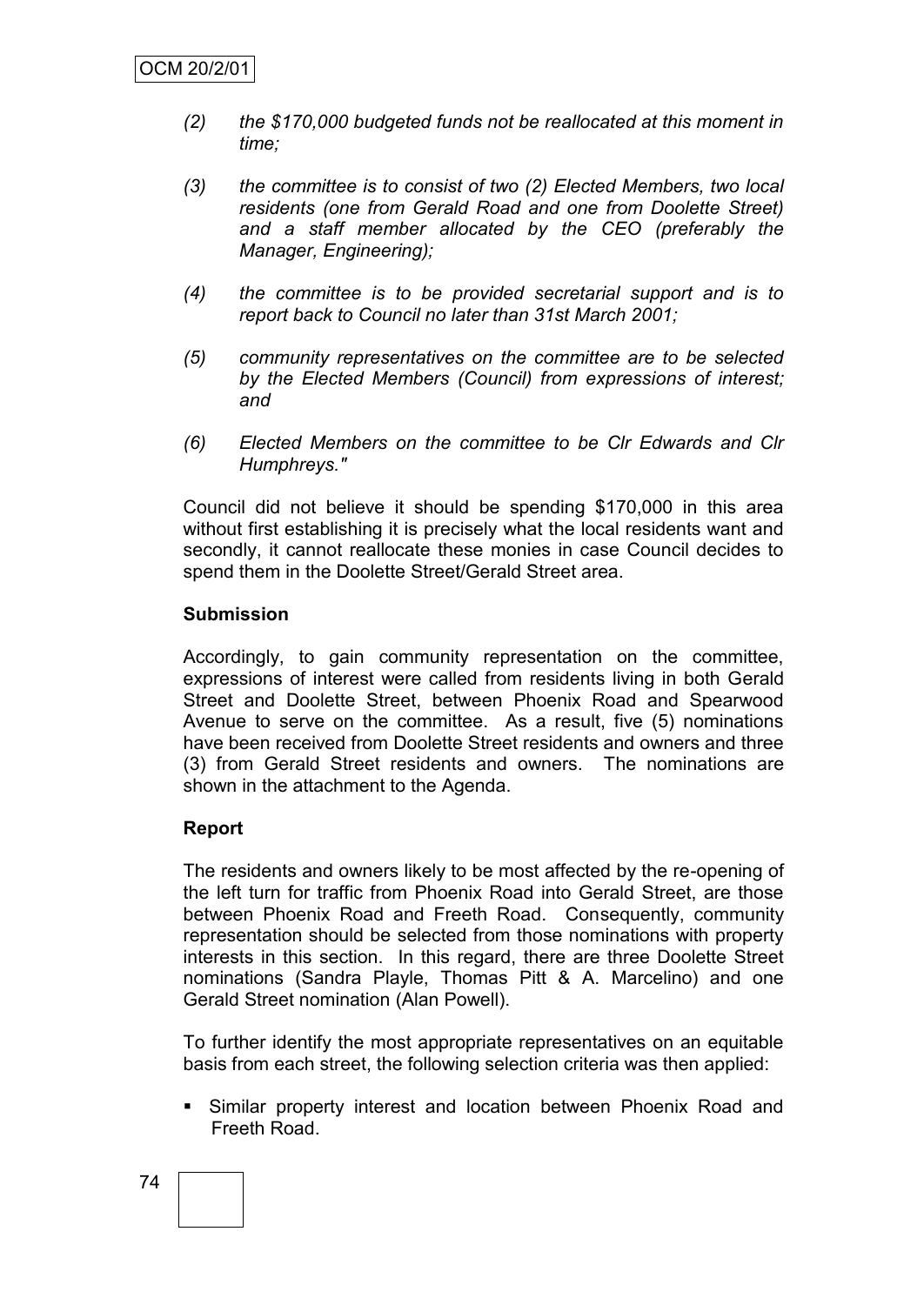*(2) the $170,000 budgeted funds not be reallocated at this moment in time;*

*(3) the committee is to consist of two (2) Elected Members, two local residents (one from Gerald Road and one from Doolette Street) and a staff member allocated by the CEO (preferably the Manager, Engineering);*

*(4) the committee is to be provided secretarial support and is to report back to Council no later than 31st March 2001;*

*(5) community representatives on the committee are to be selected by the Elected Members (Council) from expressions of interest; and*

*(6) Elected Members on the committee to be Clr Edwards and Clr Humphreys."*

Council did not believe it should be spending $170,000 in this area without first establishing it is precisely what the local residents want and secondly, it cannot reallocate these monies in case Council decides to spend them in the Doolette Street/Gerald Street area.

**Submission**

Accordingly, to gain community representation on the committee, expressions of interest were called from residents living in both Gerald Street and Doolette Street, between Phoenix Road and Spearwood Avenue to serve on the committee. As a result, five (5) nominations have been received from Doolette Street residents and owners and three (3) from Gerald Street residents and owners. The nominations are shown in the attachment to the Agenda.

**Report**

The residents and owners likely to be most affected by the re-opening of the left turn for traffic from Phoenix Road into Gerald Street, are those between Phoenix Road and Freeth Road. Consequently, community representation should be selected from those nominations with property interests in this section. In this regard, there are three Doolette Street nominations (Sandra Playle, Thomas Pitt & A. Marcelino) and one Gerald Street nomination (Alan Powell).

To further identify the most appropriate representatives on an equitable basis from each street, the following selection criteria was then applied:

- Similar property interest and location between Phoenix Road and Freeth Road.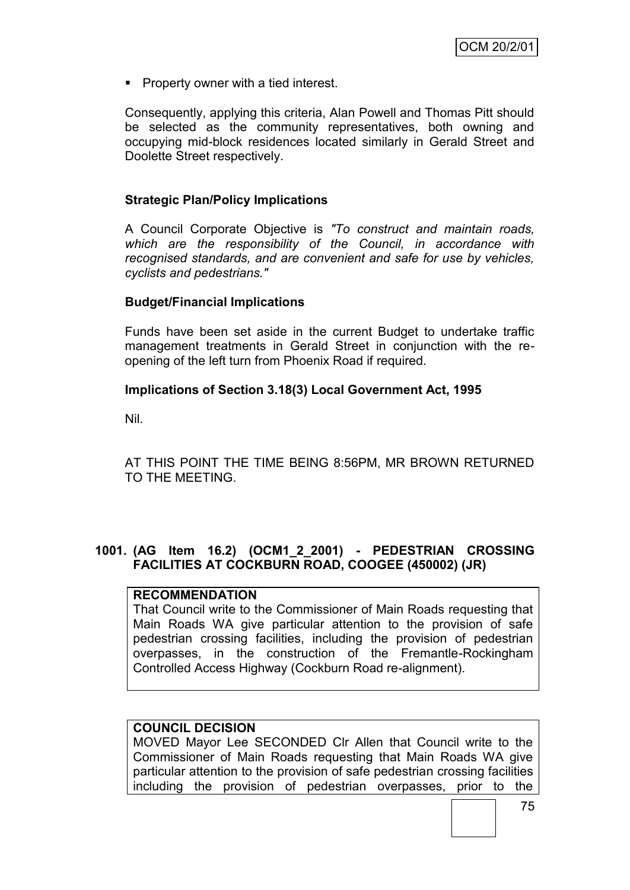- Property owner with a tied interest.

Consequently, applying this criteria, Alan Powell and Thomas Pitt should be selected as the community representatives, both owning and occupying mid-block residences located similarly in Gerald Street and Doolette Street respectively.

**Strategic Plan/Policy Implications**

A Council Corporate Objective is *"To construct and maintain roads, which are the responsibility of the Council, in accordance with recognised standards, and are convenient and safe for use by vehicles, cyclists and pedestrians."*

**Budget/Financial Implications**

Funds have been set aside in the current Budget to undertake traffic management treatments in Gerald Street in conjunction with the re-opening of the left turn from Phoenix Road if required.

**Implications of Section 3.18(3) Local Government Act, 1995**

Nil.

AT THIS POINT THE TIME BEING 8:56PM, MR BROWN RETURNED TO THE MEETING.

### 1001. (AG Item 16.2) (OCM1_2_2001) - PEDESTRIAN CROSSING FACILITIES AT COCKBURN ROAD, COOGEE (450002) (JR)

**RECOMMENDATION**

That Council write to the Commissioner of Main Roads requesting that Main Roads WA give particular attention to the provision of safe pedestrian crossing facilities, including the provision of pedestrian overpasses, in the construction of the Fremantle-Rockingham Controlled Access Highway (Cockburn Road re-alignment).

**COUNCIL DECISION**

MOVED Mayor Lee SECONDED Clr Allen that Council write to the Commissioner of Main Roads requesting that Main Roads WA give particular attention to the provision of safe pedestrian crossing facilities including the provision of pedestrian overpasses, prior to the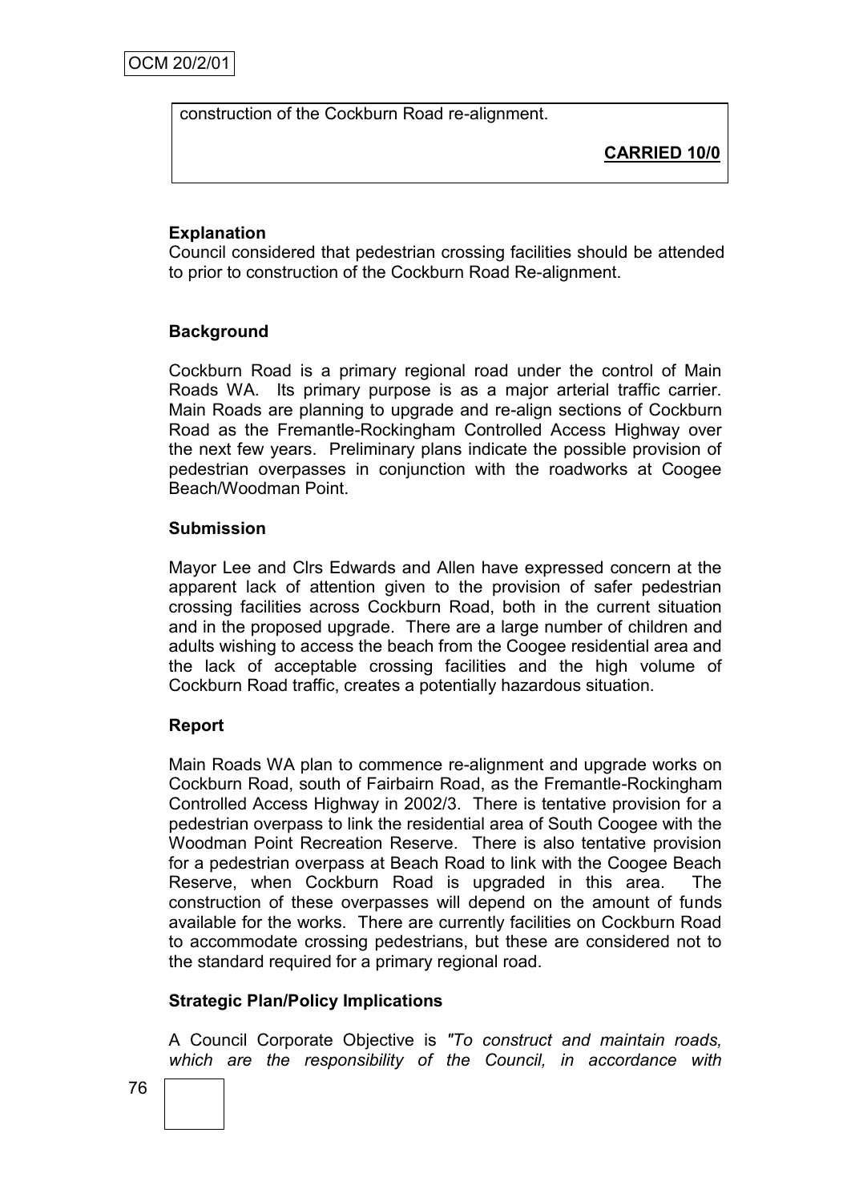construction of the Cockburn Road re-alignment.

**CARRIED 10/0**

**Explanation**

Council considered that pedestrian crossing facilities should be attended to prior to construction of the Cockburn Road Re-alignment.

**Background**

Cockburn Road is a primary regional road under the control of Main Roads WA. Its primary purpose is as a major arterial traffic carrier. Main Roads are planning to upgrade and re-align sections of Cockburn Road as the Fremantle-Rockingham Controlled Access Highway over the next few years. Preliminary plans indicate the possible provision of pedestrian overpasses in conjunction with the roadworks at Coogee Beach/Woodman Point.

**Submission**

Mayor Lee and Clrs Edwards and Allen have expressed concern at the apparent lack of attention given to the provision of safer pedestrian crossing facilities across Cockburn Road, both in the current situation and in the proposed upgrade. There are a large number of children and adults wishing to access the beach from the Coogee residential area and the lack of acceptable crossing facilities and the high volume of Cockburn Road traffic, creates a potentially hazardous situation.

**Report**

Main Roads WA plan to commence re-alignment and upgrade works on Cockburn Road, south of Fairbairn Road, as the Fremantle-Rockingham Controlled Access Highway in 2002/3. There is tentative provision for a pedestrian overpass to link the residential area of South Coogee with the Woodman Point Recreation Reserve. There is also tentative provision for a pedestrian overpass at Beach Road to link with the Coogee Beach Reserve, when Cockburn Road is upgraded in this area. The construction of these overpasses will depend on the amount of funds available for the works. There are currently facilities on Cockburn Road to accommodate crossing pedestrians, but these are considered not to the standard required for a primary regional road.

**Strategic Plan/Policy Implications**

A Council Corporate Objective is *"To construct and maintain roads, which are the responsibility of the Council, in accordance with*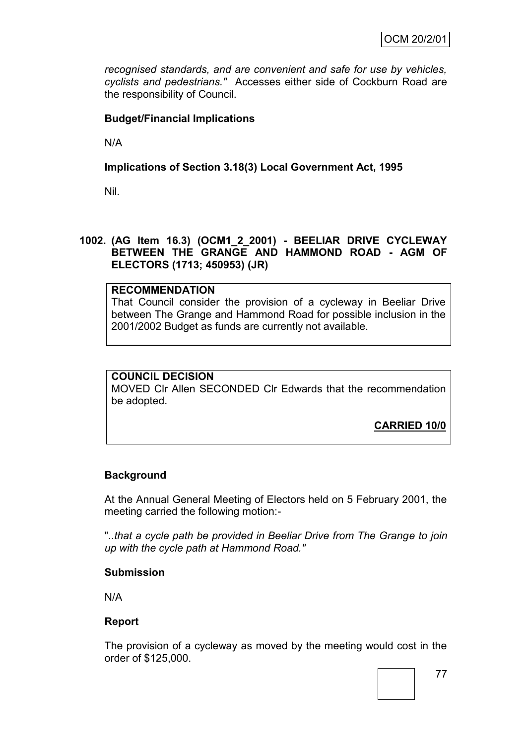*recognised standards, and are convenient and safe for use by vehicles, cyclists and pedestrians."* Accesses either side of Cockburn Road are the responsibility of Council.

**Budget/Financial Implications**

N/A

**Implications of Section 3.18(3) Local Government Act, 1995**

Nil.

**1002. (AG Item 16.3) (OCM1_2_2001) - BEELIAR DRIVE CYCLEWAY BETWEEN THE GRANGE AND HAMMOND ROAD - AGM OF ELECTORS (1713; 450953) (JR)**

**RECOMMENDATION**

That Council consider the provision of a cycleway in Beeliar Drive between The Grange and Hammond Road for possible inclusion in the 2001/2002 Budget as funds are currently not available.

**COUNCIL DECISION**

MOVED Clr Allen SECONDED Clr Edwards that the recommendation be adopted.

**CARRIED 10/0**

**Background**

At the Annual General Meeting of Electors held on 5 February 2001, the meeting carried the following motion:-

"*..that a cycle path be provided in Beeliar Drive from The Grange to join up with the cycle path at Hammond Road."*

**Submission**

N/A

**Report**

The provision of a cycleway as moved by the meeting would cost in the order of $125,000.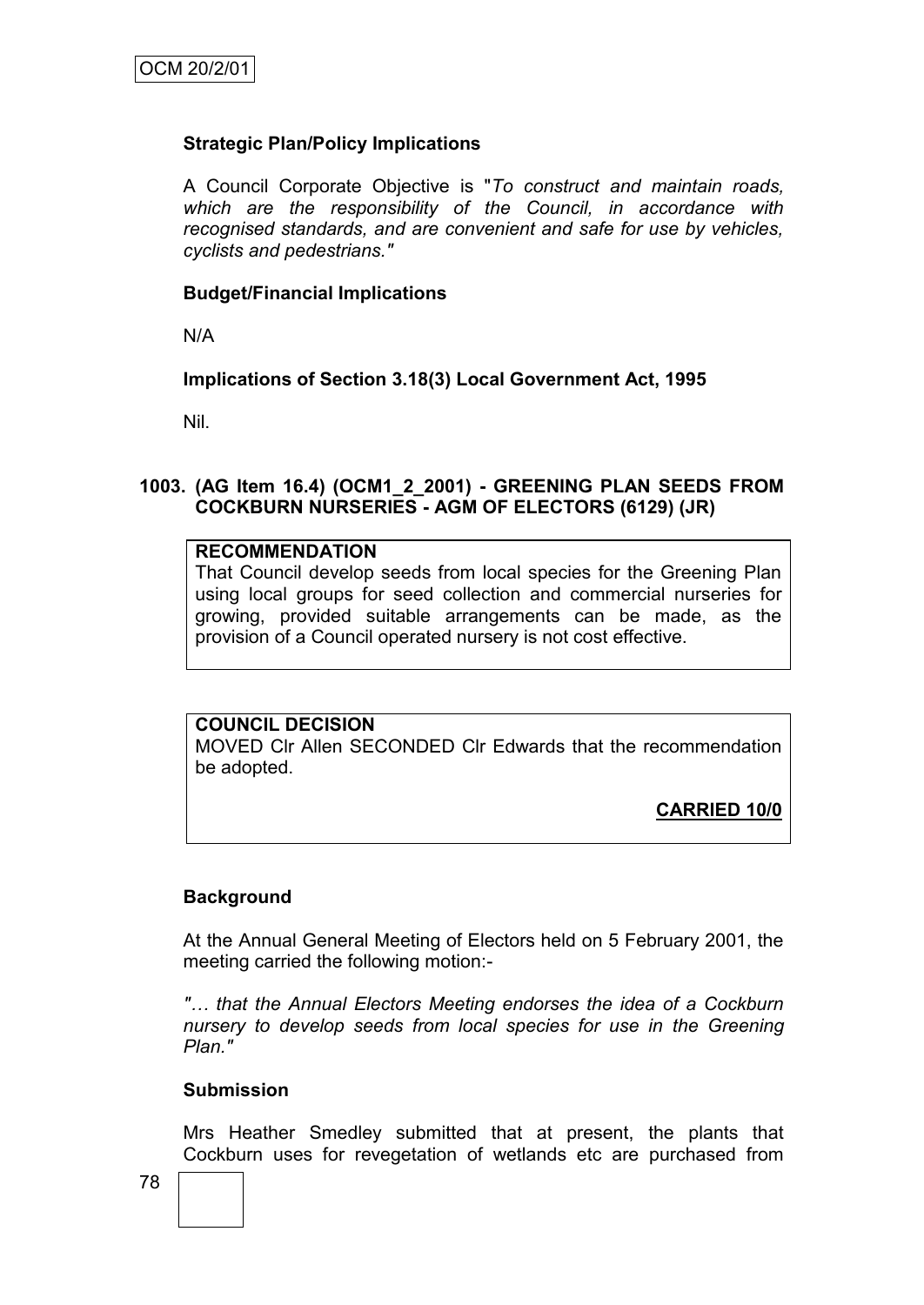**Strategic Plan/Policy Implications**

A Council Corporate Objective is "*To construct and maintain roads, which are the responsibility of the Council, in accordance with recognised standards, and are convenient and safe for use by vehicles, cyclists and pedestrians.*"

**Budget/Financial Implications**

N/A

**Implications of Section 3.18(3) Local Government Act, 1995**

Nil.

**1003. (AG Item 16.4) (OCM1_2_2001) - GREENING PLAN SEEDS FROM COCKBURN NURSERIES - AGM OF ELECTORS (6129) (JR)**

**RECOMMENDATION**

That Council develop seeds from local species for the Greening Plan using local groups for seed collection and commercial nurseries for growing, provided suitable arrangements can be made, as the provision of a Council operated nursery is not cost effective.

**COUNCIL DECISION**

MOVED Clr Allen SECONDED Clr Edwards that the recommendation be adopted.

**CARRIED 10/0**

**Background**

At the Annual General Meeting of Electors held on 5 February 2001, the meeting carried the following motion:-

*"… that the Annual Electors Meeting endorses the idea of a Cockburn nursery to develop seeds from local species for use in the Greening Plan."*

**Submission**

Mrs Heather Smedley submitted that at present, the plants that Cockburn uses for revegetation of wetlands etc are purchased from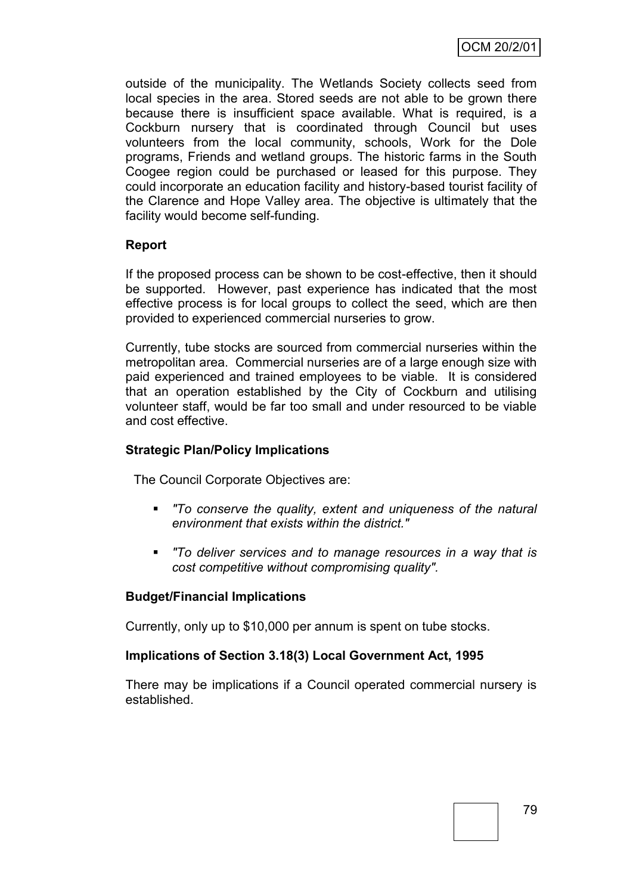outside of the municipality. The Wetlands Society collects seed from local species in the area. Stored seeds are not able to be grown there because there is insufficient space available. What is required, is a Cockburn nursery that is coordinated through Council but uses volunteers from the local community, schools, Work for the Dole programs, Friends and wetland groups. The historic farms in the South Coogee region could be purchased or leased for this purpose. They could incorporate an education facility and history-based tourist facility of the Clarence and Hope Valley area. The objective is ultimately that the facility would become self-funding.

**Report**

If the proposed process can be shown to be cost-effective, then it should be supported. However, past experience has indicated that the most effective process is for local groups to collect the seed, which are then provided to experienced commercial nurseries to grow.

Currently, tube stocks are sourced from commercial nurseries within the metropolitan area. Commercial nurseries are of a large enough size with paid experienced and trained employees to be viable. It is considered that an operation established by the City of Cockburn and utilising volunteer staff, would be far too small and under resourced to be viable and cost effective.

**Strategic Plan/Policy Implications**

The Council Corporate Objectives are:

- *"To conserve the quality, extent and uniqueness of the natural environment that exists within the district."*
- *"To deliver services and to manage resources in a way that is cost competitive without compromising quality".*

**Budget/Financial Implications**

Currently, only up to $10,000 per annum is spent on tube stocks.

**Implications of Section 3.18(3) Local Government Act, 1995**

There may be implications if a Council operated commercial nursery is established.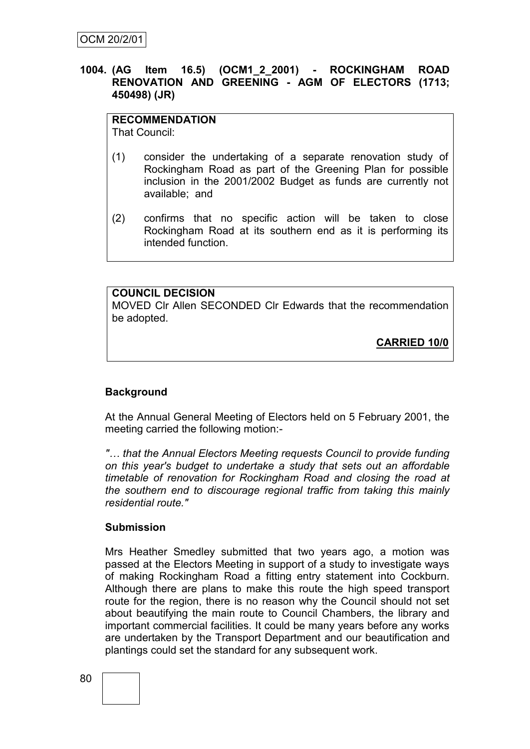**1004. (AG Item 16.5) (OCM1_2_2001) - ROCKINGHAM ROAD RENOVATION AND GREENING - AGM OF ELECTORS (1713; 450498) (JR)**

**RECOMMENDATION**

That Council:

(1) consider the undertaking of a separate renovation study of Rockingham Road as part of the Greening Plan for possible inclusion in the 2001/2002 Budget as funds are currently not available; and

(2) confirms that no specific action will be taken to close Rockingham Road at its southern end as it is performing its intended function.

**COUNCIL DECISION**

MOVED Clr Allen SECONDED Clr Edwards that the recommendation be adopted.

**CARRIED 10/0**

**Background**

At the Annual General Meeting of Electors held on 5 February 2001, the meeting carried the following motion:-

*"… that the Annual Electors Meeting requests Council to provide funding on this year's budget to undertake a study that sets out an affordable timetable of renovation for Rockingham Road and closing the road at the southern end to discourage regional traffic from taking this mainly residential route."*

**Submission**

Mrs Heather Smedley submitted that two years ago, a motion was passed at the Electors Meeting in support of a study to investigate ways of making Rockingham Road a fitting entry statement into Cockburn. Although there are plans to make this route the high speed transport route for the region, there is no reason why the Council should not set about beautifying the main route to Council Chambers, the library and important commercial facilities. It could be many years before any works are undertaken by the Transport Department and our beautification and plantings could set the standard for any subsequent work.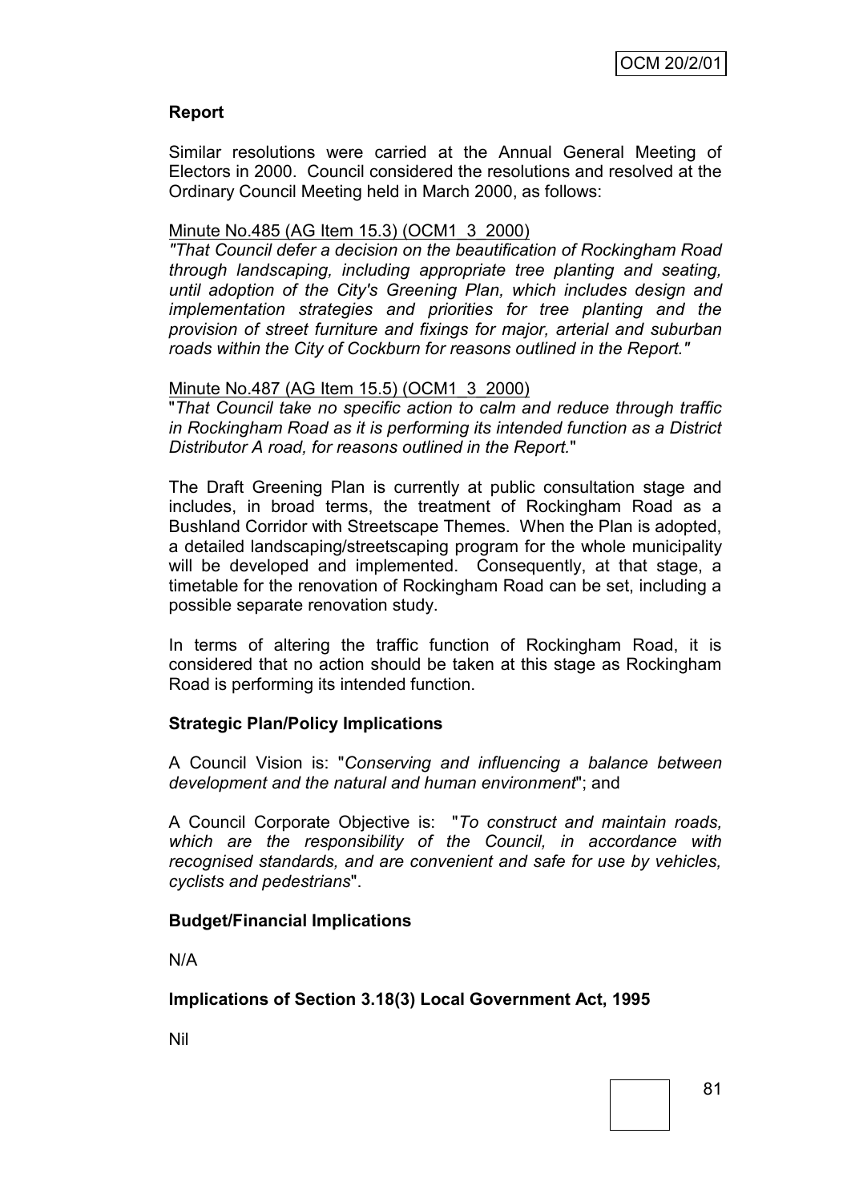**Report**

Similar resolutions were carried at the Annual General Meeting of Electors in 2000. Council considered the resolutions and resolved at the Ordinary Council Meeting held in March 2000, as follows:

Minute No.485 (AG Item 15.3) (OCM1_3_2000)

*"That Council defer a decision on the beautification of Rockingham Road through landscaping, including appropriate tree planting and seating, until adoption of the City's Greening Plan, which includes design and implementation strategies and priorities for tree planting and the provision of street furniture and fixings for major, arterial and suburban roads within the City of Cockburn for reasons outlined in the Report."*

Minute No.487 (AG Item 15.5) (OCM1_3_2000)

"*That Council take no specific action to calm and reduce through traffic in Rockingham Road as it is performing its intended function as a District Distributor A road, for reasons outlined in the Report.*"

The Draft Greening Plan is currently at public consultation stage and includes, in broad terms, the treatment of Rockingham Road as a Bushland Corridor with Streetscape Themes. When the Plan is adopted, a detailed landscaping/streetscaping program for the whole municipality will be developed and implemented. Consequently, at that stage, a timetable for the renovation of Rockingham Road can be set, including a possible separate renovation study.

In terms of altering the traffic function of Rockingham Road, it is considered that no action should be taken at this stage as Rockingham Road is performing its intended function.

**Strategic Plan/Policy Implications**

A Council Vision is: "*Conserving and influencing a balance between development and the natural and human environment*"; and

A Council Corporate Objective is: "*To construct and maintain roads, which are the responsibility of the Council, in accordance with recognised standards, and are convenient and safe for use by vehicles, cyclists and pedestrians*".

**Budget/Financial Implications**

N/A

**Implications of Section 3.18(3) Local Government Act, 1995**

Nil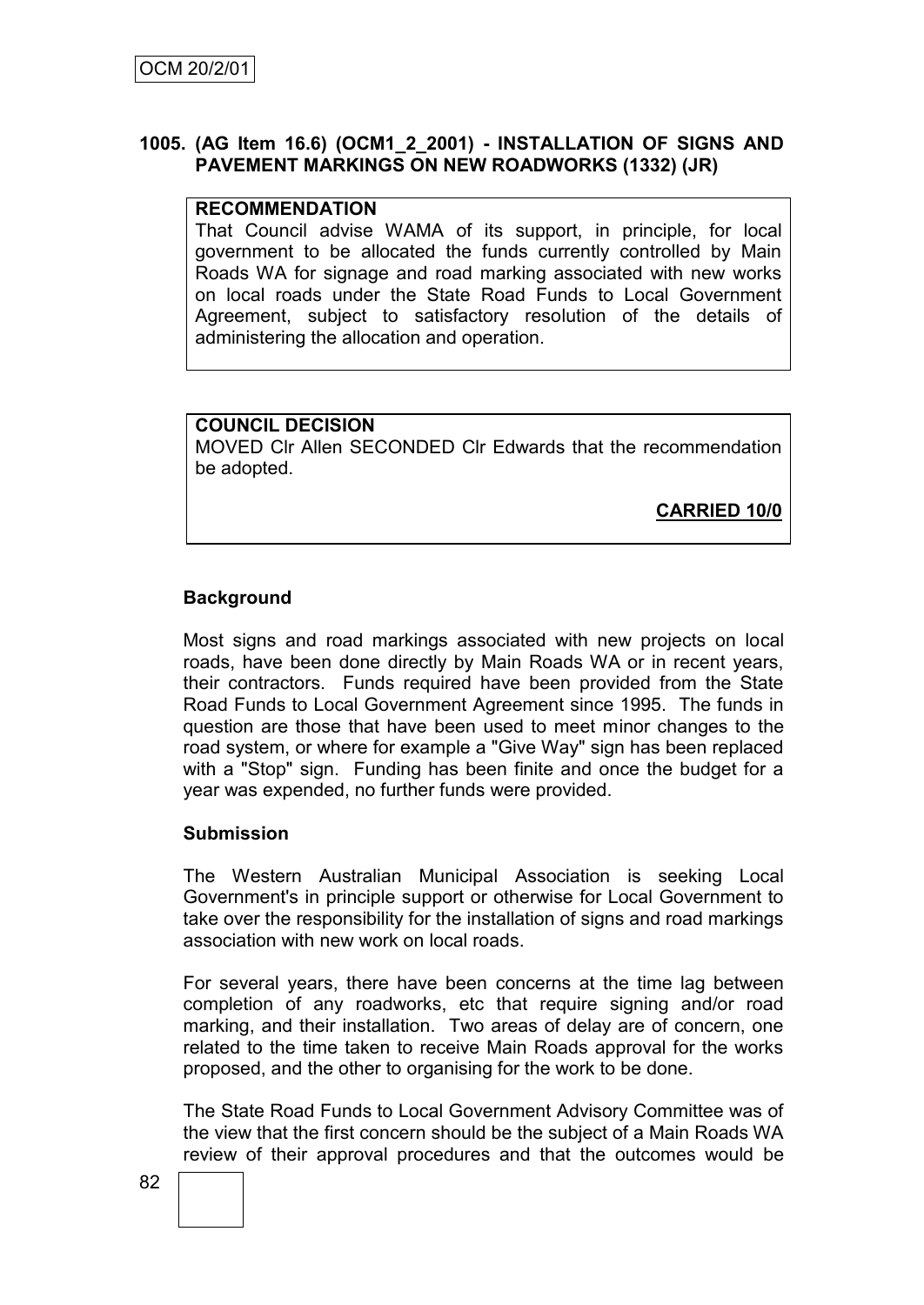**1005. (AG Item 16.6) (OCM1_2_2001) - INSTALLATION OF SIGNS AND PAVEMENT MARKINGS ON NEW ROADWORKS (1332) (JR)**

**RECOMMENDATION**

That Council advise WAMA of its support, in principle, for local government to be allocated the funds currently controlled by Main Roads WA for signage and road marking associated with new works on local roads under the State Road Funds to Local Government Agreement, subject to satisfactory resolution of the details of administering the allocation and operation.

**COUNCIL DECISION**

MOVED Clr Allen SECONDED Clr Edwards that the recommendation be adopted.

**CARRIED 10/0**

**Background**

Most signs and road markings associated with new projects on local roads, have been done directly by Main Roads WA or in recent years, their contractors. Funds required have been provided from the State Road Funds to Local Government Agreement since 1995. The funds in question are those that have been used to meet minor changes to the road system, or where for example a "Give Way" sign has been replaced with a "Stop" sign. Funding has been finite and once the budget for a year was expended, no further funds were provided.

**Submission**

The Western Australian Municipal Association is seeking Local Government's in principle support or otherwise for Local Government to take over the responsibility for the installation of signs and road markings association with new work on local roads.

For several years, there have been concerns at the time lag between completion of any roadworks, etc that require signing and/or road marking, and their installation. Two areas of delay are of concern, one related to the time taken to receive Main Roads approval for the works proposed, and the other to organising for the work to be done.

The State Road Funds to Local Government Advisory Committee was of the view that the first concern should be the subject of a Main Roads WA review of their approval procedures and that the outcomes would be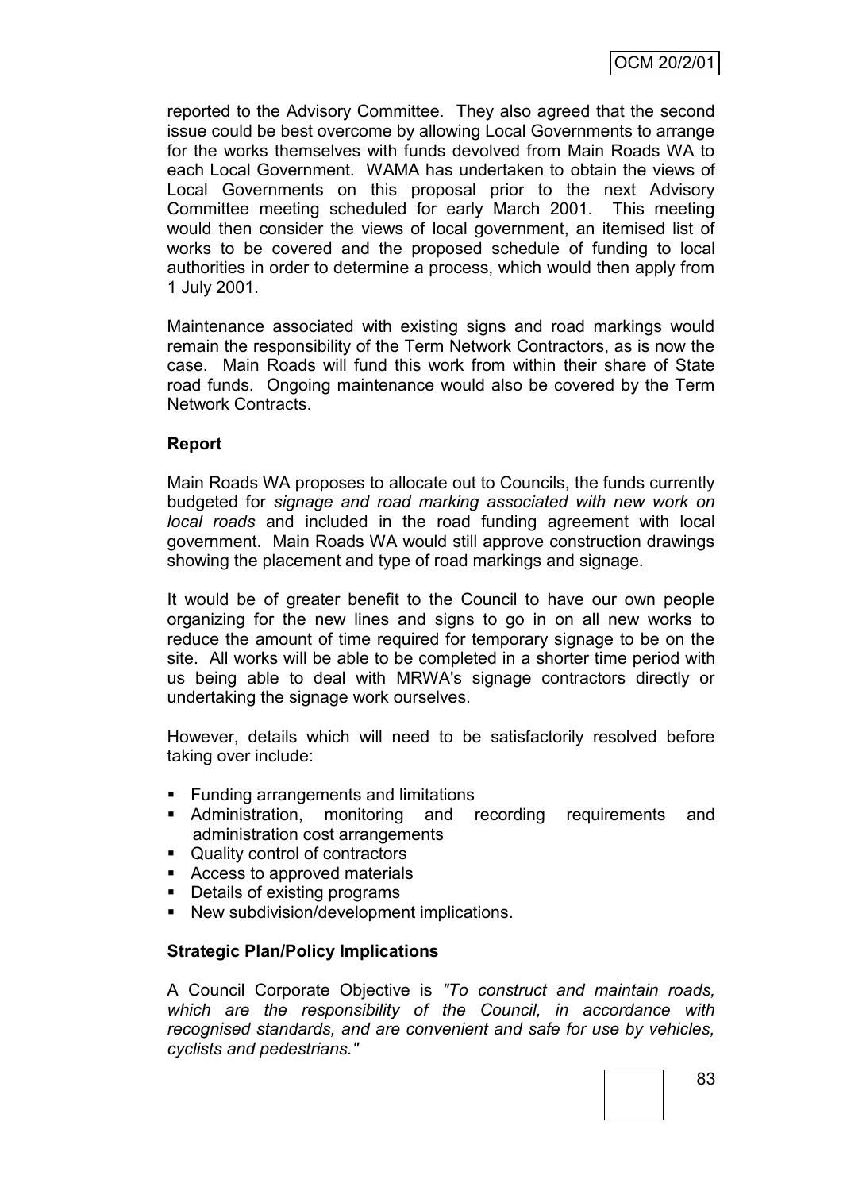reported to the Advisory Committee. They also agreed that the second issue could be best overcome by allowing Local Governments to arrange for the works themselves with funds devolved from Main Roads WA to each Local Government. WAMA has undertaken to obtain the views of Local Governments on this proposal prior to the next Advisory Committee meeting scheduled for early March 2001. This meeting would then consider the views of local government, an itemised list of works to be covered and the proposed schedule of funding to local authorities in order to determine a process, which would then apply from 1 July 2001.

Maintenance associated with existing signs and road markings would remain the responsibility of the Term Network Contractors, as is now the case. Main Roads will fund this work from within their share of State road funds. Ongoing maintenance would also be covered by the Term Network Contracts.

**Report**

Main Roads WA proposes to allocate out to Councils, the funds currently budgeted for *signage and road marking associated with new work on local roads* and included in the road funding agreement with local government. Main Roads WA would still approve construction drawings showing the placement and type of road markings and signage.

It would be of greater benefit to the Council to have our own people organizing for the new lines and signs to go in on all new works to reduce the amount of time required for temporary signage to be on the site. All works will be able to be completed in a shorter time period with us being able to deal with MRWA's signage contractors directly or undertaking the signage work ourselves.

However, details which will need to be satisfactorily resolved before taking over include:

- Funding arrangements and limitations
- Administration, monitoring and recording requirements and administration cost arrangements
- Quality control of contractors
- Access to approved materials
- Details of existing programs
- New subdivision/development implications.

**Strategic Plan/Policy Implications**

A Council Corporate Objective is *"To construct and maintain roads, which are the responsibility of the Council, in accordance with recognised standards, and are convenient and safe for use by vehicles, cyclists and pedestrians."*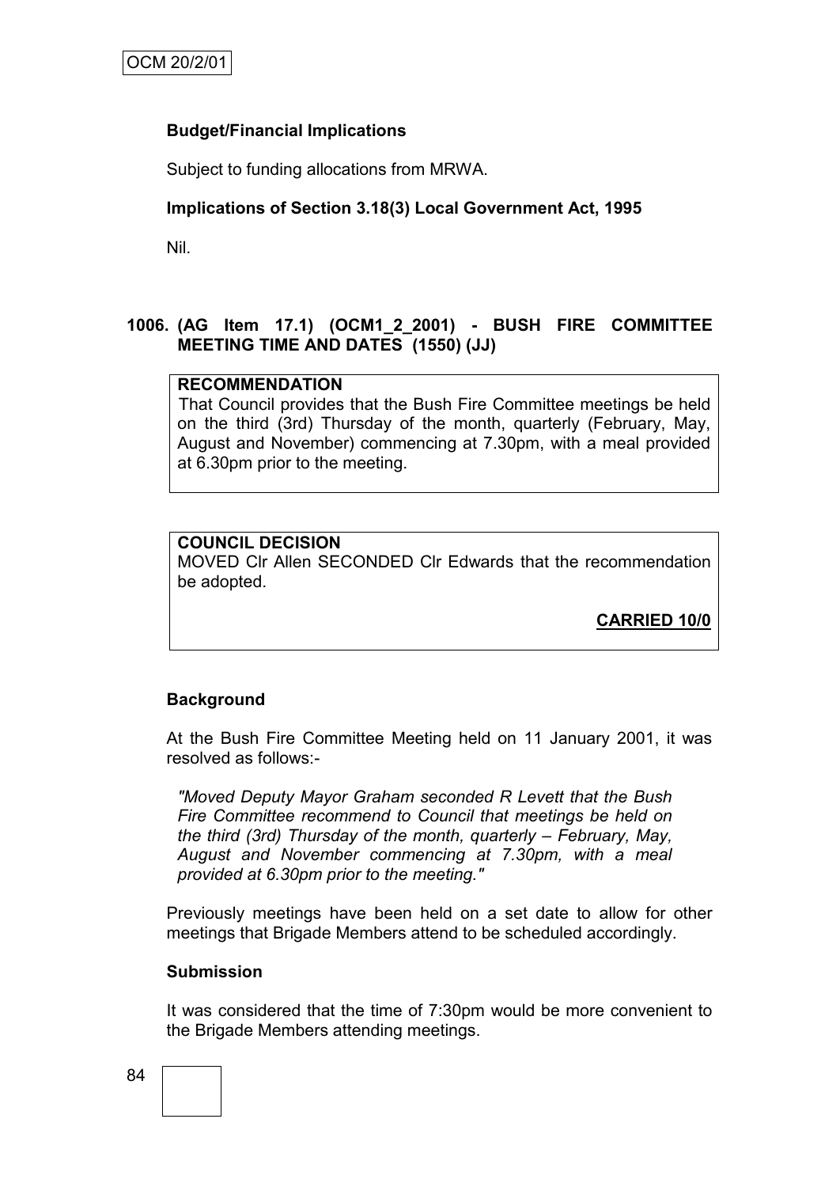**Budget/Financial Implications**

Subject to funding allocations from MRWA.

**Implications of Section 3.18(3) Local Government Act, 1995**

Nil.

## 1006. (AG Item 17.1) (OCM1_2_2001) - BUSH FIRE COMMITTEE MEETING TIME AND DATES (1550) (JJ)

**RECOMMENDATION**

That Council provides that the Bush Fire Committee meetings be held on the third (3rd) Thursday of the month, quarterly (February, May, August and November) commencing at 7.30pm, with a meal provided at 6.30pm prior to the meeting.

**COUNCIL DECISION**

MOVED Clr Allen SECONDED Clr Edwards that the recommendation be adopted.

**CARRIED 10/0**

**Background**

At the Bush Fire Committee Meeting held on 11 January 2001, it was resolved as follows:-

*"Moved Deputy Mayor Graham seconded R Levett that the Bush Fire Committee recommend to Council that meetings be held on the third (3rd) Thursday of the month, quarterly – February, May, August and November commencing at 7.30pm, with a meal provided at 6.30pm prior to the meeting."*

Previously meetings have been held on a set date to allow for other meetings that Brigade Members attend to be scheduled accordingly.

**Submission**

It was considered that the time of 7:30pm would be more convenient to the Brigade Members attending meetings.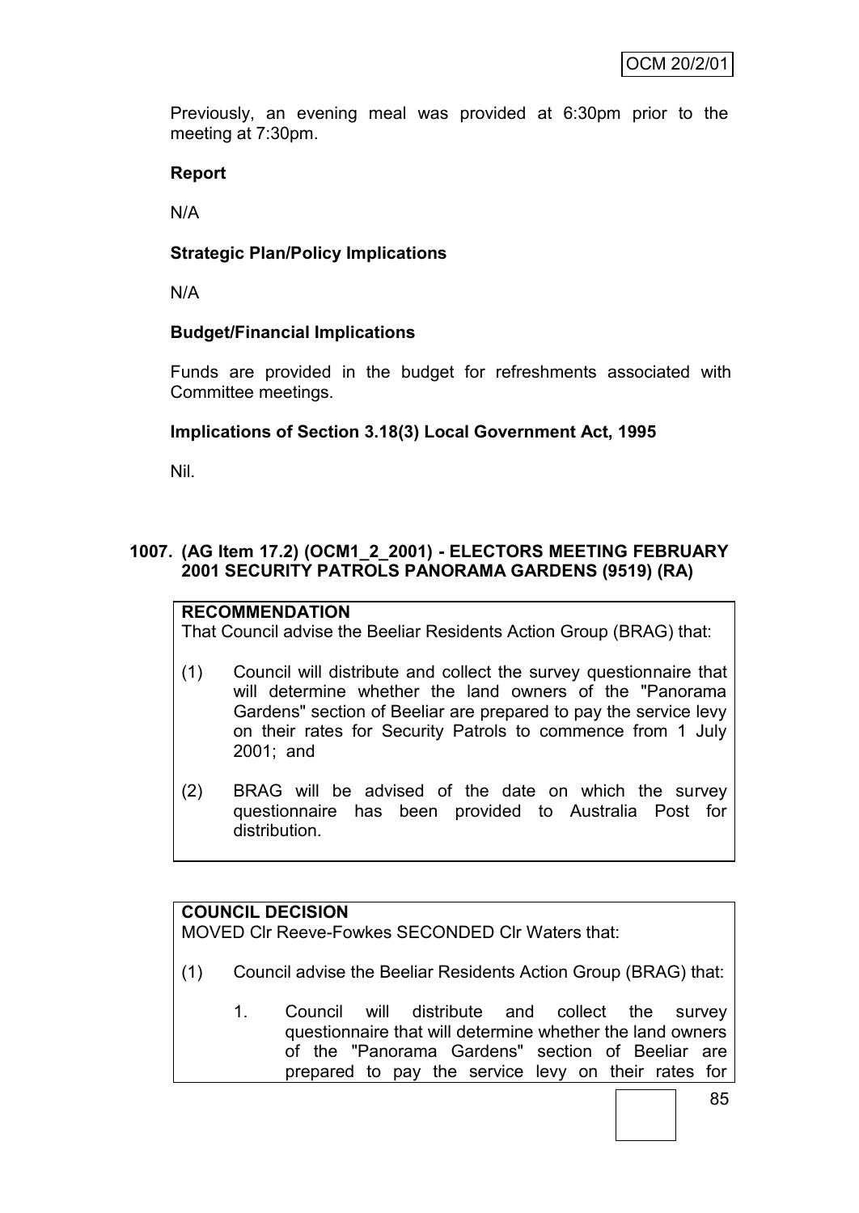Previously, an evening meal was provided at 6:30pm prior to the meeting at 7:30pm.

**Report**

N/A

**Strategic Plan/Policy Implications**

N/A

**Budget/Financial Implications**

Funds are provided in the budget for refreshments associated with Committee meetings.

**Implications of Section 3.18(3) Local Government Act, 1995**

Nil.

### 1007. (AG Item 17.2) (OCM1_2_2001) - ELECTORS MEETING FEBRUARY 2001 SECURITY PATROLS PANORAMA GARDENS (9519) (RA)

**RECOMMENDATION**

That Council advise the Beeliar Residents Action Group (BRAG) that:

(1) Council will distribute and collect the survey questionnaire that will determine whether the land owners of the "Panorama Gardens" section of Beeliar are prepared to pay the service levy on their rates for Security Patrols to commence from 1 July 2001; and

(2) BRAG will be advised of the date on which the survey questionnaire has been provided to Australia Post for distribution.

**COUNCIL DECISION**

MOVED Clr Reeve-Fowkes SECONDED Clr Waters that:

(1) Council advise the Beeliar Residents Action Group (BRAG) that:

1. Council will distribute and collect the survey questionnaire that will determine whether the land owners of the "Panorama Gardens" section of Beeliar are prepared to pay the service levy on their rates for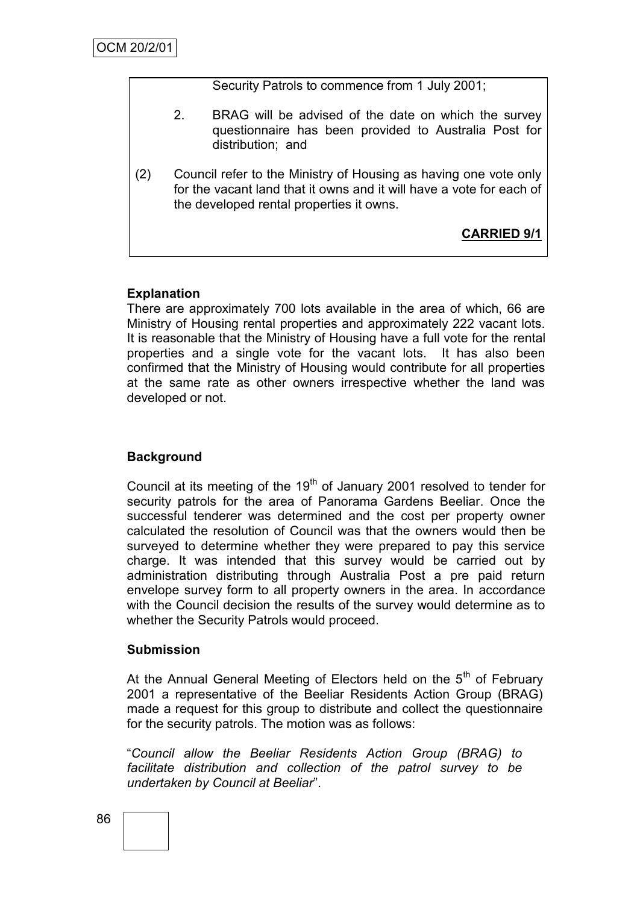Security Patrols to commence from 1 July 2001;

2. BRAG will be advised of the date on which the survey questionnaire has been provided to Australia Post for distribution; and

(2) Council refer to the Ministry of Housing as having one vote only for the vacant land that it owns and it will have a vote for each of the developed rental properties it owns.

**CARRIED 9/1**

**Explanation**

There are approximately 700 lots available in the area of which, 66 are Ministry of Housing rental properties and approximately 222 vacant lots. It is reasonable that the Ministry of Housing have a full vote for the rental properties and a single vote for the vacant lots. It has also been confirmed that the Ministry of Housing would contribute for all properties at the same rate as other owners irrespective whether the land was developed or not.

**Background**

Council at its meeting of the 19th of January 2001 resolved to tender for security patrols for the area of Panorama Gardens Beeliar. Once the successful tenderer was determined and the cost per property owner calculated the resolution of Council was that the owners would then be surveyed to determine whether they were prepared to pay this service charge. It was intended that this survey would be carried out by administration distributing through Australia Post a pre paid return envelope survey form to all property owners in the area. In accordance with the Council decision the results of the survey would determine as to whether the Security Patrols would proceed.

**Submission**

At the Annual General Meeting of Electors held on the 5th of February 2001 a representative of the Beeliar Residents Action Group (BRAG) made a request for this group to distribute and collect the questionnaire for the security patrols. The motion was as follows:

"*Council allow the Beeliar Residents Action Group (BRAG) to facilitate distribution and collection of the patrol survey to be undertaken by Council at Beeliar*".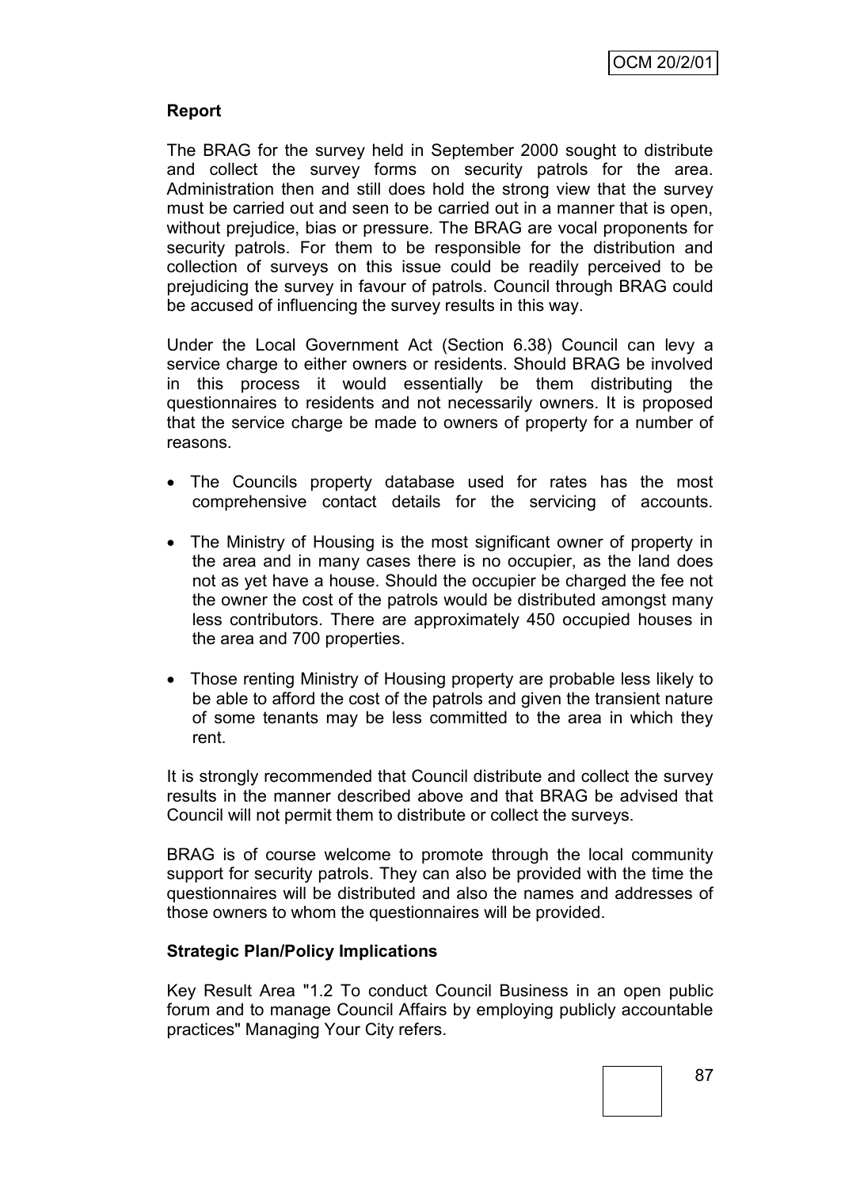**Report**

The BRAG for the survey held in September 2000 sought to distribute and collect the survey forms on security patrols for the area. Administration then and still does hold the strong view that the survey must be carried out and seen to be carried out in a manner that is open, without prejudice, bias or pressure. The BRAG are vocal proponents for security patrols. For them to be responsible for the distribution and collection of surveys on this issue could be readily perceived to be prejudicing the survey in favour of patrols. Council through BRAG could be accused of influencing the survey results in this way.

Under the Local Government Act (Section 6.38) Council can levy a service charge to either owners or residents. Should BRAG be involved in this process it would essentially be them distributing the questionnaires to residents and not necessarily owners. It is proposed that the service charge be made to owners of property for a number of reasons.

- The Councils property database used for rates has the most comprehensive contact details for the servicing of accounts.
- The Ministry of Housing is the most significant owner of property in the area and in many cases there is no occupier, as the land does not as yet have a house. Should the occupier be charged the fee not the owner the cost of the patrols would be distributed amongst many less contributors. There are approximately 450 occupied houses in the area and 700 properties.
- Those renting Ministry of Housing property are probable less likely to be able to afford the cost of the patrols and given the transient nature of some tenants may be less committed to the area in which they rent.

It is strongly recommended that Council distribute and collect the survey results in the manner described above and that BRAG be advised that Council will not permit them to distribute or collect the surveys.

BRAG is of course welcome to promote through the local community support for security patrols. They can also be provided with the time the questionnaires will be distributed and also the names and addresses of those owners to whom the questionnaires will be provided.

**Strategic Plan/Policy Implications**

Key Result Area "1.2 To conduct Council Business in an open public forum and to manage Council Affairs by employing publicly accountable practices" Managing Your City refers.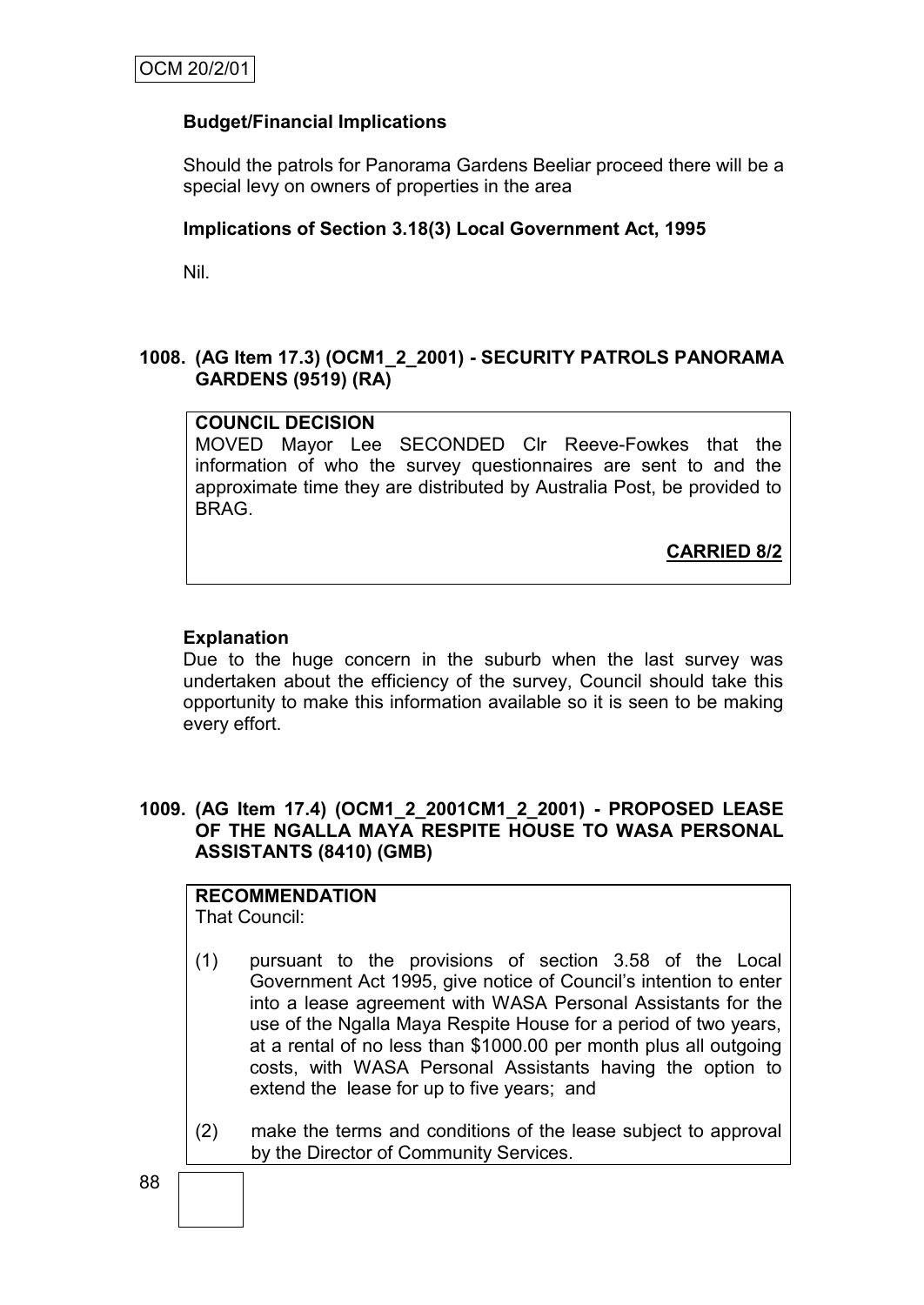### Budget/Financial Implications

Should the patrols for Panorama Gardens Beeliar proceed there will be a special levy on owners of properties in the area

### Implications of Section 3.18(3) Local Government Act, 1995

Nil.

## 1008. (AG Item 17.3) (OCM1_2_2001) - SECURITY PATROLS PANORAMA GARDENS (9519) (RA)

**COUNCIL DECISION**

MOVED Mayor Lee SECONDED Clr Reeve-Fowkes that the information of who the survey questionnaires are sent to and the approximate time they are distributed by Australia Post, be provided to BRAG.

**CARRIED 8/2**

### Explanation

Due to the huge concern in the suburb when the last survey was undertaken about the efficiency of the survey, Council should take this opportunity to make this information available so it is seen to be making every effort.

## 1009. (AG Item 17.4) (OCM1_2_2001CM1_2_2001) - PROPOSED LEASE OF THE NGALLA MAYA RESPITE HOUSE TO WASA PERSONAL ASSISTANTS (8410) (GMB)

**RECOMMENDATION**

That Council:

(1) pursuant to the provisions of section 3.58 of the Local Government Act 1995, give notice of Council's intention to enter into a lease agreement with WASA Personal Assistants for the use of the Ngalla Maya Respite House for a period of two years, at a rental of no less than $1000.00 per month plus all outgoing costs, with WASA Personal Assistants having the option to extend the lease for up to five years; and

(2) make the terms and conditions of the lease subject to approval by the Director of Community Services.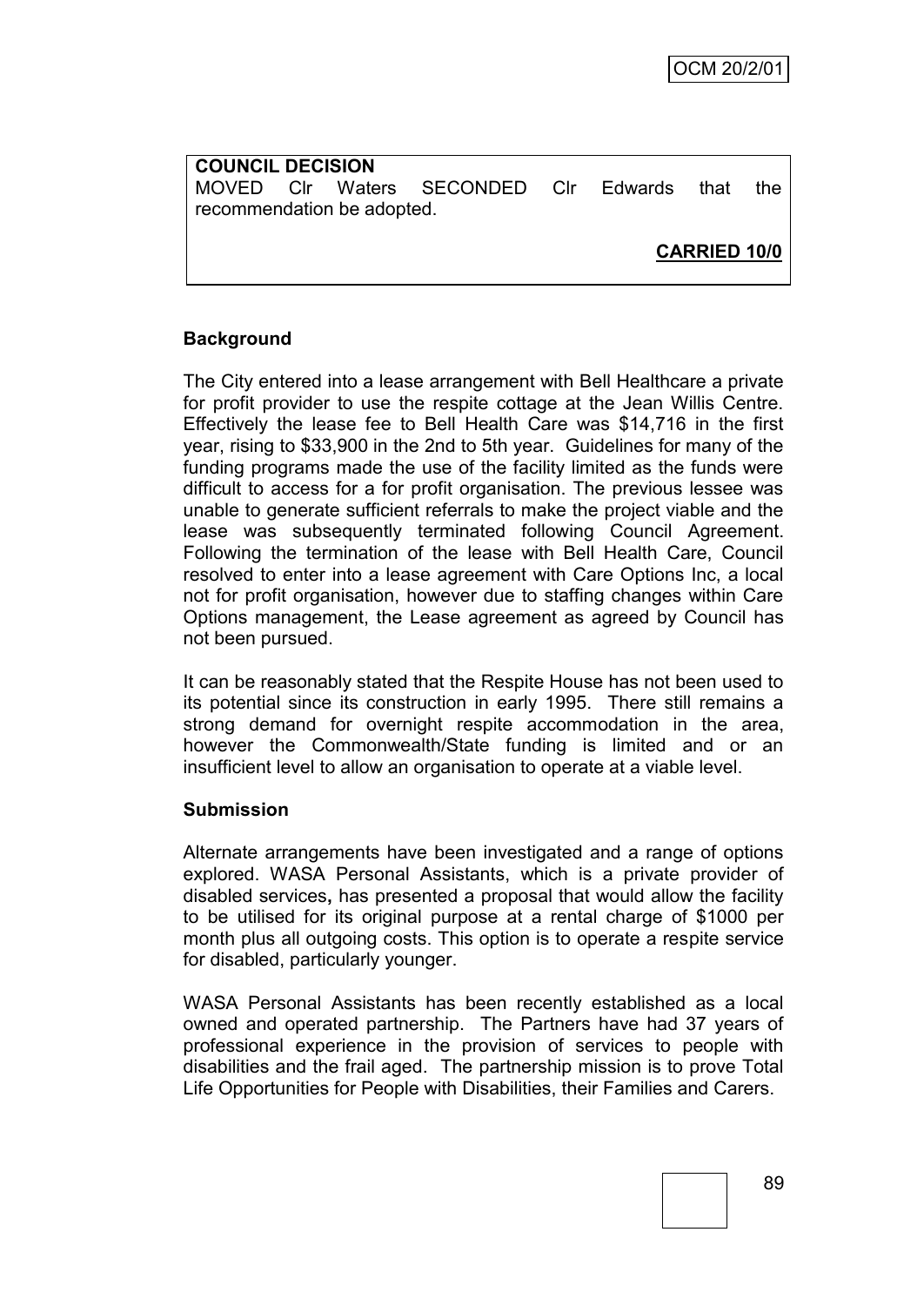**COUNCIL DECISION**

MOVED Clr Waters SECONDED Clr Edwards that the recommendation be adopted.

**CARRIED 10/0**

**Background**

The City entered into a lease arrangement with Bell Healthcare a private for profit provider to use the respite cottage at the Jean Willis Centre. Effectively the lease fee to Bell Health Care was $14,716 in the first year, rising to $33,900 in the 2nd to 5th year. Guidelines for many of the funding programs made the use of the facility limited as the funds were difficult to access for a for profit organisation. The previous lessee was unable to generate sufficient referrals to make the project viable and the lease was subsequently terminated following Council Agreement. Following the termination of the lease with Bell Health Care, Council resolved to enter into a lease agreement with Care Options Inc, a local not for profit organisation, however due to staffing changes within Care Options management, the Lease agreement as agreed by Council has not been pursued.

It can be reasonably stated that the Respite House has not been used to its potential since its construction in early 1995. There still remains a strong demand for overnight respite accommodation in the area, however the Commonwealth/State funding is limited and or an insufficient level to allow an organisation to operate at a viable level.

**Submission**

Alternate arrangements have been investigated and a range of options explored. WASA Personal Assistants, which is a private provider of disabled services**,** has presented a proposal that would allow the facility to be utilised for its original purpose at a rental charge of $1000 per month plus all outgoing costs. This option is to operate a respite service for disabled, particularly younger.

WASA Personal Assistants has been recently established as a local owned and operated partnership. The Partners have had 37 years of professional experience in the provision of services to people with disabilities and the frail aged. The partnership mission is to prove Total Life Opportunities for People with Disabilities, their Families and Carers.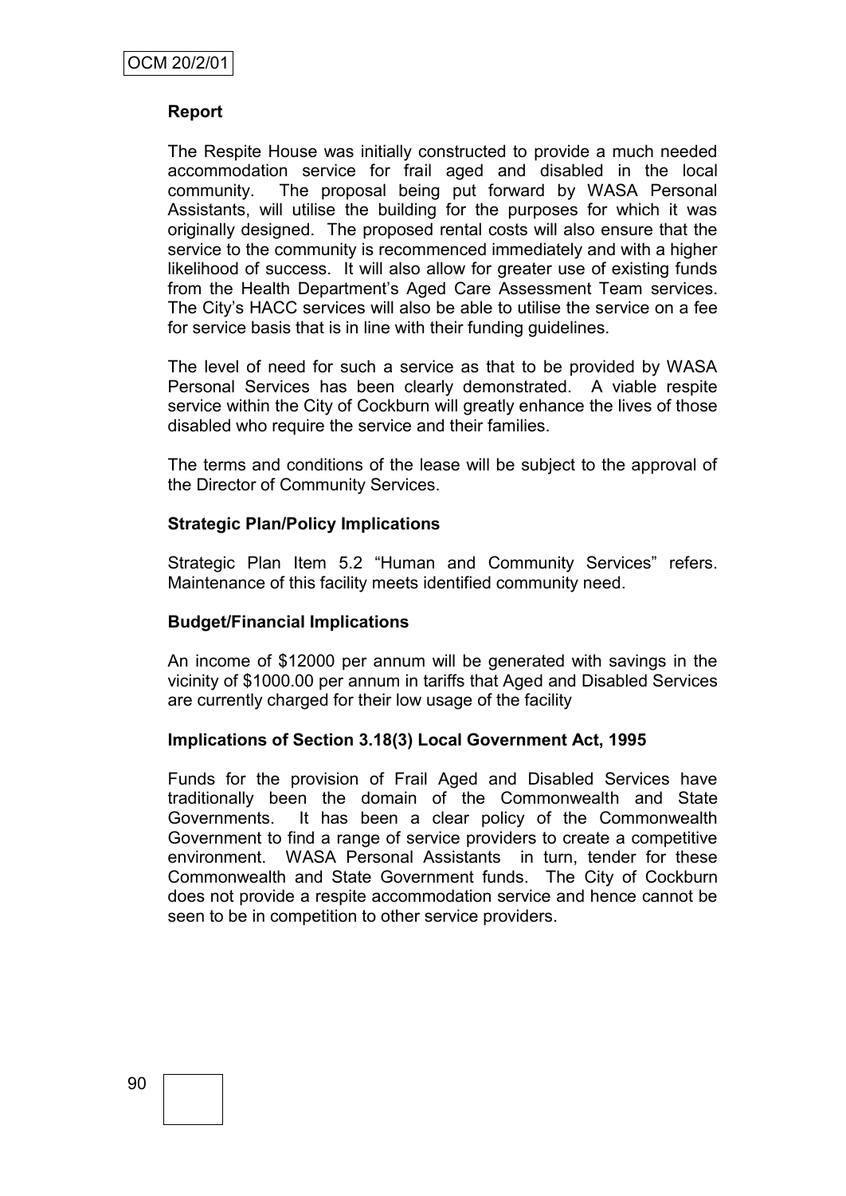OCM 20/2/01

**Report**

The Respite House was initially constructed to provide a much needed accommodation service for frail aged and disabled in the local community. The proposal being put forward by WASA Personal Assistants, will utilise the building for the purposes for which it was originally designed. The proposed rental costs will also ensure that the service to the community is recommenced immediately and with a higher likelihood of success. It will also allow for greater use of existing funds from the Health Department's Aged Care Assessment Team services. The City's HACC services will also be able to utilise the service on a fee for service basis that is in line with their funding guidelines.

The level of need for such a service as that to be provided by WASA Personal Services has been clearly demonstrated. A viable respite service within the City of Cockburn will greatly enhance the lives of those disabled who require the service and their families.

The terms and conditions of the lease will be subject to the approval of the Director of Community Services.

**Strategic Plan/Policy Implications**

Strategic Plan Item 5.2 "Human and Community Services" refers. Maintenance of this facility meets identified community need.

**Budget/Financial Implications**

An income of $12000 per annum will be generated with savings in the vicinity of $1000.00 per annum in tariffs that Aged and Disabled Services are currently charged for their low usage of the facility

**Implications of Section 3.18(3) Local Government Act, 1995**

Funds for the provision of Frail Aged and Disabled Services have traditionally been the domain of the Commonwealth and State Governments. It has been a clear policy of the Commonwealth Government to find a range of service providers to create a competitive environment. WASA Personal Assistants in turn, tender for these Commonwealth and State Government funds. The City of Cockburn does not provide a respite accommodation service and hence cannot be seen to be in competition to other service providers.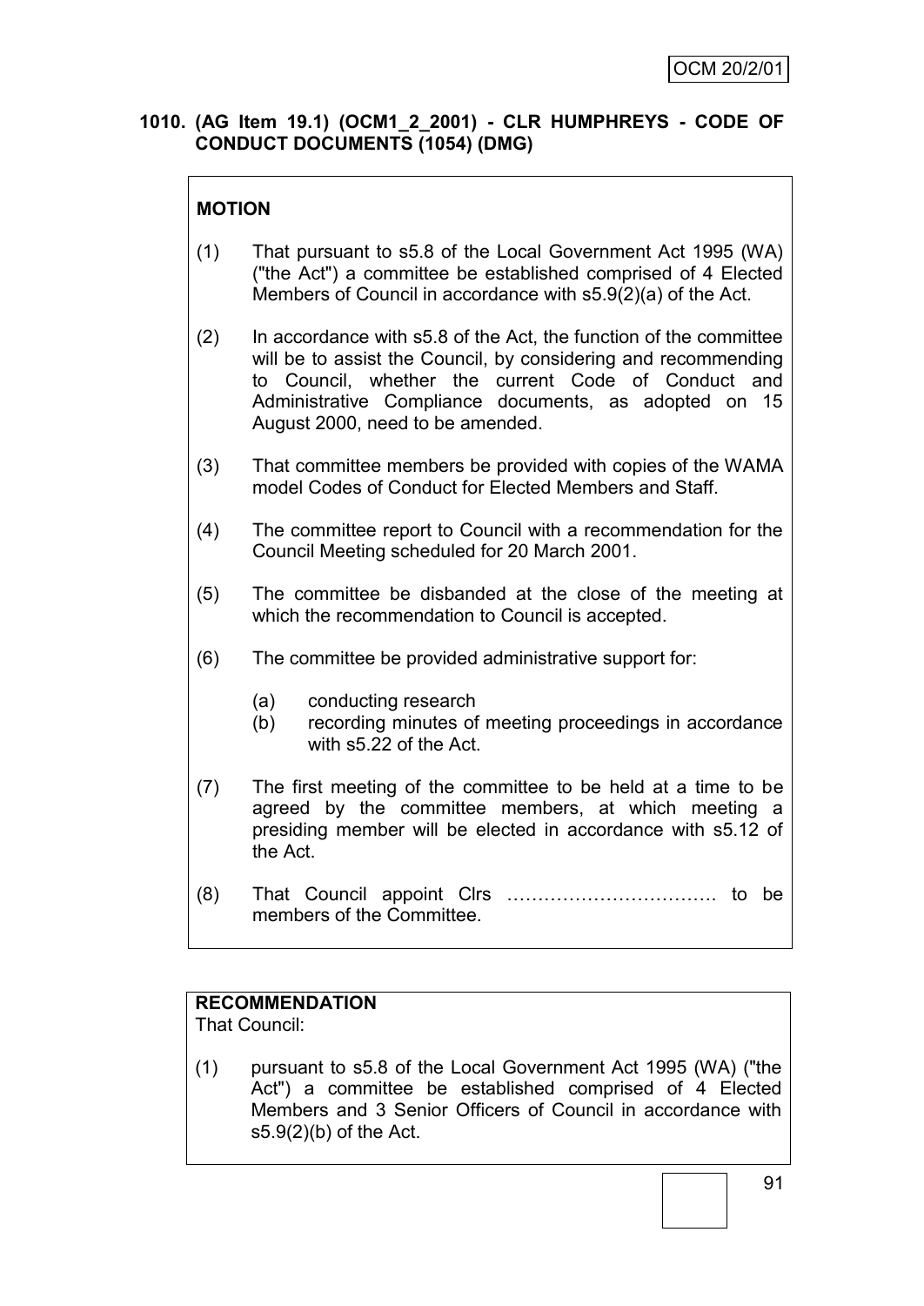**1010. (AG Item 19.1) (OCM1_2_2001) - CLR HUMPHREYS - CODE OF CONDUCT DOCUMENTS (1054) (DMG)**

**MOTION**

(1) That pursuant to s5.8 of the Local Government Act 1995 (WA) ("the Act") a committee be established comprised of 4 Elected Members of Council in accordance with s5.9(2)(a) of the Act.

(2) In accordance with s5.8 of the Act, the function of the committee will be to assist the Council, by considering and recommending to Council, whether the current Code of Conduct and Administrative Compliance documents, as adopted on 15 August 2000, need to be amended.

(3) That committee members be provided with copies of the WAMA model Codes of Conduct for Elected Members and Staff.

(4) The committee report to Council with a recommendation for the Council Meeting scheduled for 20 March 2001.

(5) The committee be disbanded at the close of the meeting at which the recommendation to Council is accepted.

(6) The committee be provided administrative support for:

   (a) conducting research
   (b) recording minutes of meeting proceedings in accordance with s5.22 of the Act.

(7) The first meeting of the committee to be held at a time to be agreed by the committee members, at which meeting a presiding member will be elected in accordance with s5.12 of the Act.

(8) That Council appoint Clrs ……………………………. to be members of the Committee.

**RECOMMENDATION**

That Council:

(1) pursuant to s5.8 of the Local Government Act 1995 (WA) ("the Act") a committee be established comprised of 4 Elected Members and 3 Senior Officers of Council in accordance with s5.9(2)(b) of the Act.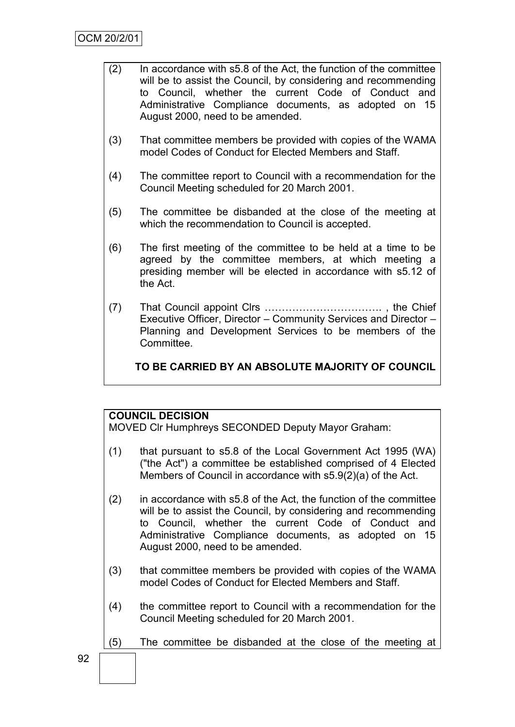(2) In accordance with s5.8 of the Act, the function of the committee will be to assist the Council, by considering and recommending to Council, whether the current Code of Conduct and Administrative Compliance documents, as adopted on 15 August 2000, need to be amended.

(3) That committee members be provided with copies of the WAMA model Codes of Conduct for Elected Members and Staff.

(4) The committee report to Council with a recommendation for the Council Meeting scheduled for 20 March 2001.

(5) The committee be disbanded at the close of the meeting at which the recommendation to Council is accepted.

(6) The first meeting of the committee to be held at a time to be agreed by the committee members, at which meeting a presiding member will be elected in accordance with s5.12 of the Act.

(7) That Council appoint Clrs ……………………………. , the Chief Executive Officer, Director – Community Services and Director – Planning and Development Services to be members of the Committee.

**TO BE CARRIED BY AN ABSOLUTE MAJORITY OF COUNCIL**

**COUNCIL DECISION**

MOVED Clr Humphreys SECONDED Deputy Mayor Graham:

(1) that pursuant to s5.8 of the Local Government Act 1995 (WA) ("the Act") a committee be established comprised of 4 Elected Members of Council in accordance with s5.9(2)(a) of the Act.

(2) in accordance with s5.8 of the Act, the function of the committee will be to assist the Council, by considering and recommending to Council, whether the current Code of Conduct and Administrative Compliance documents, as adopted on 15 August 2000, need to be amended.

(3) that committee members be provided with copies of the WAMA model Codes of Conduct for Elected Members and Staff.

(4) the committee report to Council with a recommendation for the Council Meeting scheduled for 20 March 2001.

(5) The committee be disbanded at the close of the meeting at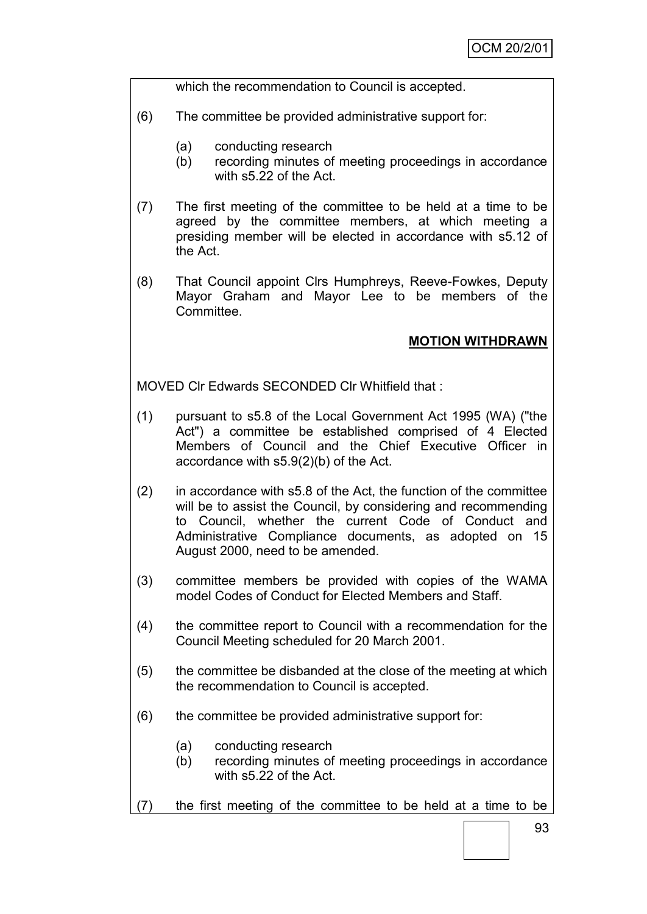which the recommendation to Council is accepted.

(6) The committee be provided administrative support for:

  (a) conducting research
  (b) recording minutes of meeting proceedings in accordance with s5.22 of the Act.

(7) The first meeting of the committee to be held at a time to be agreed by the committee members, at which meeting a presiding member will be elected in accordance with s5.12 of the Act.

(8) That Council appoint Clrs Humphreys, Reeve-Fowkes, Deputy Mayor Graham and Mayor Lee to be members of the Committee.

**MOTION WITHDRAWN**

MOVED Clr Edwards SECONDED Clr Whitfield that :

(1) pursuant to s5.8 of the Local Government Act 1995 (WA) ("the Act") a committee be established comprised of 4 Elected Members of Council and the Chief Executive Officer in accordance with s5.9(2)(b) of the Act.

(2) in accordance with s5.8 of the Act, the function of the committee will be to assist the Council, by considering and recommending to Council, whether the current Code of Conduct and Administrative Compliance documents, as adopted on 15 August 2000, need to be amended.

(3) committee members be provided with copies of the WAMA model Codes of Conduct for Elected Members and Staff.

(4) the committee report to Council with a recommendation for the Council Meeting scheduled for 20 March 2001.

(5) the committee be disbanded at the close of the meeting at which the recommendation to Council is accepted.

(6) the committee be provided administrative support for:

  (a) conducting research
  (b) recording minutes of meeting proceedings in accordance with s5.22 of the Act.

(7) the first meeting of the committee to be held at a time to be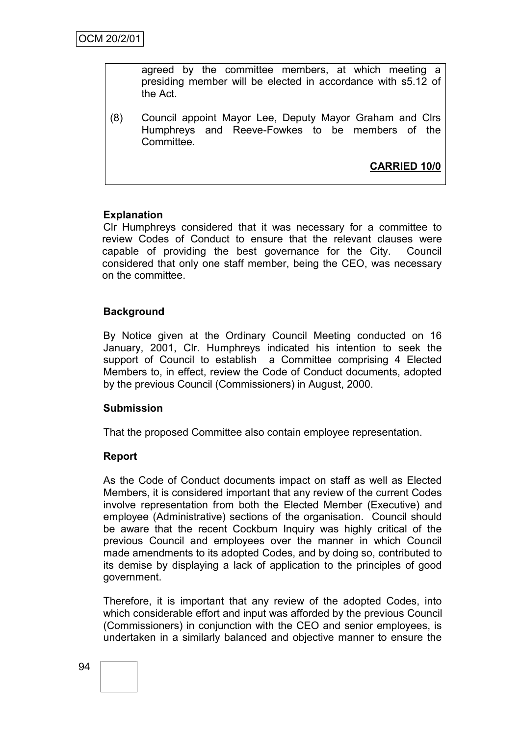agreed by the committee members, at which meeting a presiding member will be elected in accordance with s5.12 of the Act.

(8) Council appoint Mayor Lee, Deputy Mayor Graham and Clrs Humphreys and Reeve-Fowkes to be members of the Committee.

**CARRIED 10/0**

**Explanation**

Clr Humphreys considered that it was necessary for a committee to review Codes of Conduct to ensure that the relevant clauses were capable of providing the best governance for the City. Council considered that only one staff member, being the CEO, was necessary on the committee.

**Background**

By Notice given at the Ordinary Council Meeting conducted on 16 January, 2001, Clr. Humphreys indicated his intention to seek the support of Council to establish a Committee comprising 4 Elected Members to, in effect, review the Code of Conduct documents, adopted by the previous Council (Commissioners) in August, 2000.

**Submission**

That the proposed Committee also contain employee representation.

**Report**

As the Code of Conduct documents impact on staff as well as Elected Members, it is considered important that any review of the current Codes involve representation from both the Elected Member (Executive) and employee (Administrative) sections of the organisation. Council should be aware that the recent Cockburn Inquiry was highly critical of the previous Council and employees over the manner in which Council made amendments to its adopted Codes, and by doing so, contributed to its demise by displaying a lack of application to the principles of good government.

Therefore, it is important that any review of the adopted Codes, into which considerable effort and input was afforded by the previous Council (Commissioners) in conjunction with the CEO and senior employees, is undertaken in a similarly balanced and objective manner to ensure the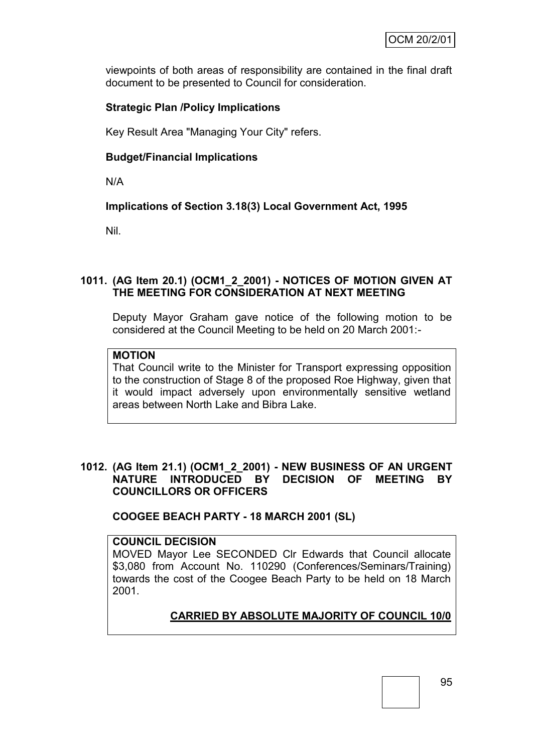viewpoints of both areas of responsibility are contained in the final draft document to be presented to Council for consideration.

**Strategic Plan /Policy Implications**

Key Result Area "Managing Your City" refers.

**Budget/Financial Implications**

N/A

**Implications of Section 3.18(3) Local Government Act, 1995**

Nil.

## 1011. (AG Item 20.1) (OCM1_2_2001) - NOTICES OF MOTION GIVEN AT THE MEETING FOR CONSIDERATION AT NEXT MEETING

Deputy Mayor Graham gave notice of the following motion to be considered at the Council Meeting to be held on 20 March 2001:-

**MOTION**

That Council write to the Minister for Transport expressing opposition to the construction of Stage 8 of the proposed Roe Highway, given that it would impact adversely upon environmentally sensitive wetland areas between North Lake and Bibra Lake.

## 1012. (AG Item 21.1) (OCM1_2_2001) - NEW BUSINESS OF AN URGENT NATURE INTRODUCED BY DECISION OF MEETING BY COUNCILLORS OR OFFICERS

**COOGEE BEACH PARTY - 18 MARCH 2001 (SL)**

**COUNCIL DECISION**

MOVED Mayor Lee SECONDED Clr Edwards that Council allocate $3,080 from Account No. 110290 (Conferences/Seminars/Training) towards the cost of the Coogee Beach Party to be held on 18 March 2001.

**CARRIED BY ABSOLUTE MAJORITY OF COUNCIL 10/0**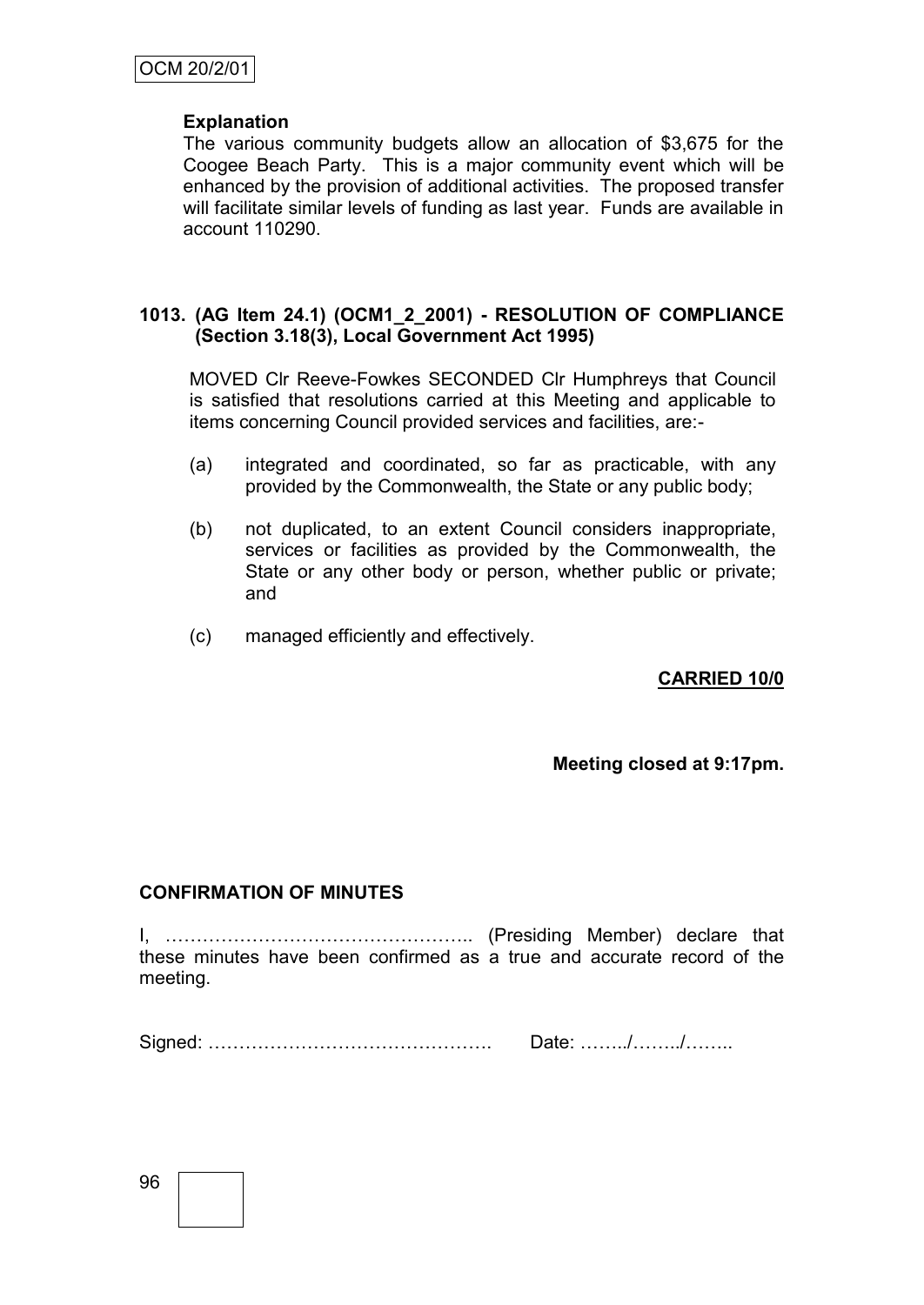**Explanation**

The various community budgets allow an allocation of $3,675 for the Coogee Beach Party. This is a major community event which will be enhanced by the provision of additional activities. The proposed transfer will facilitate similar levels of funding as last year. Funds are available in account 110290.

**1013. (AG Item 24.1) (OCM1_2_2001) - RESOLUTION OF COMPLIANCE (Section 3.18(3), Local Government Act 1995)**

MOVED Clr Reeve-Fowkes SECONDED Clr Humphreys that Council is satisfied that resolutions carried at this Meeting and applicable to items concerning Council provided services and facilities, are:-

(a) integrated and coordinated, so far as practicable, with any provided by the Commonwealth, the State or any public body;

(b) not duplicated, to an extent Council considers inappropriate, services or facilities as provided by the Commonwealth, the State or any other body or person, whether public or private; and

(c) managed efficiently and effectively.

**CARRIED 10/0**

**Meeting closed at 9:17pm.**

**CONFIRMATION OF MINUTES**

I, ………………………………………….. (Presiding Member) declare that these minutes have been confirmed as a true and accurate record of the meeting.

Signed: ………………………………………. Date: ……../……../……..